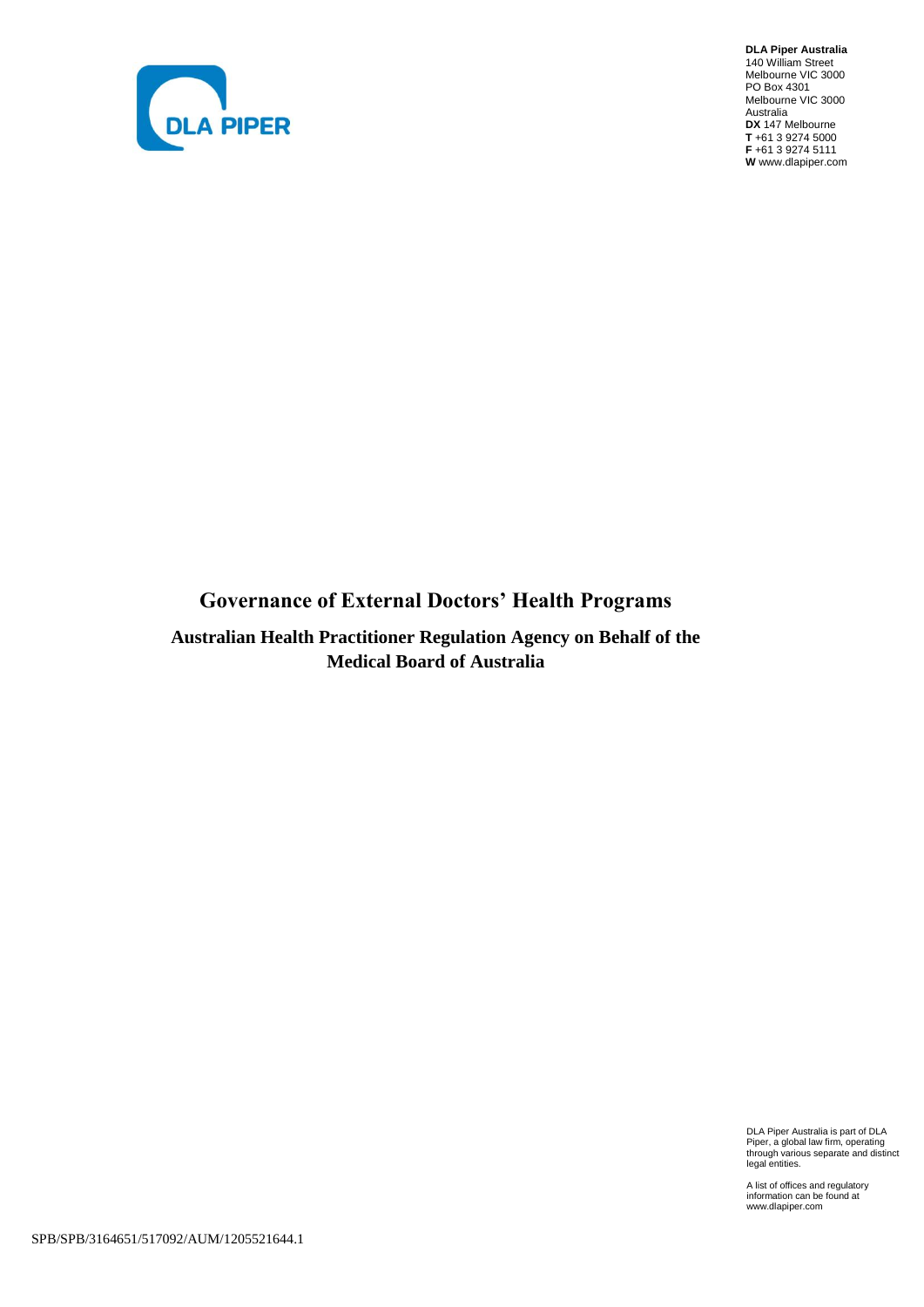**DLA Piper Australia**
140 William Street
Melbourne VIC 3000
PO Box 4301
Melbourne VIC 3000
Australia
**DX** 147 Melbourne
**T** +61 3 9274 5000
**F** +61 3 9274 5111
**W** www.dlapiper.com

# Governance of External Doctors' Health Programs

## Australian Health Practitioner Regulation Agency on Behalf of the Medical Board of Australia

DLA Piper Australia is part of DLA Piper, a global law firm, operating through various separate and distinct legal entities.

A list of offices and regulatory information can be found at www.dlapiper.com

SPB/SPB/3164651/517092/AUM/1205521644.1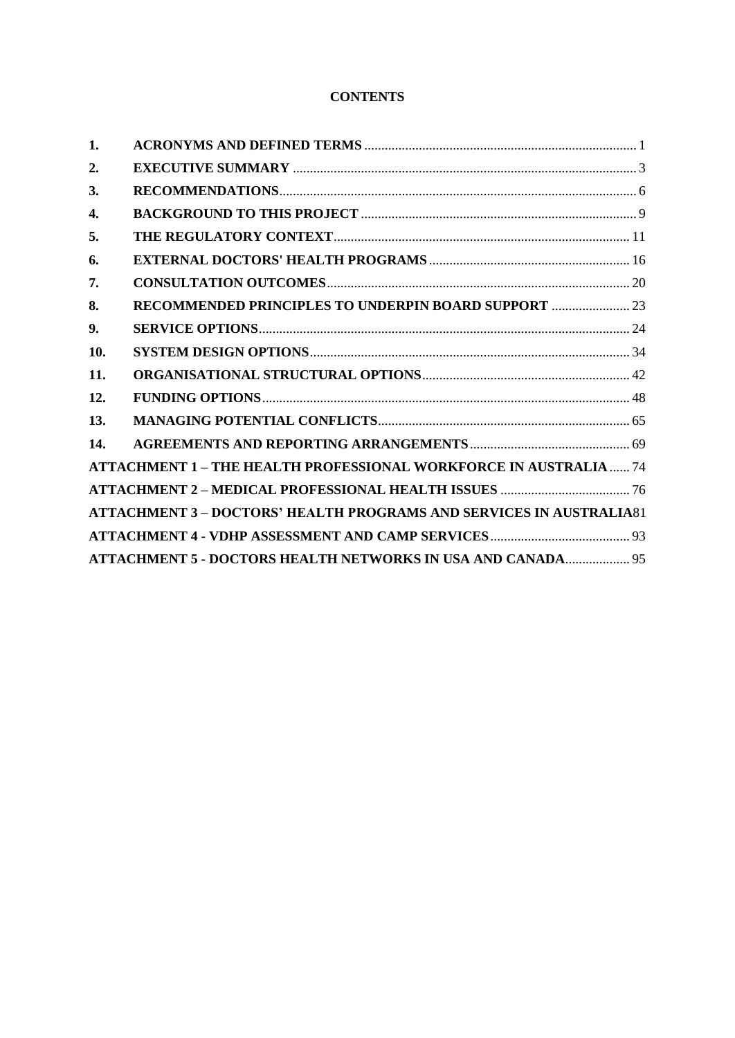# CONTENTS

| | | |
|---|---|---|
| **1.** | **ACRONYMS AND DEFINED TERMS** | 1 |
| **2.** | **EXECUTIVE SUMMARY** | 3 |
| **3.** | **RECOMMENDATIONS** | 6 |
| **4.** | **BACKGROUND TO THIS PROJECT** | 9 |
| **5.** | **THE REGULATORY CONTEXT** | 11 |
| **6.** | **EXTERNAL DOCTORS' HEALTH PROGRAMS** | 16 |
| **7.** | **CONSULTATION OUTCOMES** | 20 |
| **8.** | **RECOMMENDED PRINCIPLES TO UNDERPIN BOARD SUPPORT** | 23 |
| **9.** | **SERVICE OPTIONS** | 24 |
| **10.** | **SYSTEM DESIGN OPTIONS** | 34 |
| **11.** | **ORGANISATIONAL STRUCTURAL OPTIONS** | 42 |
| **12.** | **FUNDING OPTIONS** | 48 |
| **13.** | **MANAGING POTENTIAL CONFLICTS** | 65 |
| **14.** | **AGREEMENTS AND REPORTING ARRANGEMENTS** | 69 |
| | **ATTACHMENT 1 – THE HEALTH PROFESSIONAL WORKFORCE IN AUSTRALIA** | 74 |
| | **ATTACHMENT 2 – MEDICAL PROFESSIONAL HEALTH ISSUES** | 76 |
| | **ATTACHMENT 3 – DOCTORS' HEALTH PROGRAMS AND SERVICES IN AUSTRALIA** | 81 |
| | **ATTACHMENT 4 - VDHP ASSESSMENT AND CAMP SERVICES** | 93 |
| | **ATTACHMENT 5 - DOCTORS HEALTH NETWORKS IN USA AND CANADA** | 95 |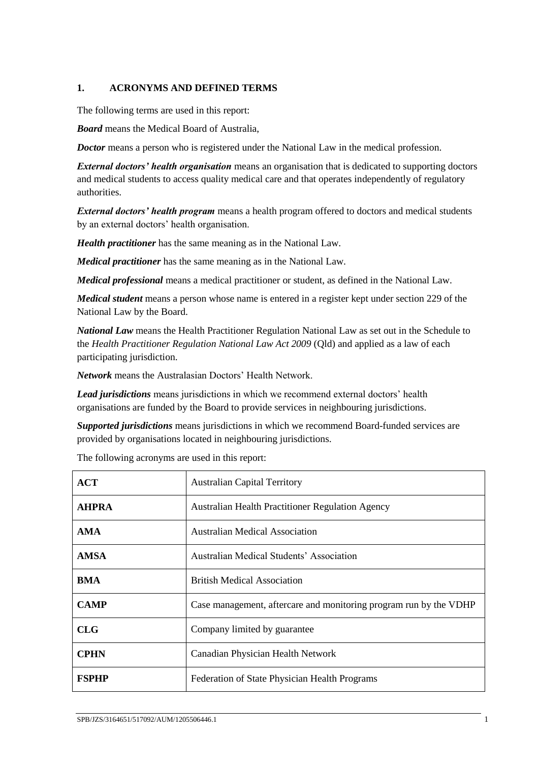## 1. ACRONYMS AND DEFINED TERMS

The following terms are used in this report:

***Board*** means the Medical Board of Australia,

***Doctor*** means a person who is registered under the National Law in the medical profession.

***External doctors' health organisation*** means an organisation that is dedicated to supporting doctors and medical students to access quality medical care and that operates independently of regulatory authorities.

***External doctors' health program*** means a health program offered to doctors and medical students by an external doctors' health organisation.

***Health practitioner*** has the same meaning as in the National Law.

***Medical practitioner*** has the same meaning as in the National Law.

***Medical professional*** means a medical practitioner or student, as defined in the National Law.

***Medical student*** means a person whose name is entered in a register kept under section 229 of the National Law by the Board.

***National Law*** means the Health Practitioner Regulation National Law as set out in the Schedule to the *Health Practitioner Regulation National Law Act 2009* (Qld) and applied as a law of each participating jurisdiction.

***Network*** means the Australasian Doctors' Health Network.

***Lead jurisdictions*** means jurisdictions in which we recommend external doctors' health organisations are funded by the Board to provide services in neighbouring jurisdictions.

***Supported jurisdictions*** means jurisdictions in which we recommend Board-funded services are provided by organisations located in neighbouring jurisdictions.

The following acronyms are used in this report:

| | |
|---|---|
| **ACT** | Australian Capital Territory |
| **AHPRA** | Australian Health Practitioner Regulation Agency |
| **AMA** | Australian Medical Association |
| **AMSA** | Australian Medical Students' Association |
| **BMA** | British Medical Association |
| **CAMP** | Case management, aftercare and monitoring program run by the VDHP |
| **CLG** | Company limited by guarantee |
| **CPHN** | Canadian Physician Health Network |
| **FSPHP** | Federation of State Physician Health Programs |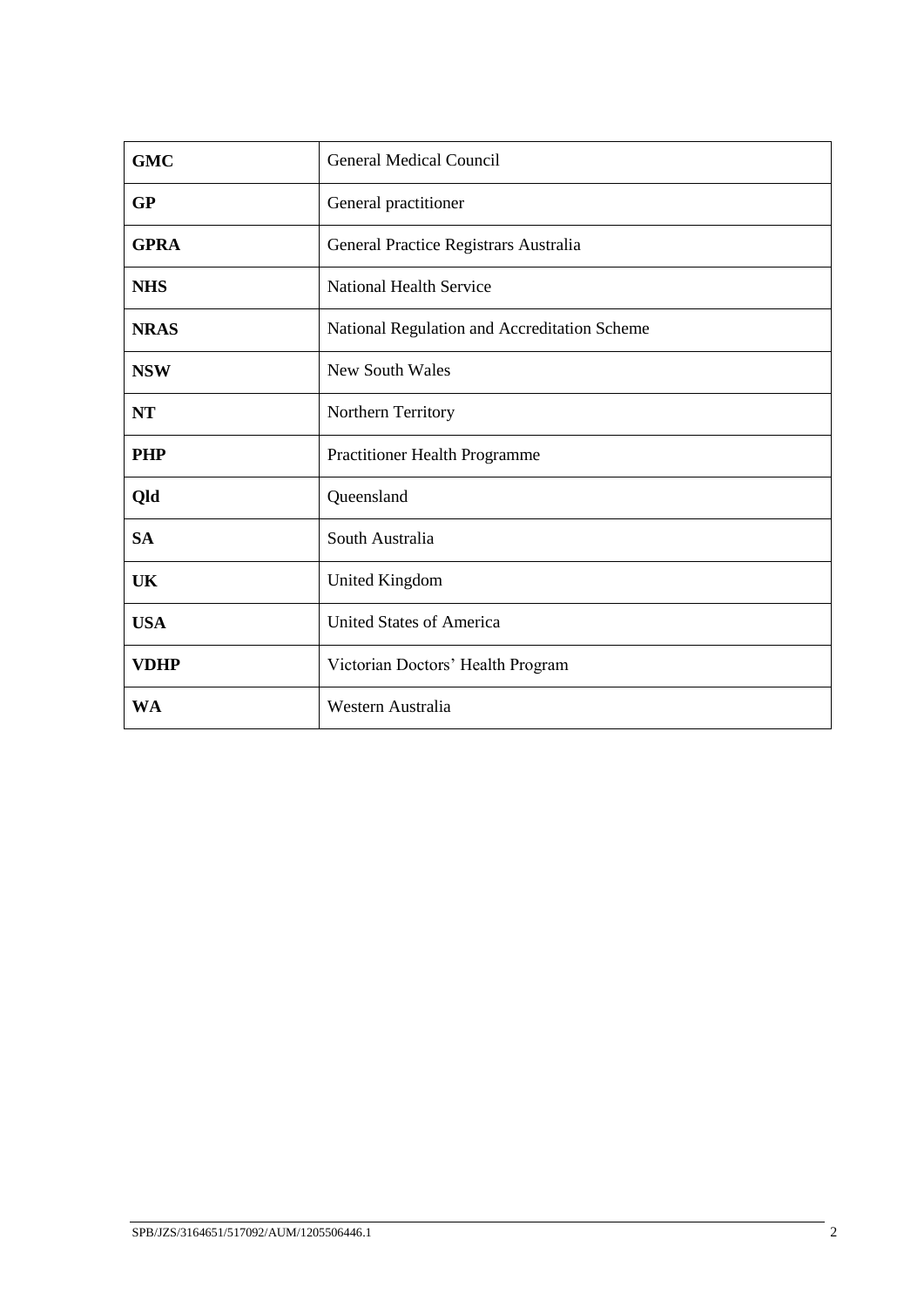| | |
|---|---|
| **GMC** | General Medical Council |
| **GP** | General practitioner |
| **GPRA** | General Practice Registrars Australia |
| **NHS** | National Health Service |
| **NRAS** | National Regulation and Accreditation Scheme |
| **NSW** | New South Wales |
| **NT** | Northern Territory |
| **PHP** | Practitioner Health Programme |
| **Qld** | Queensland |
| **SA** | South Australia |
| **UK** | United Kingdom |
| **USA** | United States of America |
| **VDHP** | Victorian Doctors' Health Program |
| **WA** | Western Australia |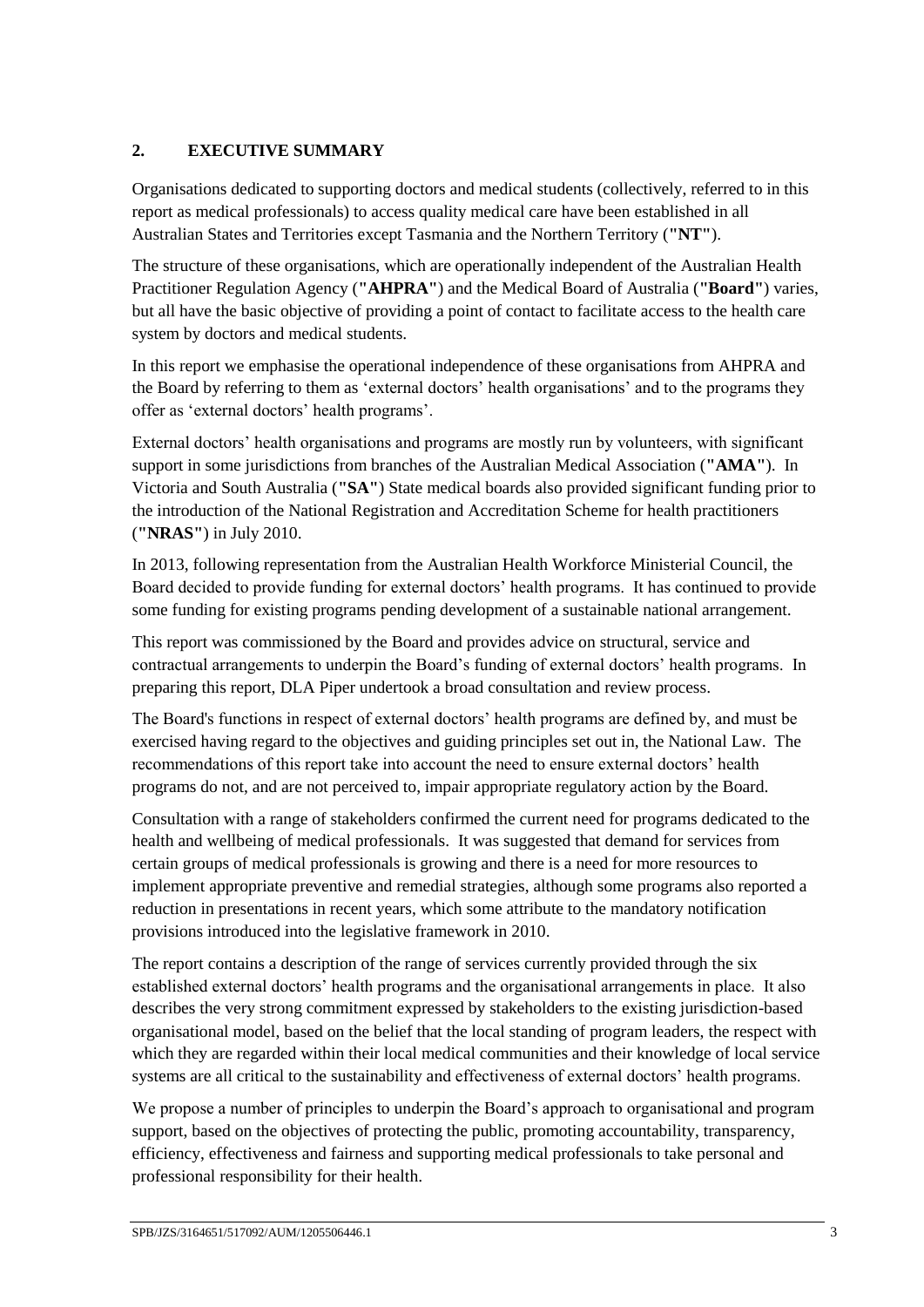## 2. EXECUTIVE SUMMARY

Organisations dedicated to supporting doctors and medical students (collectively, referred to in this report as medical professionals) to access quality medical care have been established in all Australian States and Territories except Tasmania and the Northern Territory (**"NT"**).

The structure of these organisations, which are operationally independent of the Australian Health Practitioner Regulation Agency (**"AHPRA"**) and the Medical Board of Australia (**"Board"**) varies, but all have the basic objective of providing a point of contact to facilitate access to the health care system by doctors and medical students.

In this report we emphasise the operational independence of these organisations from AHPRA and the Board by referring to them as 'external doctors' health organisations' and to the programs they offer as 'external doctors' health programs'.

External doctors' health organisations and programs are mostly run by volunteers, with significant support in some jurisdictions from branches of the Australian Medical Association (**"AMA"**). In Victoria and South Australia (**"SA"**) State medical boards also provided significant funding prior to the introduction of the National Registration and Accreditation Scheme for health practitioners (**"NRAS"**) in July 2010.

In 2013, following representation from the Australian Health Workforce Ministerial Council, the Board decided to provide funding for external doctors' health programs. It has continued to provide some funding for existing programs pending development of a sustainable national arrangement.

This report was commissioned by the Board and provides advice on structural, service and contractual arrangements to underpin the Board's funding of external doctors' health programs. In preparing this report, DLA Piper undertook a broad consultation and review process.

The Board's functions in respect of external doctors' health programs are defined by, and must be exercised having regard to the objectives and guiding principles set out in, the National Law. The recommendations of this report take into account the need to ensure external doctors' health programs do not, and are not perceived to, impair appropriate regulatory action by the Board.

Consultation with a range of stakeholders confirmed the current need for programs dedicated to the health and wellbeing of medical professionals. It was suggested that demand for services from certain groups of medical professionals is growing and there is a need for more resources to implement appropriate preventive and remedial strategies, although some programs also reported a reduction in presentations in recent years, which some attribute to the mandatory notification provisions introduced into the legislative framework in 2010.

The report contains a description of the range of services currently provided through the six established external doctors' health programs and the organisational arrangements in place. It also describes the very strong commitment expressed by stakeholders to the existing jurisdiction-based organisational model, based on the belief that the local standing of program leaders, the respect with which they are regarded within their local medical communities and their knowledge of local service systems are all critical to the sustainability and effectiveness of external doctors' health programs.

We propose a number of principles to underpin the Board's approach to organisational and program support, based on the objectives of protecting the public, promoting accountability, transparency, efficiency, effectiveness and fairness and supporting medical professionals to take personal and professional responsibility for their health.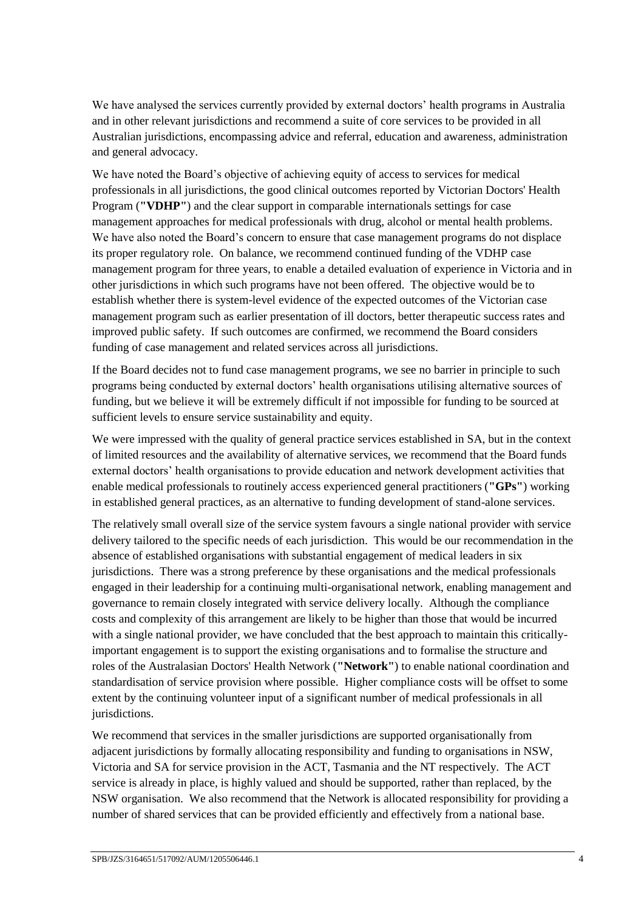We have analysed the services currently provided by external doctors' health programs in Australia and in other relevant jurisdictions and recommend a suite of core services to be provided in all Australian jurisdictions, encompassing advice and referral, education and awareness, administration and general advocacy.

We have noted the Board's objective of achieving equity of access to services for medical professionals in all jurisdictions, the good clinical outcomes reported by Victorian Doctors' Health Program (**"VDHP"**) and the clear support in comparable internationals settings for case management approaches for medical professionals with drug, alcohol or mental health problems. We have also noted the Board's concern to ensure that case management programs do not displace its proper regulatory role. On balance, we recommend continued funding of the VDHP case management program for three years, to enable a detailed evaluation of experience in Victoria and in other jurisdictions in which such programs have not been offered. The objective would be to establish whether there is system-level evidence of the expected outcomes of the Victorian case management program such as earlier presentation of ill doctors, better therapeutic success rates and improved public safety. If such outcomes are confirmed, we recommend the Board considers funding of case management and related services across all jurisdictions.

If the Board decides not to fund case management programs, we see no barrier in principle to such programs being conducted by external doctors' health organisations utilising alternative sources of funding, but we believe it will be extremely difficult if not impossible for funding to be sourced at sufficient levels to ensure service sustainability and equity.

We were impressed with the quality of general practice services established in SA, but in the context of limited resources and the availability of alternative services, we recommend that the Board funds external doctors' health organisations to provide education and network development activities that enable medical professionals to routinely access experienced general practitioners (**"GPs"**) working in established general practices, as an alternative to funding development of stand-alone services.

The relatively small overall size of the service system favours a single national provider with service delivery tailored to the specific needs of each jurisdiction. This would be our recommendation in the absence of established organisations with substantial engagement of medical leaders in six jurisdictions. There was a strong preference by these organisations and the medical professionals engaged in their leadership for a continuing multi-organisational network, enabling management and governance to remain closely integrated with service delivery locally. Although the compliance costs and complexity of this arrangement are likely to be higher than those that would be incurred with a single national provider, we have concluded that the best approach to maintain this critically-important engagement is to support the existing organisations and to formalise the structure and roles of the Australasian Doctors' Health Network (**"Network"**) to enable national coordination and standardisation of service provision where possible. Higher compliance costs will be offset to some extent by the continuing volunteer input of a significant number of medical professionals in all jurisdictions.

We recommend that services in the smaller jurisdictions are supported organisationally from adjacent jurisdictions by formally allocating responsibility and funding to organisations in NSW, Victoria and SA for service provision in the ACT, Tasmania and the NT respectively. The ACT service is already in place, is highly valued and should be supported, rather than replaced, by the NSW organisation. We also recommend that the Network is allocated responsibility for providing a number of shared services that can be provided efficiently and effectively from a national base.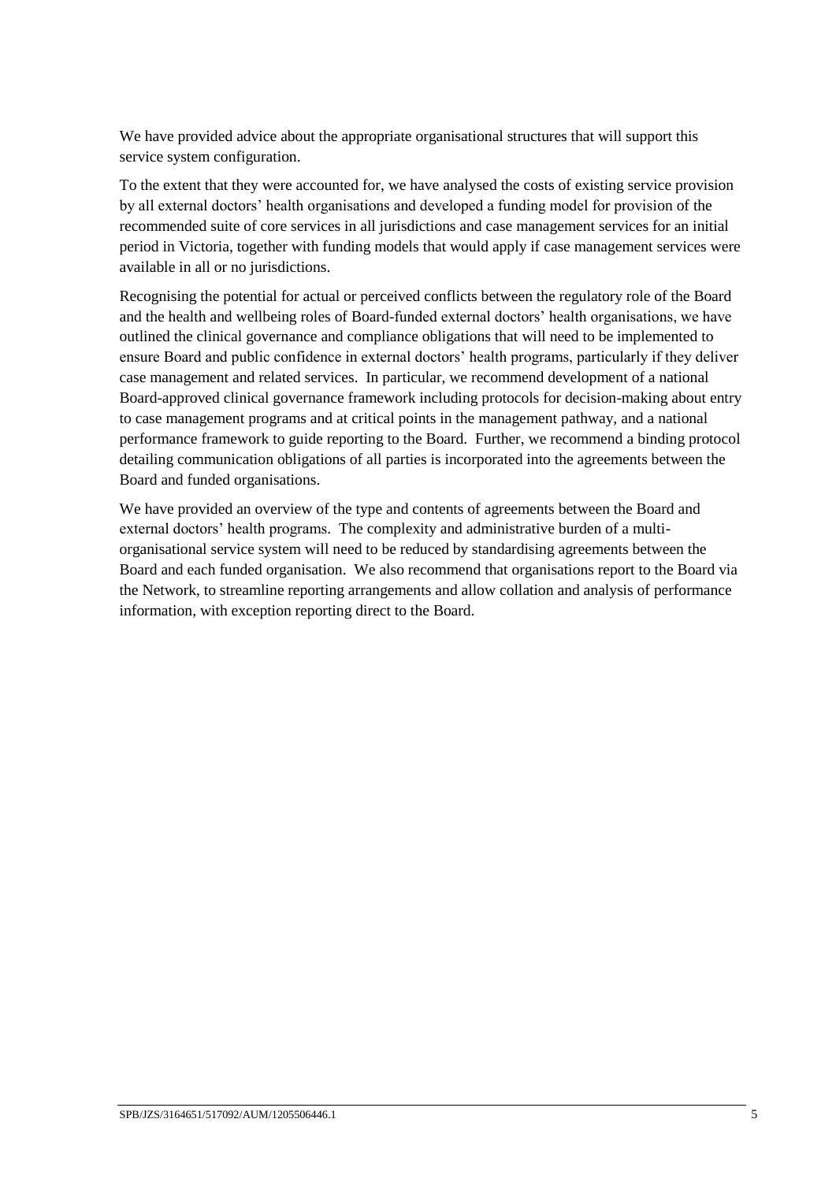We have provided advice about the appropriate organisational structures that will support this service system configuration.

To the extent that they were accounted for, we have analysed the costs of existing service provision by all external doctors' health organisations and developed a funding model for provision of the recommended suite of core services in all jurisdictions and case management services for an initial period in Victoria, together with funding models that would apply if case management services were available in all or no jurisdictions.

Recognising the potential for actual or perceived conflicts between the regulatory role of the Board and the health and wellbeing roles of Board-funded external doctors' health organisations, we have outlined the clinical governance and compliance obligations that will need to be implemented to ensure Board and public confidence in external doctors' health programs, particularly if they deliver case management and related services. In particular, we recommend development of a national Board-approved clinical governance framework including protocols for decision-making about entry to case management programs and at critical points in the management pathway, and a national performance framework to guide reporting to the Board. Further, we recommend a binding protocol detailing communication obligations of all parties is incorporated into the agreements between the Board and funded organisations.

We have provided an overview of the type and contents of agreements between the Board and external doctors' health programs. The complexity and administrative burden of a multi-organisational service system will need to be reduced by standardising agreements between the Board and each funded organisation. We also recommend that organisations report to the Board via the Network, to streamline reporting arrangements and allow collation and analysis of performance information, with exception reporting direct to the Board.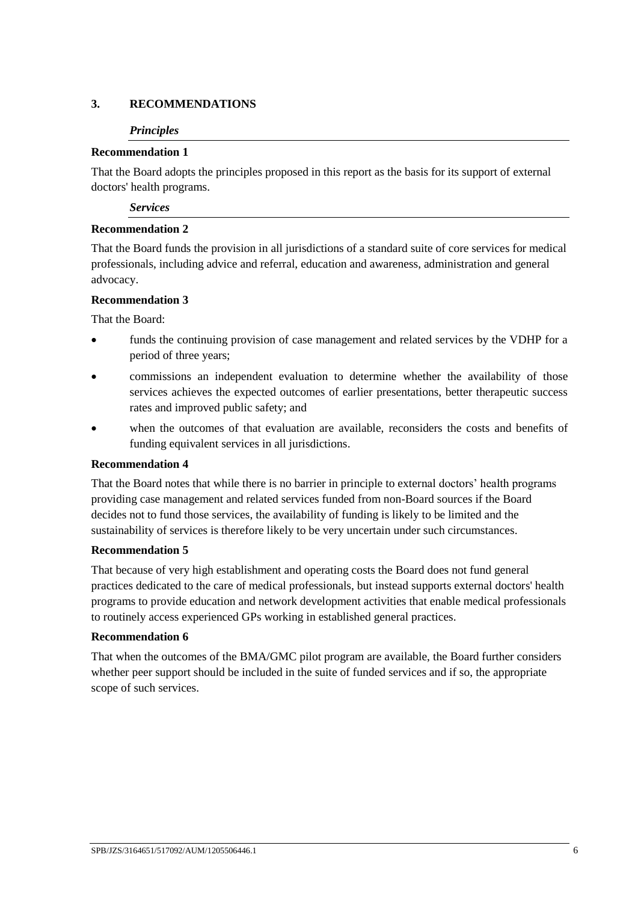## 3. RECOMMENDATIONS

### *Principles*

**Recommendation 1**

That the Board adopts the principles proposed in this report as the basis for its support of external doctors' health programs.

### *Services*

**Recommendation 2**

That the Board funds the provision in all jurisdictions of a standard suite of core services for medical professionals, including advice and referral, education and awareness, administration and general advocacy.

**Recommendation 3**

That the Board:

- funds the continuing provision of case management and related services by the VDHP for a period of three years;
- commissions an independent evaluation to determine whether the availability of those services achieves the expected outcomes of earlier presentations, better therapeutic success rates and improved public safety; and
- when the outcomes of that evaluation are available, reconsiders the costs and benefits of funding equivalent services in all jurisdictions.

**Recommendation 4**

That the Board notes that while there is no barrier in principle to external doctors' health programs providing case management and related services funded from non-Board sources if the Board decides not to fund those services, the availability of funding is likely to be limited and the sustainability of services is therefore likely to be very uncertain under such circumstances.

**Recommendation 5**

That because of very high establishment and operating costs the Board does not fund general practices dedicated to the care of medical professionals, but instead supports external doctors' health programs to provide education and network development activities that enable medical professionals to routinely access experienced GPs working in established general practices.

**Recommendation 6**

That when the outcomes of the BMA/GMC pilot program are available, the Board further considers whether peer support should be included in the suite of funded services and if so, the appropriate scope of such services.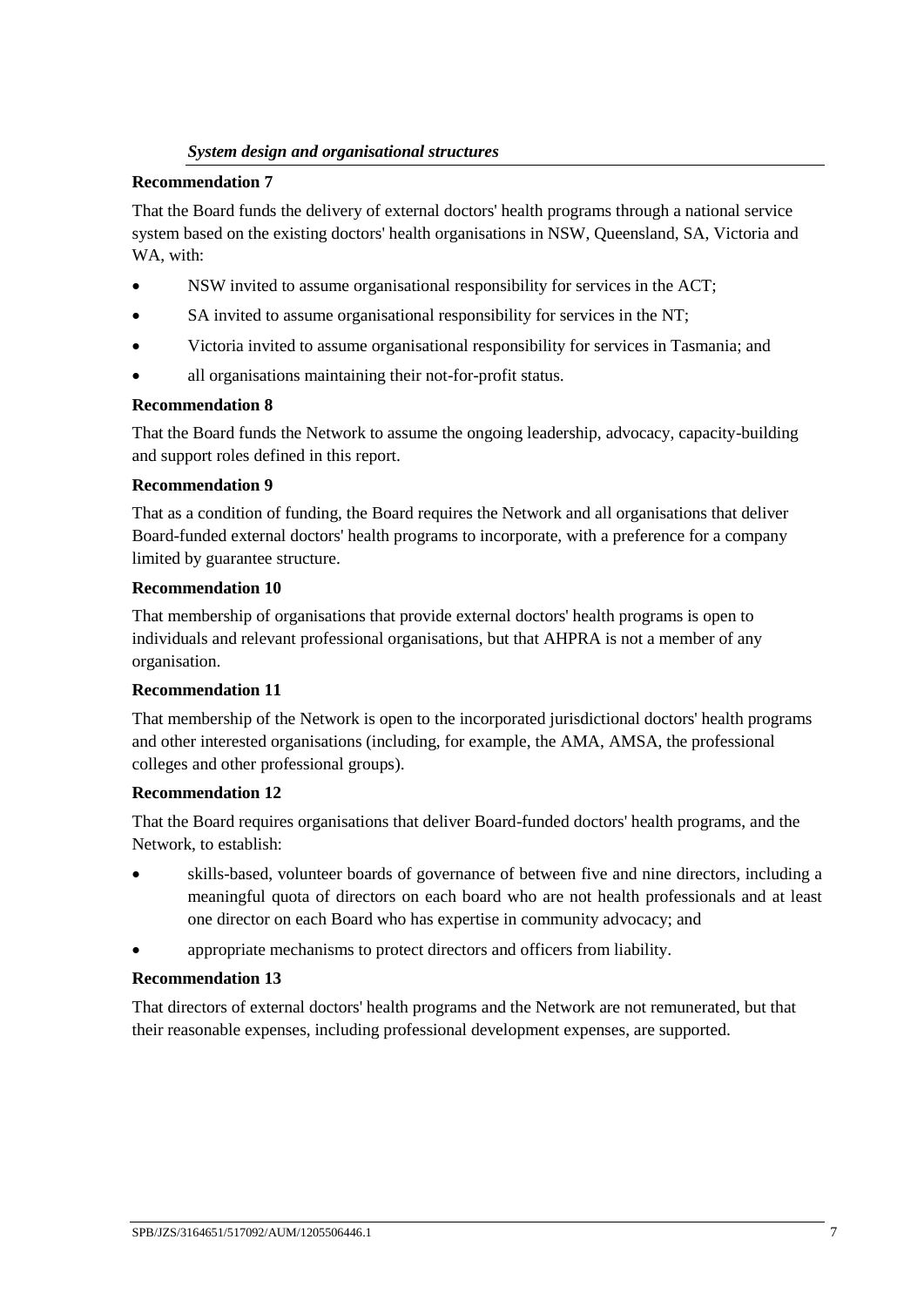### *System design and organisational structures*

**Recommendation 7**

That the Board funds the delivery of external doctors' health programs through a national service system based on the existing doctors' health organisations in NSW, Queensland, SA, Victoria and WA, with:

- NSW invited to assume organisational responsibility for services in the ACT;
- SA invited to assume organisational responsibility for services in the NT;
- Victoria invited to assume organisational responsibility for services in Tasmania; and
- all organisations maintaining their not-for-profit status.

**Recommendation 8**

That the Board funds the Network to assume the ongoing leadership, advocacy, capacity-building and support roles defined in this report.

**Recommendation 9**

That as a condition of funding, the Board requires the Network and all organisations that deliver Board-funded external doctors' health programs to incorporate, with a preference for a company limited by guarantee structure.

**Recommendation 10**

That membership of organisations that provide external doctors' health programs is open to individuals and relevant professional organisations, but that AHPRA is not a member of any organisation.

**Recommendation 11**

That membership of the Network is open to the incorporated jurisdictional doctors' health programs and other interested organisations (including, for example, the AMA, AMSA, the professional colleges and other professional groups).

**Recommendation 12**

That the Board requires organisations that deliver Board-funded doctors' health programs, and the Network, to establish:

- skills-based, volunteer boards of governance of between five and nine directors, including a meaningful quota of directors on each board who are not health professionals and at least one director on each Board who has expertise in community advocacy; and
- appropriate mechanisms to protect directors and officers from liability.

**Recommendation 13**

That directors of external doctors' health programs and the Network are not remunerated, but that their reasonable expenses, including professional development expenses, are supported.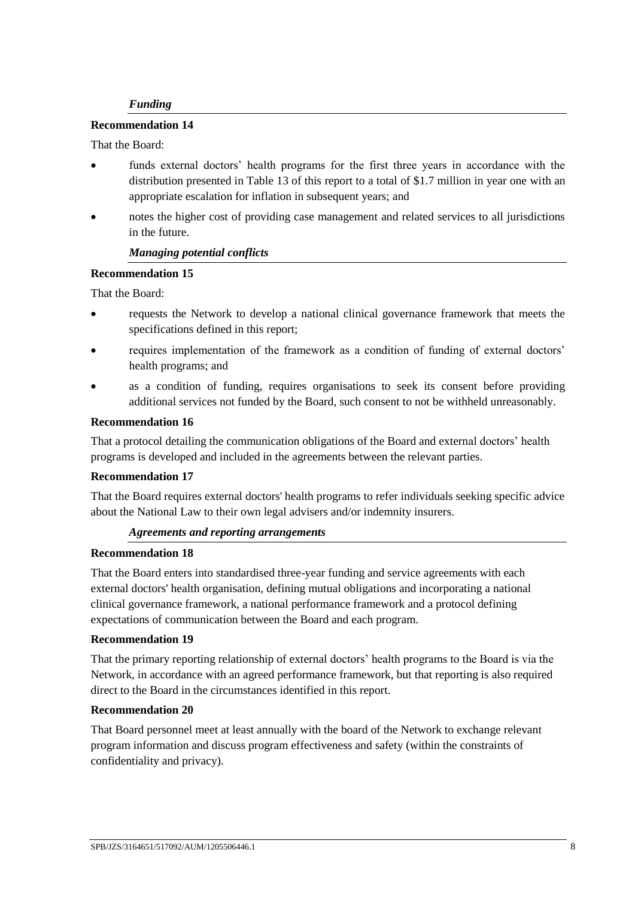***Funding***

**Recommendation 14**

That the Board:

- funds external doctors' health programs for the first three years in accordance with the distribution presented in Table 13 of this report to a total of $1.7 million in year one with an appropriate escalation for inflation in subsequent years; and
- notes the higher cost of providing case management and related services to all jurisdictions in the future.

***Managing potential conflicts***

**Recommendation 15**

That the Board:

- requests the Network to develop a national clinical governance framework that meets the specifications defined in this report;
- requires implementation of the framework as a condition of funding of external doctors' health programs; and
- as a condition of funding, requires organisations to seek its consent before providing additional services not funded by the Board, such consent to not be withheld unreasonably.

**Recommendation 16**

That a protocol detailing the communication obligations of the Board and external doctors' health programs is developed and included in the agreements between the relevant parties.

**Recommendation 17**

That the Board requires external doctors' health programs to refer individuals seeking specific advice about the National Law to their own legal advisers and/or indemnity insurers.

***Agreements and reporting arrangements***

**Recommendation 18**

That the Board enters into standardised three-year funding and service agreements with each external doctors' health organisation, defining mutual obligations and incorporating a national clinical governance framework, a national performance framework and a protocol defining expectations of communication between the Board and each program.

**Recommendation 19**

That the primary reporting relationship of external doctors' health programs to the Board is via the Network, in accordance with an agreed performance framework, but that reporting is also required direct to the Board in the circumstances identified in this report.

**Recommendation 20**

That Board personnel meet at least annually with the board of the Network to exchange relevant program information and discuss program effectiveness and safety (within the constraints of confidentiality and privacy).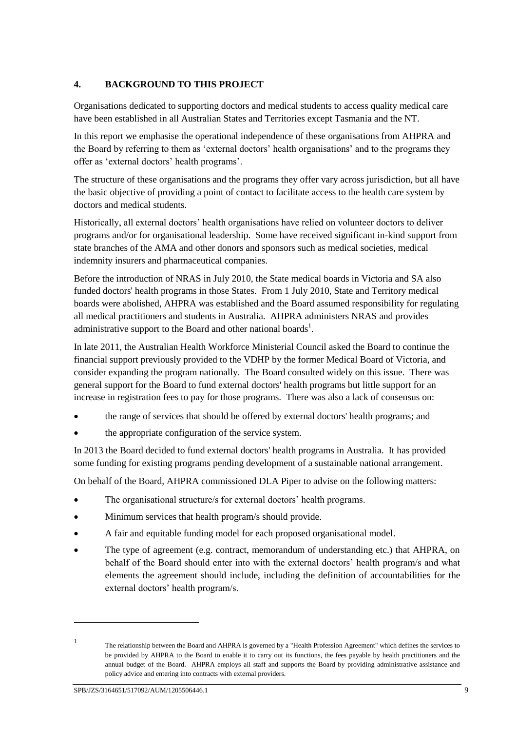## 4. BACKGROUND TO THIS PROJECT

Organisations dedicated to supporting doctors and medical students to access quality medical care have been established in all Australian States and Territories except Tasmania and the NT.

In this report we emphasise the operational independence of these organisations from AHPRA and the Board by referring to them as 'external doctors' health organisations' and to the programs they offer as 'external doctors' health programs'.

The structure of these organisations and the programs they offer vary across jurisdiction, but all have the basic objective of providing a point of contact to facilitate access to the health care system by doctors and medical students.

Historically, all external doctors' health organisations have relied on volunteer doctors to deliver programs and/or for organisational leadership. Some have received significant in-kind support from state branches of the AMA and other donors and sponsors such as medical societies, medical indemnity insurers and pharmaceutical companies.

Before the introduction of NRAS in July 2010, the State medical boards in Victoria and SA also funded doctors' health programs in those States. From 1 July 2010, State and Territory medical boards were abolished, AHPRA was established and the Board assumed responsibility for regulating all medical practitioners and students in Australia. AHPRA administers NRAS and provides administrative support to the Board and other national boards[1].

In late 2011, the Australian Health Workforce Ministerial Council asked the Board to continue the financial support previously provided to the VDHP by the former Medical Board of Victoria, and consider expanding the program nationally. The Board consulted widely on this issue. There was general support for the Board to fund external doctors' health programs but little support for an increase in registration fees to pay for those programs. There was also a lack of consensus on:

- the range of services that should be offered by external doctors' health programs; and
- the appropriate configuration of the service system.

In 2013 the Board decided to fund external doctors' health programs in Australia. It has provided some funding for existing programs pending development of a sustainable national arrangement.

On behalf of the Board, AHPRA commissioned DLA Piper to advise on the following matters:

- The organisational structure/s for external doctors' health programs.
- Minimum services that health program/s should provide.
- A fair and equitable funding model for each proposed organisational model.
- The type of agreement (e.g. contract, memorandum of understanding etc.) that AHPRA, on behalf of the Board should enter into with the external doctors' health program/s and what elements the agreement should include, including the definition of accountabilities for the external doctors' health program/s.

---

[1] The relationship between the Board and AHPRA is governed by a "Health Profession Agreement" which defines the services to be provided by AHPRA to the Board to enable it to carry out its functions, the fees payable by health practitioners and the annual budget of the Board. AHPRA employs all staff and supports the Board by providing administrative assistance and policy advice and entering into contracts with external providers.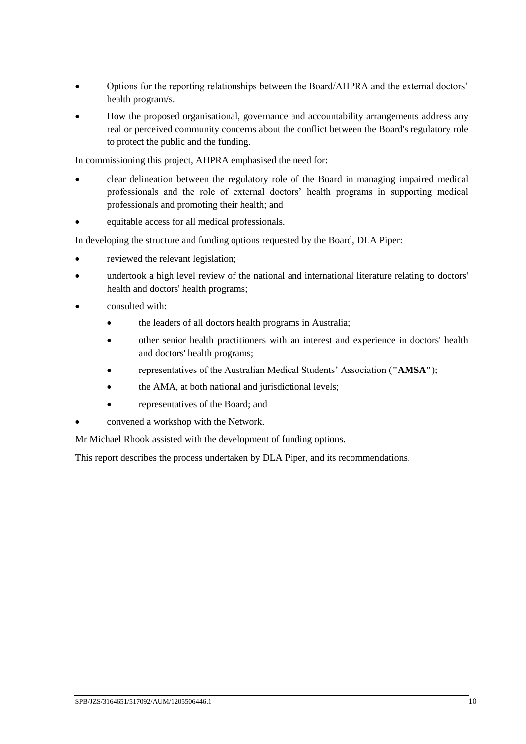- Options for the reporting relationships between the Board/AHPRA and the external doctors' health program/s.
- How the proposed organisational, governance and accountability arrangements address any real or perceived community concerns about the conflict between the Board's regulatory role to protect the public and the funding.

In commissioning this project, AHPRA emphasised the need for:

- clear delineation between the regulatory role of the Board in managing impaired medical professionals and the role of external doctors' health programs in supporting medical professionals and promoting their health; and
- equitable access for all medical professionals.

In developing the structure and funding options requested by the Board, DLA Piper:

- reviewed the relevant legislation;
- undertook a high level review of the national and international literature relating to doctors' health and doctors' health programs;
- consulted with:
  - the leaders of all doctors health programs in Australia;
  - other senior health practitioners with an interest and experience in doctors' health and doctors' health programs;
  - representatives of the Australian Medical Students' Association (**"AMSA"**);
  - the AMA, at both national and jurisdictional levels;
  - representatives of the Board; and
- convened a workshop with the Network.

Mr Michael Rhook assisted with the development of funding options.

This report describes the process undertaken by DLA Piper, and its recommendations.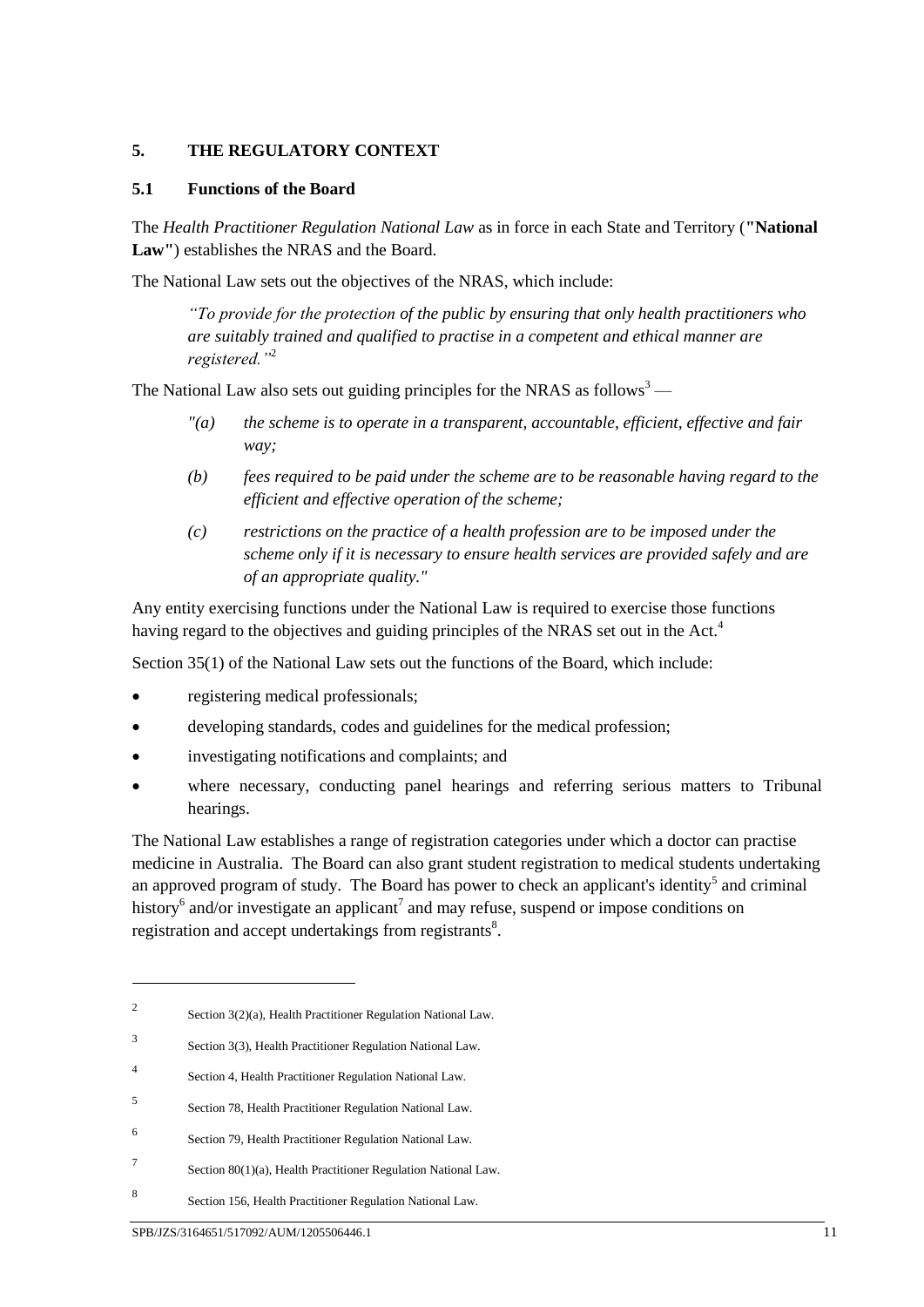## 5. THE REGULATORY CONTEXT

### 5.1 Functions of the Board

The *Health Practitioner Regulation National Law* as in force in each State and Territory (**"National Law"**) establishes the NRAS and the Board.

The National Law sets out the objectives of the NRAS, which include:

> *"To provide for the protection of the public by ensuring that only health practitioners who are suitably trained and qualified to practise in a competent and ethical manner are registered."*[2]

The National Law also sets out guiding principles for the NRAS as follows[3] —

> *"(a) the scheme is to operate in a transparent, accountable, efficient, effective and fair way;*
>
> *(b) fees required to be paid under the scheme are to be reasonable having regard to the efficient and effective operation of the scheme;*
>
> *(c) restrictions on the practice of a health profession are to be imposed under the scheme only if it is necessary to ensure health services are provided safely and are of an appropriate quality."*

Any entity exercising functions under the National Law is required to exercise those functions having regard to the objectives and guiding principles of the NRAS set out in the Act.[4]

Section 35(1) of the National Law sets out the functions of the Board, which include:

- registering medical professionals;
- developing standards, codes and guidelines for the medical profession;
- investigating notifications and complaints; and
- where necessary, conducting panel hearings and referring serious matters to Tribunal hearings.

The National Law establishes a range of registration categories under which a doctor can practise medicine in Australia. The Board can also grant student registration to medical students undertaking an approved program of study. The Board has power to check an applicant's identity[5] and criminal history[6] and/or investigate an applicant[7] and may refuse, suspend or impose conditions on registration and accept undertakings from registrants[8].

---

[2] Section 3(2)(a), Health Practitioner Regulation National Law.

[3] Section 3(3), Health Practitioner Regulation National Law.

[4] Section 4, Health Practitioner Regulation National Law.

[5] Section 78, Health Practitioner Regulation National Law.

[6] Section 79, Health Practitioner Regulation National Law.

[7] Section 80(1)(a), Health Practitioner Regulation National Law.

[8] Section 156, Health Practitioner Regulation National Law.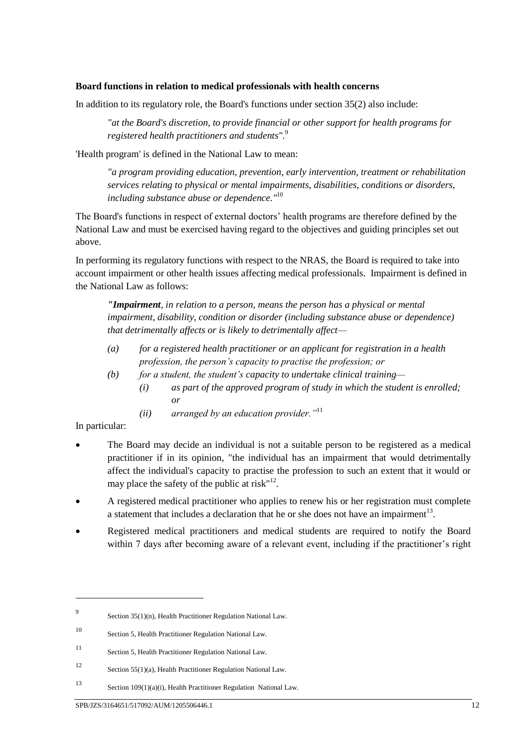**Board functions in relation to medical professionals with health concerns**

In addition to its regulatory role, the Board's functions under section 35(2) also include:

> *"at the Board's discretion, to provide financial or other support for health programs for registered health practitioners and students".*[9]

'Health program' is defined in the National Law to mean:

> *"a program providing education, prevention, early intervention, treatment or rehabilitation services relating to physical or mental impairments, disabilities, conditions or disorders, including substance abuse or dependence."*[10]

The Board's functions in respect of external doctors' health programs are therefore defined by the National Law and must be exercised having regard to the objectives and guiding principles set out above.

In performing its regulatory functions with respect to the NRAS, the Board is required to take into account impairment or other health issues affecting medical professionals. Impairment is defined in the National Law as follows:

> ***"Impairment****, in relation to a person, means the person has a physical or mental impairment, disability, condition or disorder (including substance abuse or dependence) that detrimentally affects or is likely to detrimentally affect—*
>
> *(a) for a registered health practitioner or an applicant for registration in a health profession, the person's capacity to practise the profession; or*
>
> *(b) for a student, the student's capacity to undertake clinical training—*
>
> *(i) as part of the approved program of study in which the student is enrolled; or*
>
> *(ii) arranged by an education provider."*[11]

In particular:

- The Board may decide an individual is not a suitable person to be registered as a medical practitioner if in its opinion, "the individual has an impairment that would detrimentally affect the individual's capacity to practise the profession to such an extent that it would or may place the safety of the public at risk"[12].
- A registered medical practitioner who applies to renew his or her registration must complete a statement that includes a declaration that he or she does not have an impairment[13].
- Registered medical practitioners and medical students are required to notify the Board within 7 days after becoming aware of a relevant event, including if the practitioner's right

---

[9] Section 35(1)(n), Health Practitioner Regulation National Law.

[10] Section 5, Health Practitioner Regulation National Law.

[11] Section 5, Health Practitioner Regulation National Law.

[12] Section 55(1)(a), Health Practitioner Regulation National Law.

[13] Section 109(1)(a)(i), Health Practitioner Regulation National Law.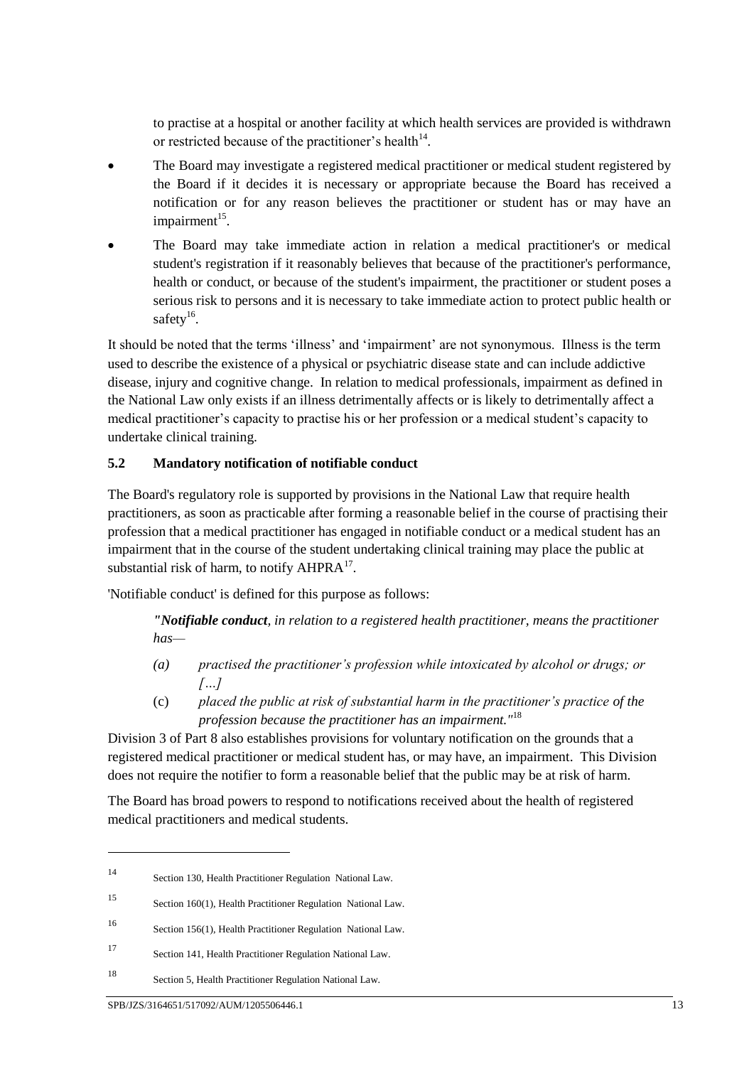to practise at a hospital or another facility at which health services are provided is withdrawn or restricted because of the practitioner's health[14].

- The Board may investigate a registered medical practitioner or medical student registered by the Board if it decides it is necessary or appropriate because the Board has received a notification or for any reason believes the practitioner or student has or may have an impairment[15].
- The Board may take immediate action in relation a medical practitioner's or medical student's registration if it reasonably believes that because of the practitioner's performance, health or conduct, or because of the student's impairment, the practitioner or student poses a serious risk to persons and it is necessary to take immediate action to protect public health or safety[16].

It should be noted that the terms 'illness' and 'impairment' are not synonymous. Illness is the term used to describe the existence of a physical or psychiatric disease state and can include addictive disease, injury and cognitive change. In relation to medical professionals, impairment as defined in the National Law only exists if an illness detrimentally affects or is likely to detrimentally affect a medical practitioner's capacity to practise his or her profession or a medical student's capacity to undertake clinical training.

### 5.2 Mandatory notification of notifiable conduct

The Board's regulatory role is supported by provisions in the National Law that require health practitioners, as soon as practicable after forming a reasonable belief in the course of practising their profession that a medical practitioner has engaged in notifiable conduct or a medical student has an impairment that in the course of the student undertaking clinical training may place the public at substantial risk of harm, to notify AHPRA[17].

'Notifiable conduct' is defined for this purpose as follows:

> *"**Notifiable conduct**, in relation to a registered health practitioner, means the practitioner has—*
>
> *(a) practised the practitioner's profession while intoxicated by alcohol or drugs; or […]*
>
> (c) *placed the public at risk of substantial harm in the practitioner's practice of the profession because the practitioner has an impairment."*[18]

Division 3 of Part 8 also establishes provisions for voluntary notification on the grounds that a registered medical practitioner or medical student has, or may have, an impairment. This Division does not require the notifier to form a reasonable belief that the public may be at risk of harm.

The Board has broad powers to respond to notifications received about the health of registered medical practitioners and medical students.

---

[14] Section 130, Health Practitioner Regulation National Law.

[15] Section 160(1), Health Practitioner Regulation National Law.

[16] Section 156(1), Health Practitioner Regulation National Law.

[17] Section 141, Health Practitioner Regulation National Law.

[18] Section 5, Health Practitioner Regulation National Law.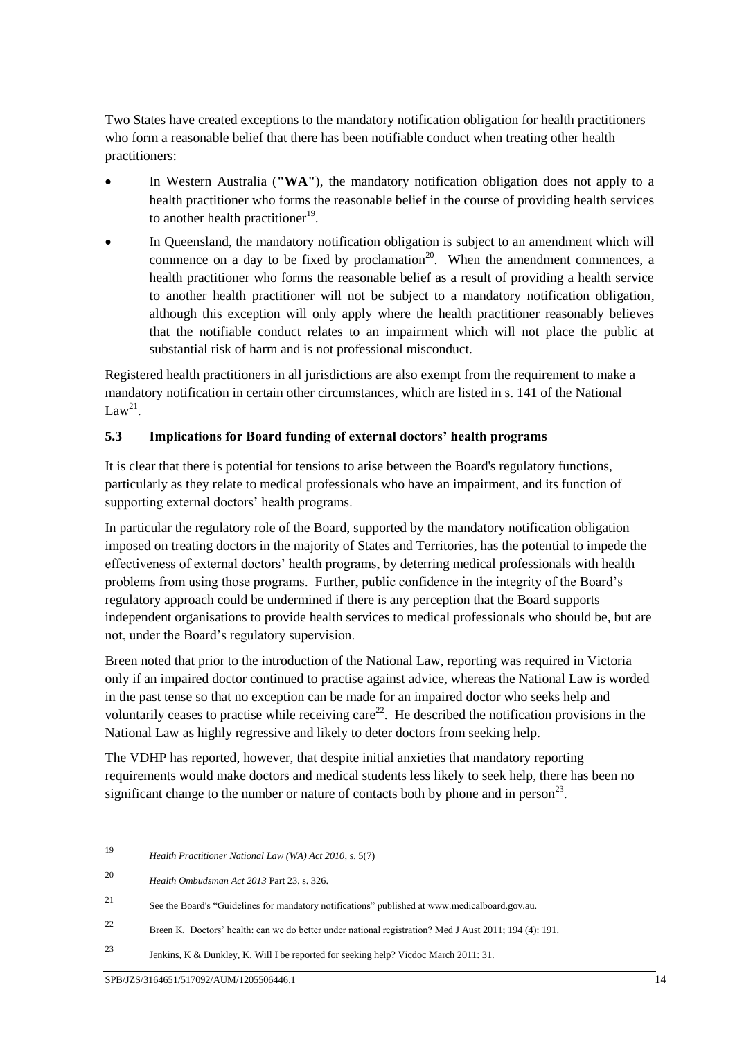Two States have created exceptions to the mandatory notification obligation for health practitioners who form a reasonable belief that there has been notifiable conduct when treating other health practitioners:

- In Western Australia (**"WA"**), the mandatory notification obligation does not apply to a health practitioner who forms the reasonable belief in the course of providing health services to another health practitioner[19].
- In Queensland, the mandatory notification obligation is subject to an amendment which will commence on a day to be fixed by proclamation[20]. When the amendment commences, a health practitioner who forms the reasonable belief as a result of providing a health service to another health practitioner will not be subject to a mandatory notification obligation, although this exception will only apply where the health practitioner reasonably believes that the notifiable conduct relates to an impairment which will not place the public at substantial risk of harm and is not professional misconduct.

Registered health practitioners in all jurisdictions are also exempt from the requirement to make a mandatory notification in certain other circumstances, which are listed in s. 141 of the National Law[21].

### 5.3 Implications for Board funding of external doctors' health programs

It is clear that there is potential for tensions to arise between the Board's regulatory functions, particularly as they relate to medical professionals who have an impairment, and its function of supporting external doctors' health programs.

In particular the regulatory role of the Board, supported by the mandatory notification obligation imposed on treating doctors in the majority of States and Territories, has the potential to impede the effectiveness of external doctors' health programs, by deterring medical professionals with health problems from using those programs. Further, public confidence in the integrity of the Board's regulatory approach could be undermined if there is any perception that the Board supports independent organisations to provide health services to medical professionals who should be, but are not, under the Board's regulatory supervision.

Breen noted that prior to the introduction of the National Law, reporting was required in Victoria only if an impaired doctor continued to practise against advice, whereas the National Law is worded in the past tense so that no exception can be made for an impaired doctor who seeks help and voluntarily ceases to practise while receiving care[22]. He described the notification provisions in the National Law as highly regressive and likely to deter doctors from seeking help.

The VDHP has reported, however, that despite initial anxieties that mandatory reporting requirements would make doctors and medical students less likely to seek help, there has been no significant change to the number or nature of contacts both by phone and in person[23].

---

19 *Health Practitioner National Law (WA) Act 2010*, s. 5(7)

20 *Health Ombudsman Act 2013* Part 23, s. 326.

21 See the Board's "Guidelines for mandatory notifications" published at www.medicalboard.gov.au.

22 Breen K. Doctors' health: can we do better under national registration? Med J Aust 2011; 194 (4): 191.

23 Jenkins, K & Dunkley, K. Will I be reported for seeking help? Vicdoc March 2011: 31.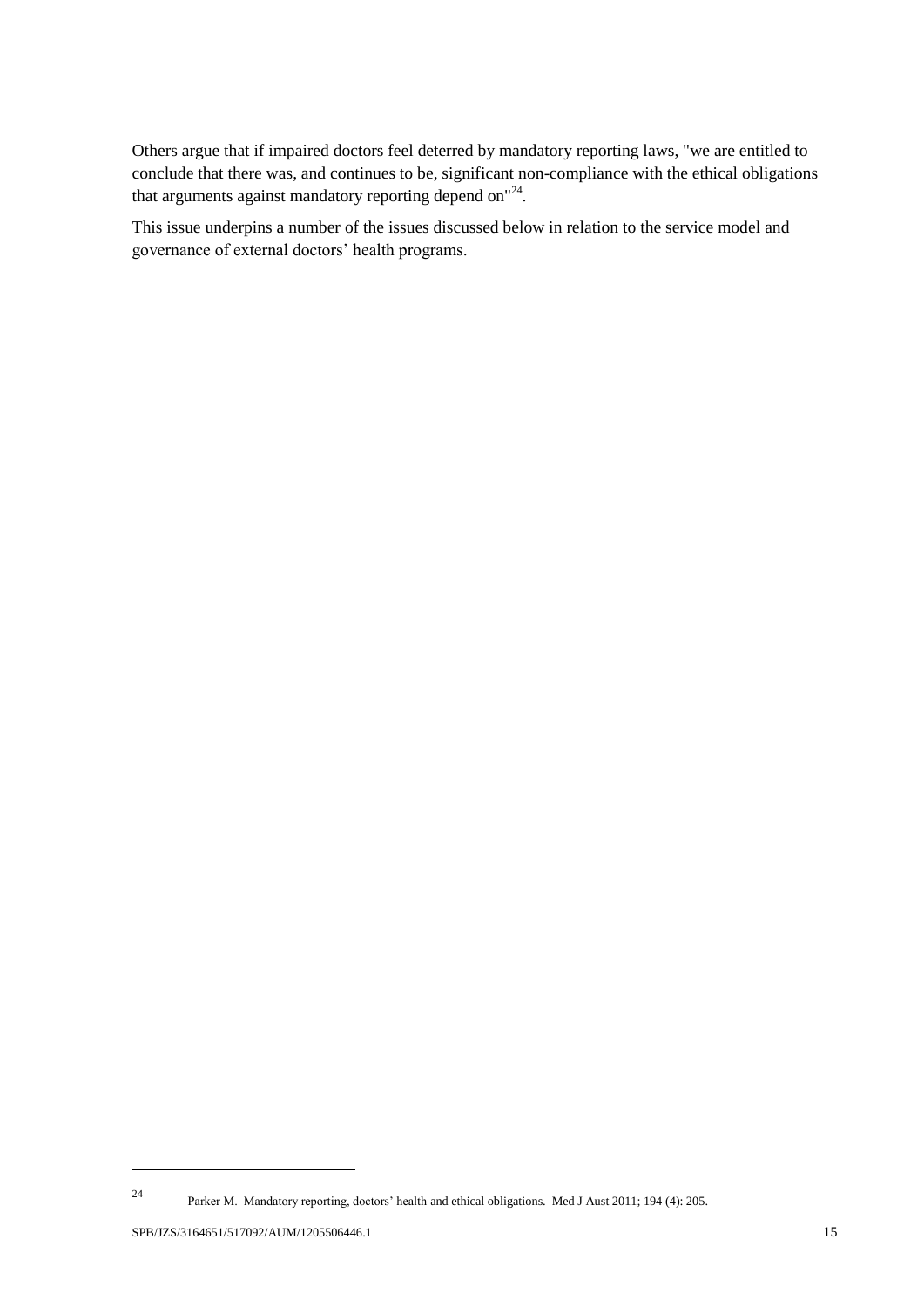Others argue that if impaired doctors feel deterred by mandatory reporting laws, "we are entitled to conclude that there was, and continues to be, significant non-compliance with the ethical obligations that arguments against mandatory reporting depend on"[24].

This issue underpins a number of the issues discussed below in relation to the service model and governance of external doctors' health programs.

---

[24] Parker M. Mandatory reporting, doctors' health and ethical obligations. Med J Aust 2011; 194 (4): 205.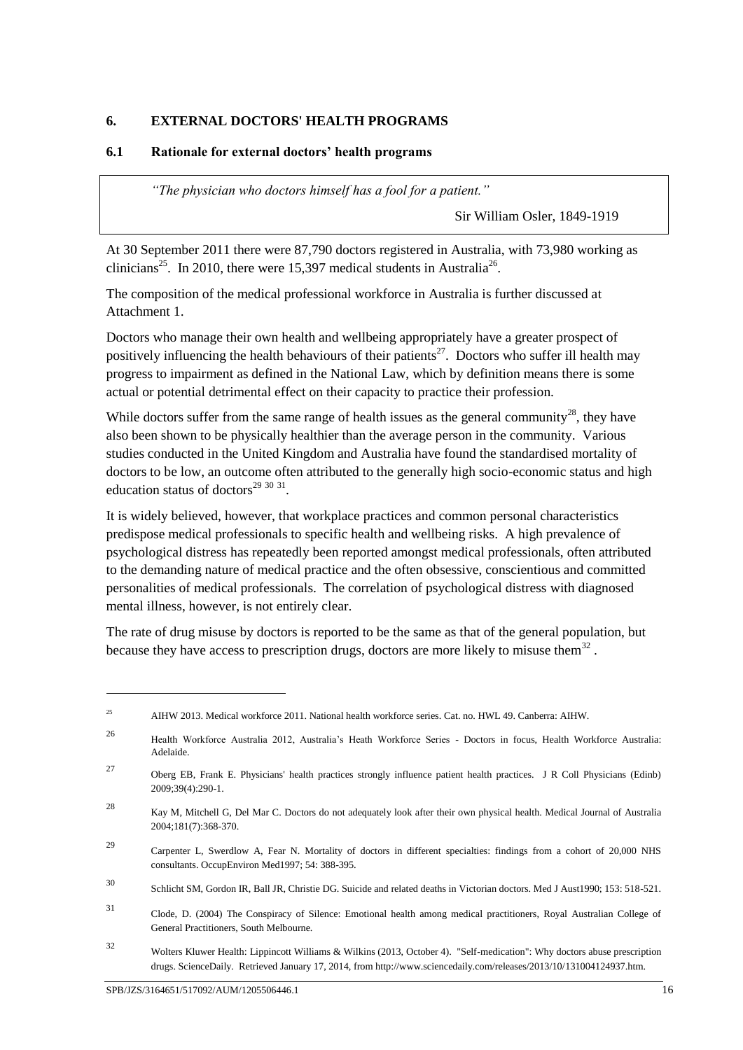## 6. EXTERNAL DOCTORS' HEALTH PROGRAMS

### 6.1 Rationale for external doctors' health programs

> *"The physician who doctors himself has a fool for a patient."*
>
> Sir William Osler, 1849-1919

At 30 September 2011 there were 87,790 doctors registered in Australia, with 73,980 working as clinicians[25]. In 2010, there were 15,397 medical students in Australia[26].

The composition of the medical professional workforce in Australia is further discussed at Attachment 1.

Doctors who manage their own health and wellbeing appropriately have a greater prospect of positively influencing the health behaviours of their patients[27]. Doctors who suffer ill health may progress to impairment as defined in the National Law, which by definition means there is some actual or potential detrimental effect on their capacity to practice their profession.

While doctors suffer from the same range of health issues as the general community[28], they have also been shown to be physically healthier than the average person in the community. Various studies conducted in the United Kingdom and Australia have found the standardised mortality of doctors to be low, an outcome often attributed to the generally high socio-economic status and high education status of doctors[29 30 31].

It is widely believed, however, that workplace practices and common personal characteristics predispose medical professionals to specific health and wellbeing risks. A high prevalence of psychological distress has repeatedly been reported amongst medical professionals, often attributed to the demanding nature of medical practice and the often obsessive, conscientious and committed personalities of medical professionals. The correlation of psychological distress with diagnosed mental illness, however, is not entirely clear.

The rate of drug misuse by doctors is reported to be the same as that of the general population, but because they have access to prescription drugs, doctors are more likely to misuse them[32].

---

[25] AIHW 2013. Medical workforce 2011. National health workforce series. Cat. no. HWL 49. Canberra: AIHW.

[26] Health Workforce Australia 2012, Australia's Heath Workforce Series - Doctors in focus, Health Workforce Australia: Adelaide.

[27] Oberg EB, Frank E. Physicians' health practices strongly influence patient health practices. J R Coll Physicians (Edinb) 2009;39(4):290-1.

[28] Kay M, Mitchell G, Del Mar C. Doctors do not adequately look after their own physical health. Medical Journal of Australia 2004;181(7):368-370.

[29] Carpenter L, Swerdlow A, Fear N. Mortality of doctors in different specialties: findings from a cohort of 20,000 NHS consultants. OccupEnviron Med1997; 54: 388-395.

[30] Schlicht SM, Gordon IR, Ball JR, Christie DG. Suicide and related deaths in Victorian doctors. Med J Aust1990; 153: 518-521.

[31] Clode, D. (2004) The Conspiracy of Silence: Emotional health among medical practitioners, Royal Australian College of General Practitioners, South Melbourne.

[32] Wolters Kluwer Health: Lippincott Williams & Wilkins (2013, October 4). "Self-medication": Why doctors abuse prescription drugs. ScienceDaily. Retrieved January 17, 2014, from http://www.sciencedaily.com/releases/2013/10/131004124937.htm.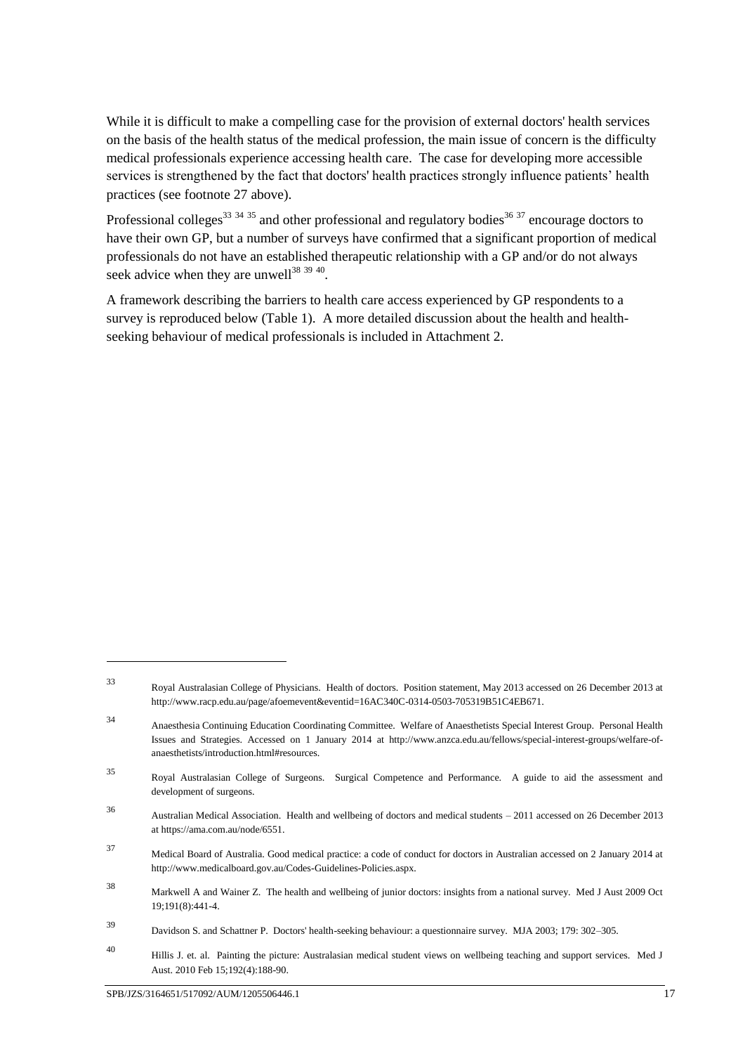While it is difficult to make a compelling case for the provision of external doctors' health services on the basis of the health status of the medical profession, the main issue of concern is the difficulty medical professionals experience accessing health care. The case for developing more accessible services is strengthened by the fact that doctors' health practices strongly influence patients' health practices (see footnote 27 above).

Professional colleges[33 34 35] and other professional and regulatory bodies[36 37] encourage doctors to have their own GP, but a number of surveys have confirmed that a significant proportion of medical professionals do not have an established therapeutic relationship with a GP and/or do not always seek advice when they are unwell[38 39 40].

A framework describing the barriers to health care access experienced by GP respondents to a survey is reproduced below (Table 1). A more detailed discussion about the health and health-seeking behaviour of medical professionals is included in Attachment 2.

---

[33] Royal Australasian College of Physicians. Health of doctors. Position statement, May 2013 accessed on 26 December 2013 at http://www.racp.edu.au/page/afoemevent&eventid=16AC340C-0314-0503-705319B51C4EB671.

[34] Anaesthesia Continuing Education Coordinating Committee. Welfare of Anaesthetists Special Interest Group. Personal Health Issues and Strategies. Accessed on 1 January 2014 at http://www.anzca.edu.au/fellows/special-interest-groups/welfare-of-anaesthetists/introduction.html#resources.

[35] Royal Australasian College of Surgeons. Surgical Competence and Performance. A guide to aid the assessment and development of surgeons.

[36] Australian Medical Association. Health and wellbeing of doctors and medical students – 2011 accessed on 26 December 2013 at https://ama.com.au/node/6551.

[37] Medical Board of Australia. Good medical practice: a code of conduct for doctors in Australian accessed on 2 January 2014 at http://www.medicalboard.gov.au/Codes-Guidelines-Policies.aspx.

[38] Markwell A and Wainer Z. The health and wellbeing of junior doctors: insights from a national survey. Med J Aust 2009 Oct 19;191(8):441-4.

[39] Davidson S. and Schattner P. Doctors' health-seeking behaviour: a questionnaire survey. MJA 2003; 179: 302–305.

[40] Hillis J. et. al. Painting the picture: Australasian medical student views on wellbeing teaching and support services. Med J Aust. 2010 Feb 15;192(4):188-90.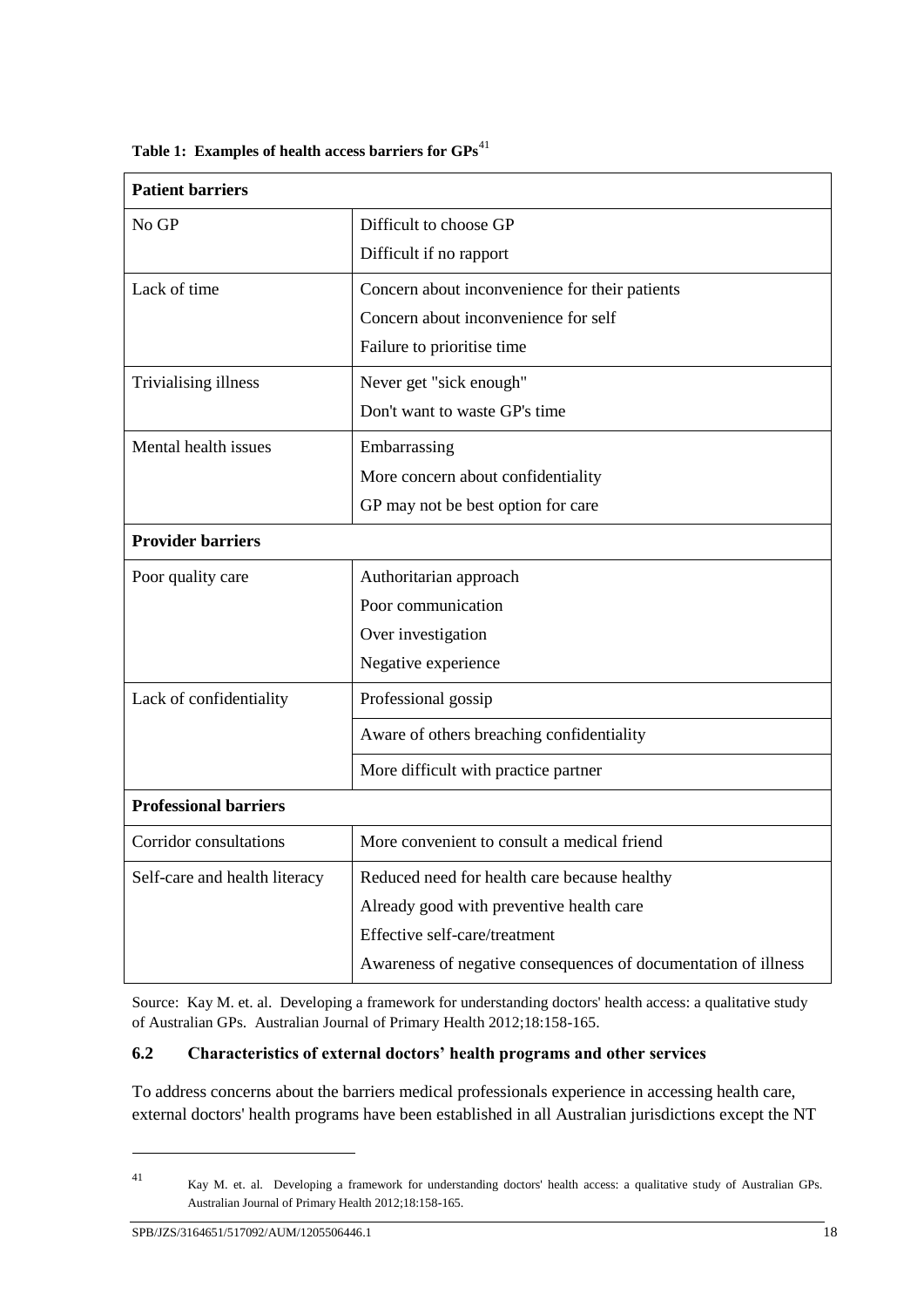**Table 1: Examples of health access barriers for GPs**[41]

| **Patient barriers** | |
|---|---|
| No GP | Difficult to choose GP<br>Difficult if no rapport |
| Lack of time | Concern about inconvenience for their patients<br>Concern about inconvenience for self<br>Failure to prioritise time |
| Trivialising illness | Never get "sick enough"<br>Don't want to waste GP's time |
| Mental health issues | Embarrassing<br>More concern about confidentiality<br>GP may not be best option for care |
| **Provider barriers** | |
| Poor quality care | Authoritarian approach<br>Poor communication<br>Over investigation<br>Negative experience |
| Lack of confidentiality | Professional gossip |
| | Aware of others breaching confidentiality |
| | More difficult with practice partner |
| **Professional barriers** | |
| Corridor consultations | More convenient to consult a medical friend |
| Self-care and health literacy | Reduced need for health care because healthy<br>Already good with preventive health care<br>Effective self-care/treatment<br>Awareness of negative consequences of documentation of illness |

Source: Kay M. et. al. Developing a framework for understanding doctors' health access: a qualitative study of Australian GPs. Australian Journal of Primary Health 2012;18:158-165.

### 6.2 Characteristics of external doctors' health programs and other services

To address concerns about the barriers medical professionals experience in accessing health care, external doctors' health programs have been established in all Australian jurisdictions except the NT

---

[41] Kay M. et. al. Developing a framework for understanding doctors' health access: a qualitative study of Australian GPs. Australian Journal of Primary Health 2012;18:158-165.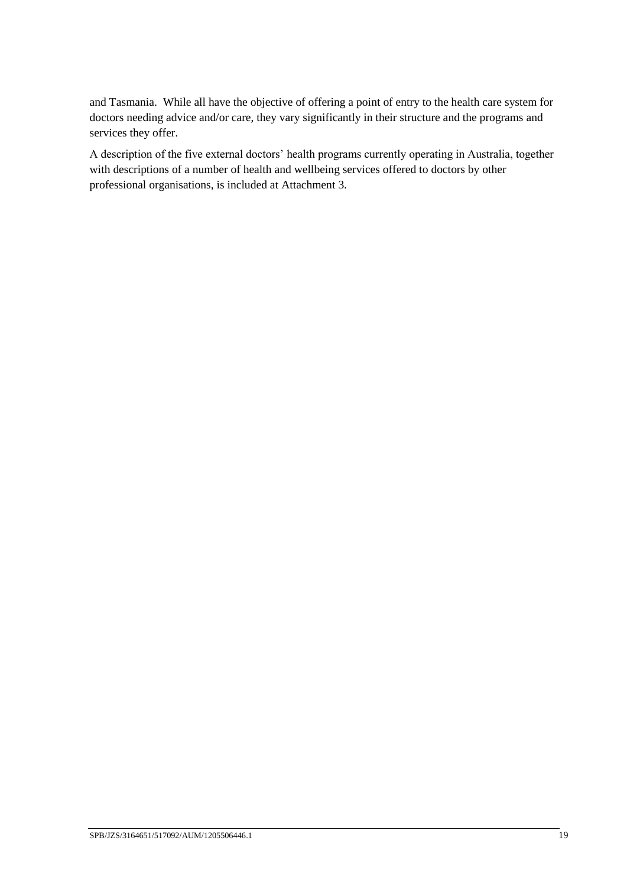and Tasmania. While all have the objective of offering a point of entry to the health care system for doctors needing advice and/or care, they vary significantly in their structure and the programs and services they offer.

A description of the five external doctors' health programs currently operating in Australia, together with descriptions of a number of health and wellbeing services offered to doctors by other professional organisations, is included at Attachment 3.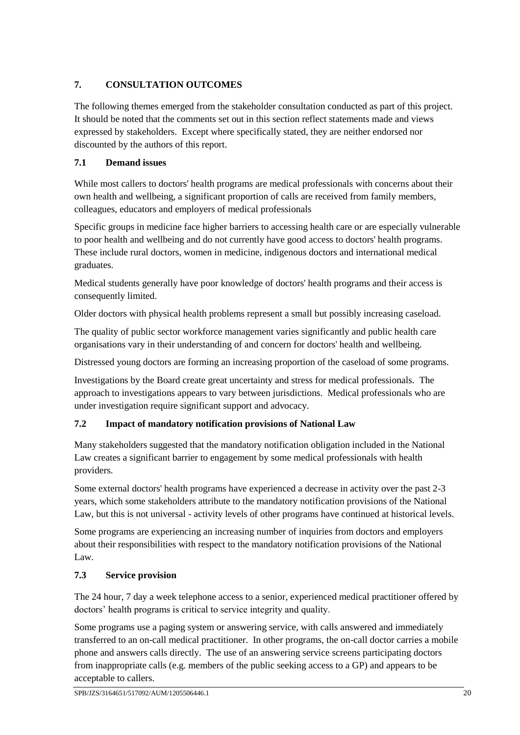## 7. CONSULTATION OUTCOMES

The following themes emerged from the stakeholder consultation conducted as part of this project. It should be noted that the comments set out in this section reflect statements made and views expressed by stakeholders. Except where specifically stated, they are neither endorsed nor discounted by the authors of this report.

### 7.1 Demand issues

While most callers to doctors' health programs are medical professionals with concerns about their own health and wellbeing, a significant proportion of calls are received from family members, colleagues, educators and employers of medical professionals

Specific groups in medicine face higher barriers to accessing health care or are especially vulnerable to poor health and wellbeing and do not currently have good access to doctors' health programs. These include rural doctors, women in medicine, indigenous doctors and international medical graduates.

Medical students generally have poor knowledge of doctors' health programs and their access is consequently limited.

Older doctors with physical health problems represent a small but possibly increasing caseload.

The quality of public sector workforce management varies significantly and public health care organisations vary in their understanding of and concern for doctors' health and wellbeing.

Distressed young doctors are forming an increasing proportion of the caseload of some programs.

Investigations by the Board create great uncertainty and stress for medical professionals. The approach to investigations appears to vary between jurisdictions. Medical professionals who are under investigation require significant support and advocacy.

### 7.2 Impact of mandatory notification provisions of National Law

Many stakeholders suggested that the mandatory notification obligation included in the National Law creates a significant barrier to engagement by some medical professionals with health providers.

Some external doctors' health programs have experienced a decrease in activity over the past 2-3 years, which some stakeholders attribute to the mandatory notification provisions of the National Law, but this is not universal - activity levels of other programs have continued at historical levels.

Some programs are experiencing an increasing number of inquiries from doctors and employers about their responsibilities with respect to the mandatory notification provisions of the National Law.

### 7.3 Service provision

The 24 hour, 7 day a week telephone access to a senior, experienced medical practitioner offered by doctors' health programs is critical to service integrity and quality.

Some programs use a paging system or answering service, with calls answered and immediately transferred to an on-call medical practitioner. In other programs, the on-call doctor carries a mobile phone and answers calls directly. The use of an answering service screens participating doctors from inappropriate calls (e.g. members of the public seeking access to a GP) and appears to be acceptable to callers.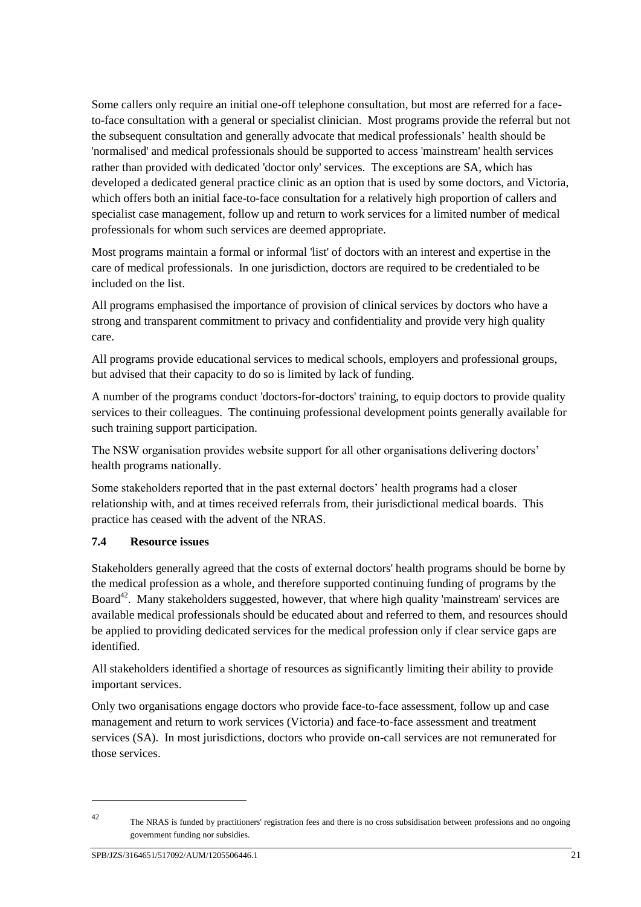Some callers only require an initial one-off telephone consultation, but most are referred for a face-to-face consultation with a general or specialist clinician. Most programs provide the referral but not the subsequent consultation and generally advocate that medical professionals' health should be 'normalised' and medical professionals should be supported to access 'mainstream' health services rather than provided with dedicated 'doctor only' services. The exceptions are SA, which has developed a dedicated general practice clinic as an option that is used by some doctors, and Victoria, which offers both an initial face-to-face consultation for a relatively high proportion of callers and specialist case management, follow up and return to work services for a limited number of medical professionals for whom such services are deemed appropriate.

Most programs maintain a formal or informal 'list' of doctors with an interest and expertise in the care of medical professionals. In one jurisdiction, doctors are required to be credentialed to be included on the list.

All programs emphasised the importance of provision of clinical services by doctors who have a strong and transparent commitment to privacy and confidentiality and provide very high quality care.

All programs provide educational services to medical schools, employers and professional groups, but advised that their capacity to do so is limited by lack of funding.

A number of the programs conduct 'doctors-for-doctors' training, to equip doctors to provide quality services to their colleagues. The continuing professional development points generally available for such training support participation.

The NSW organisation provides website support for all other organisations delivering doctors' health programs nationally.

Some stakeholders reported that in the past external doctors' health programs had a closer relationship with, and at times received referrals from, their jurisdictional medical boards. This practice has ceased with the advent of the NRAS.

### 7.4 Resource issues

Stakeholders generally agreed that the costs of external doctors' health programs should be borne by the medical profession as a whole, and therefore supported continuing funding of programs by the Board[42]. Many stakeholders suggested, however, that where high quality 'mainstream' services are available medical professionals should be educated about and referred to them, and resources should be applied to providing dedicated services for the medical profession only if clear service gaps are identified.

All stakeholders identified a shortage of resources as significantly limiting their ability to provide important services.

Only two organisations engage doctors who provide face-to-face assessment, follow up and case management and return to work services (Victoria) and face-to-face assessment and treatment services (SA). In most jurisdictions, doctors who provide on-call services are not remunerated for those services.

---

[42] The NRAS is funded by practitioners' registration fees and there is no cross subsidisation between professions and no ongoing government funding nor subsidies.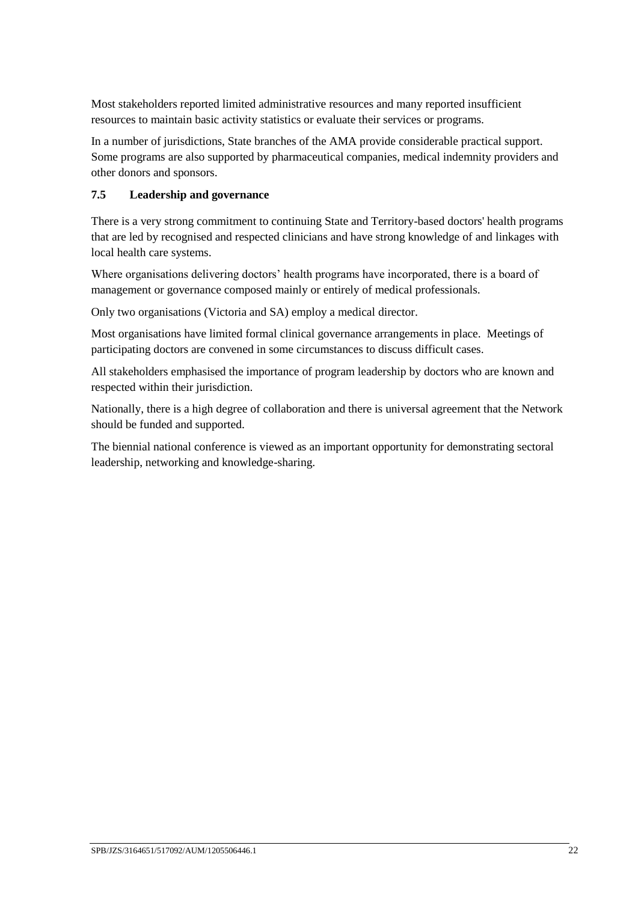Most stakeholders reported limited administrative resources and many reported insufficient resources to maintain basic activity statistics or evaluate their services or programs.

In a number of jurisdictions, State branches of the AMA provide considerable practical support. Some programs are also supported by pharmaceutical companies, medical indemnity providers and other donors and sponsors.

### 7.5 Leadership and governance

There is a very strong commitment to continuing State and Territory-based doctors' health programs that are led by recognised and respected clinicians and have strong knowledge of and linkages with local health care systems.

Where organisations delivering doctors' health programs have incorporated, there is a board of management or governance composed mainly or entirely of medical professionals.

Only two organisations (Victoria and SA) employ a medical director.

Most organisations have limited formal clinical governance arrangements in place. Meetings of participating doctors are convened in some circumstances to discuss difficult cases.

All stakeholders emphasised the importance of program leadership by doctors who are known and respected within their jurisdiction.

Nationally, there is a high degree of collaboration and there is universal agreement that the Network should be funded and supported.

The biennial national conference is viewed as an important opportunity for demonstrating sectoral leadership, networking and knowledge-sharing.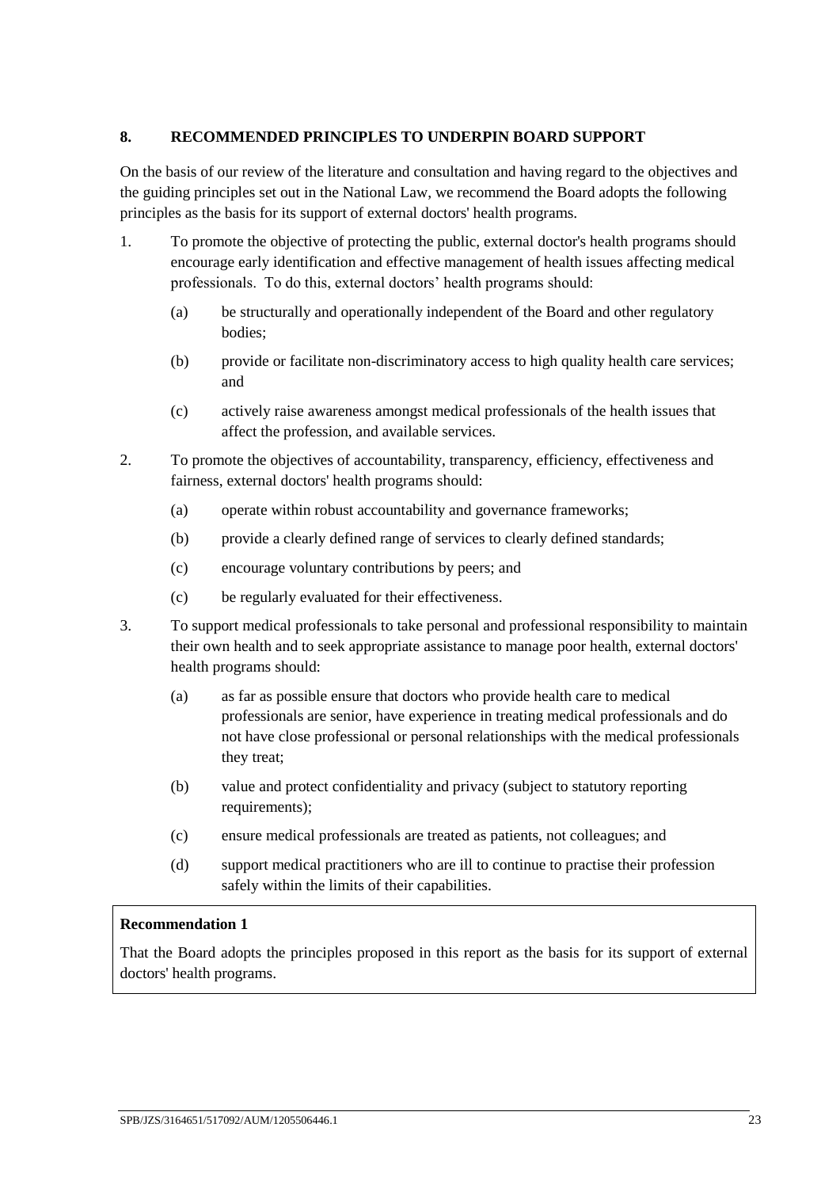## 8. RECOMMENDED PRINCIPLES TO UNDERPIN BOARD SUPPORT

On the basis of our review of the literature and consultation and having regard to the objectives and the guiding principles set out in the National Law, we recommend the Board adopts the following principles as the basis for its support of external doctors' health programs.

1. To promote the objective of protecting the public, external doctor's health programs should encourage early identification and effective management of health issues affecting medical professionals. To do this, external doctors' health programs should:

   (a) be structurally and operationally independent of the Board and other regulatory bodies;

   (b) provide or facilitate non-discriminatory access to high quality health care services; and

   (c) actively raise awareness amongst medical professionals of the health issues that affect the profession, and available services.

2. To promote the objectives of accountability, transparency, efficiency, effectiveness and fairness, external doctors' health programs should:

   (a) operate within robust accountability and governance frameworks;

   (b) provide a clearly defined range of services to clearly defined standards;

   (c) encourage voluntary contributions by peers; and

   (c) be regularly evaluated for their effectiveness.

3. To support medical professionals to take personal and professional responsibility to maintain their own health and to seek appropriate assistance to manage poor health, external doctors' health programs should:

   (a) as far as possible ensure that doctors who provide health care to medical professionals are senior, have experience in treating medical professionals and do not have close professional or personal relationships with the medical professionals they treat;

   (b) value and protect confidentiality and privacy (subject to statutory reporting requirements);

   (c) ensure medical professionals are treated as patients, not colleagues; and

   (d) support medical practitioners who are ill to continue to practise their profession safely within the limits of their capabilities.

**Recommendation 1**

That the Board adopts the principles proposed in this report as the basis for its support of external doctors' health programs.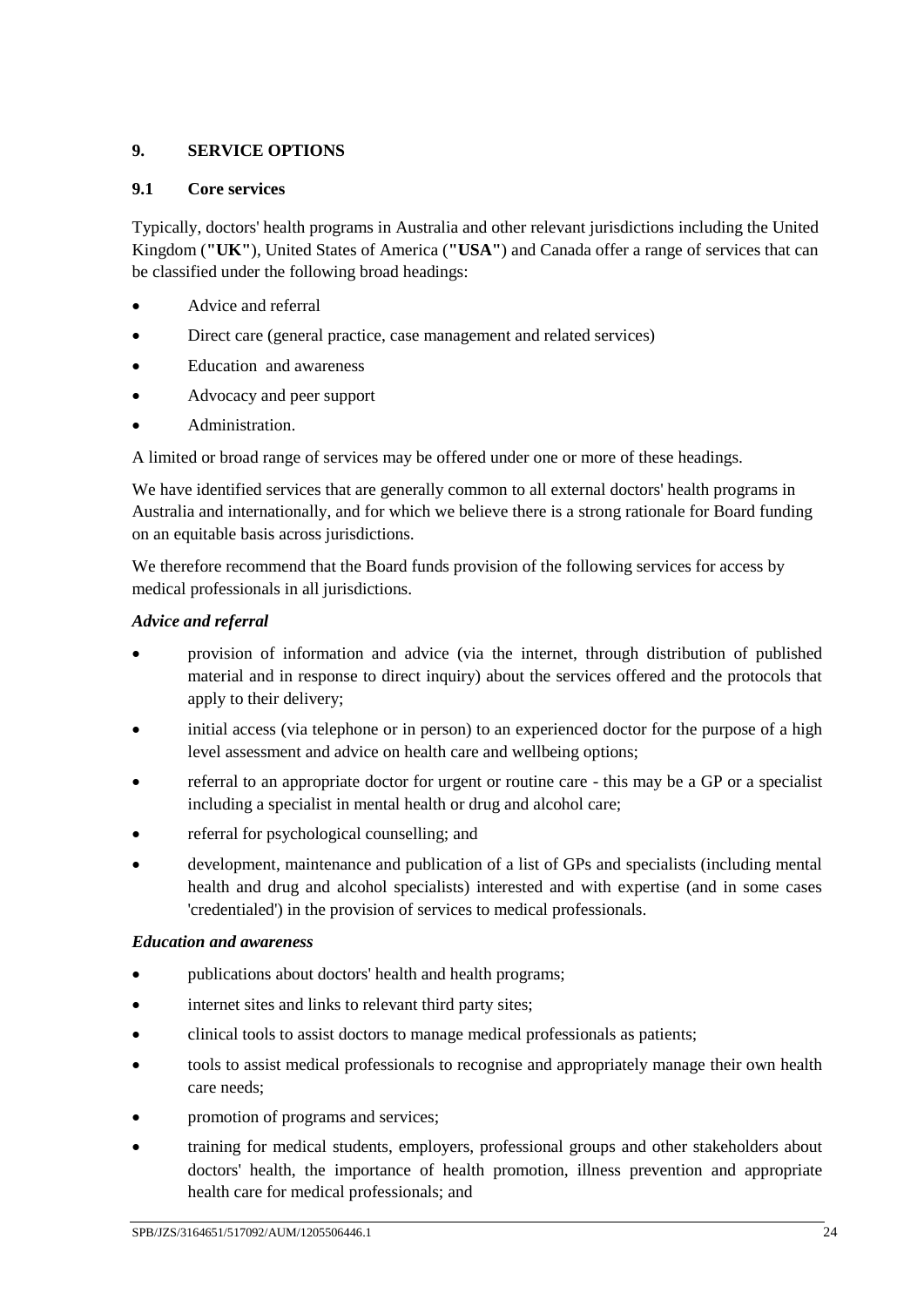## 9. SERVICE OPTIONS

### 9.1 Core services

Typically, doctors' health programs in Australia and other relevant jurisdictions including the United Kingdom (**"UK"**), United States of America (**"USA"**) and Canada offer a range of services that can be classified under the following broad headings:

- Advice and referral
- Direct care (general practice, case management and related services)
- Education and awareness
- Advocacy and peer support
- Administration.

A limited or broad range of services may be offered under one or more of these headings.

We have identified services that are generally common to all external doctors' health programs in Australia and internationally, and for which we believe there is a strong rationale for Board funding on an equitable basis across jurisdictions.

We therefore recommend that the Board funds provision of the following services for access by medical professionals in all jurisdictions.

***Advice and referral***

- provision of information and advice (via the internet, through distribution of published material and in response to direct inquiry) about the services offered and the protocols that apply to their delivery;
- initial access (via telephone or in person) to an experienced doctor for the purpose of a high level assessment and advice on health care and wellbeing options;
- referral to an appropriate doctor for urgent or routine care - this may be a GP or a specialist including a specialist in mental health or drug and alcohol care;
- referral for psychological counselling; and
- development, maintenance and publication of a list of GPs and specialists (including mental health and drug and alcohol specialists) interested and with expertise (and in some cases 'credentialed') in the provision of services to medical professionals.

***Education and awareness***

- publications about doctors' health and health programs;
- internet sites and links to relevant third party sites;
- clinical tools to assist doctors to manage medical professionals as patients;
- tools to assist medical professionals to recognise and appropriately manage their own health care needs;
- promotion of programs and services;
- training for medical students, employers, professional groups and other stakeholders about doctors' health, the importance of health promotion, illness prevention and appropriate health care for medical professionals; and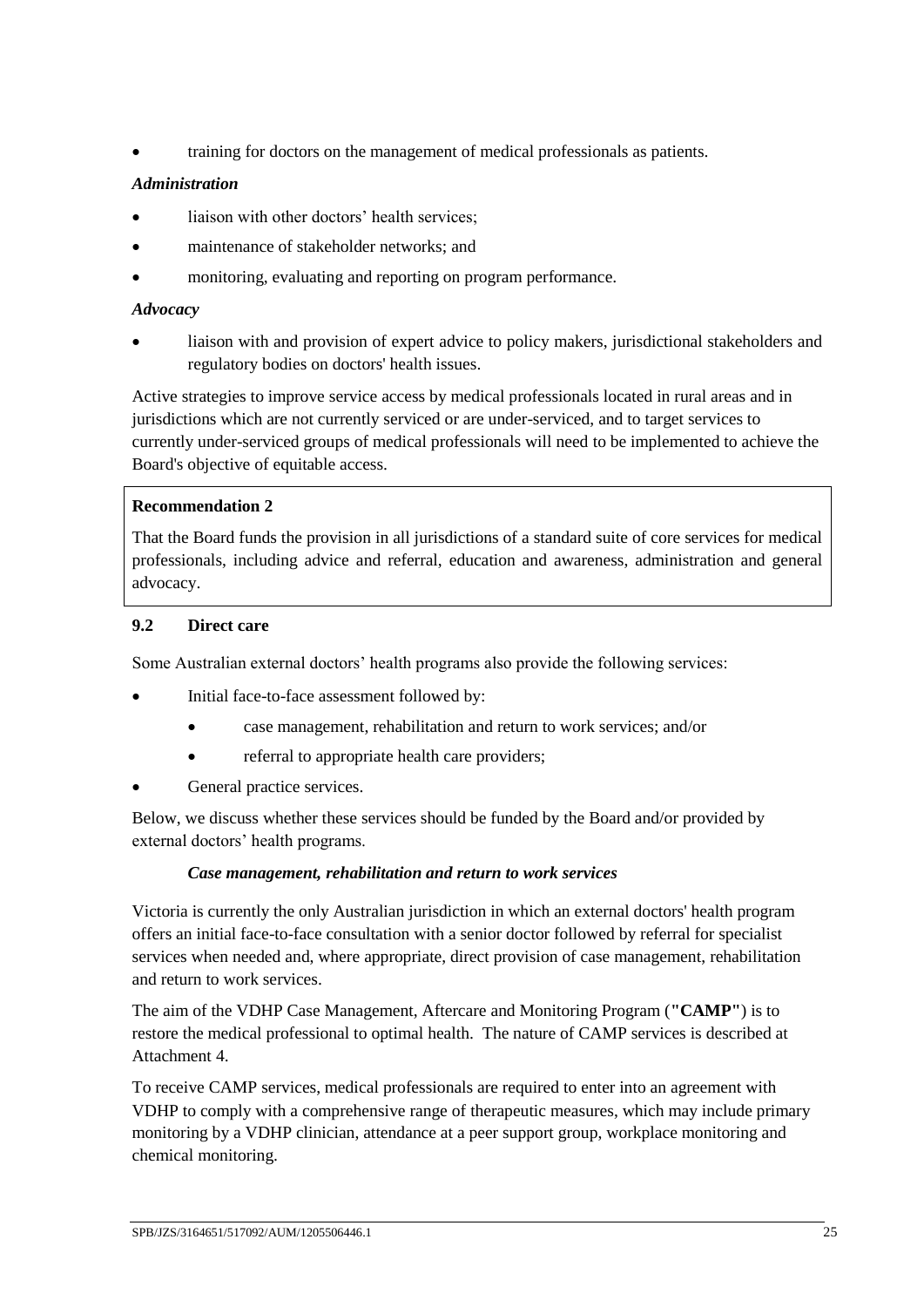- training for doctors on the management of medical professionals as patients.

***Administration***

- liaison with other doctors' health services;
- maintenance of stakeholder networks; and
- monitoring, evaluating and reporting on program performance.

***Advocacy***

- liaison with and provision of expert advice to policy makers, jurisdictional stakeholders and regulatory bodies on doctors' health issues.

Active strategies to improve service access by medical professionals located in rural areas and in jurisdictions which are not currently serviced or are under-serviced, and to target services to currently under-serviced groups of medical professionals will need to be implemented to achieve the Board's objective of equitable access.

> **Recommendation 2**
>
> That the Board funds the provision in all jurisdictions of a standard suite of core services for medical professionals, including advice and referral, education and awareness, administration and general advocacy.

### 9.2 Direct care

Some Australian external doctors' health programs also provide the following services:

- Initial face-to-face assessment followed by:
    - case management, rehabilitation and return to work services; and/or
    - referral to appropriate health care providers;
- General practice services.

Below, we discuss whether these services should be funded by the Board and/or provided by external doctors' health programs.

***Case management, rehabilitation and return to work services***

Victoria is currently the only Australian jurisdiction in which an external doctors' health program offers an initial face-to-face consultation with a senior doctor followed by referral for specialist services when needed and, where appropriate, direct provision of case management, rehabilitation and return to work services.

The aim of the VDHP Case Management, Aftercare and Monitoring Program (**"CAMP"**) is to restore the medical professional to optimal health. The nature of CAMP services is described at Attachment 4.

To receive CAMP services, medical professionals are required to enter into an agreement with VDHP to comply with a comprehensive range of therapeutic measures, which may include primary monitoring by a VDHP clinician, attendance at a peer support group, workplace monitoring and chemical monitoring.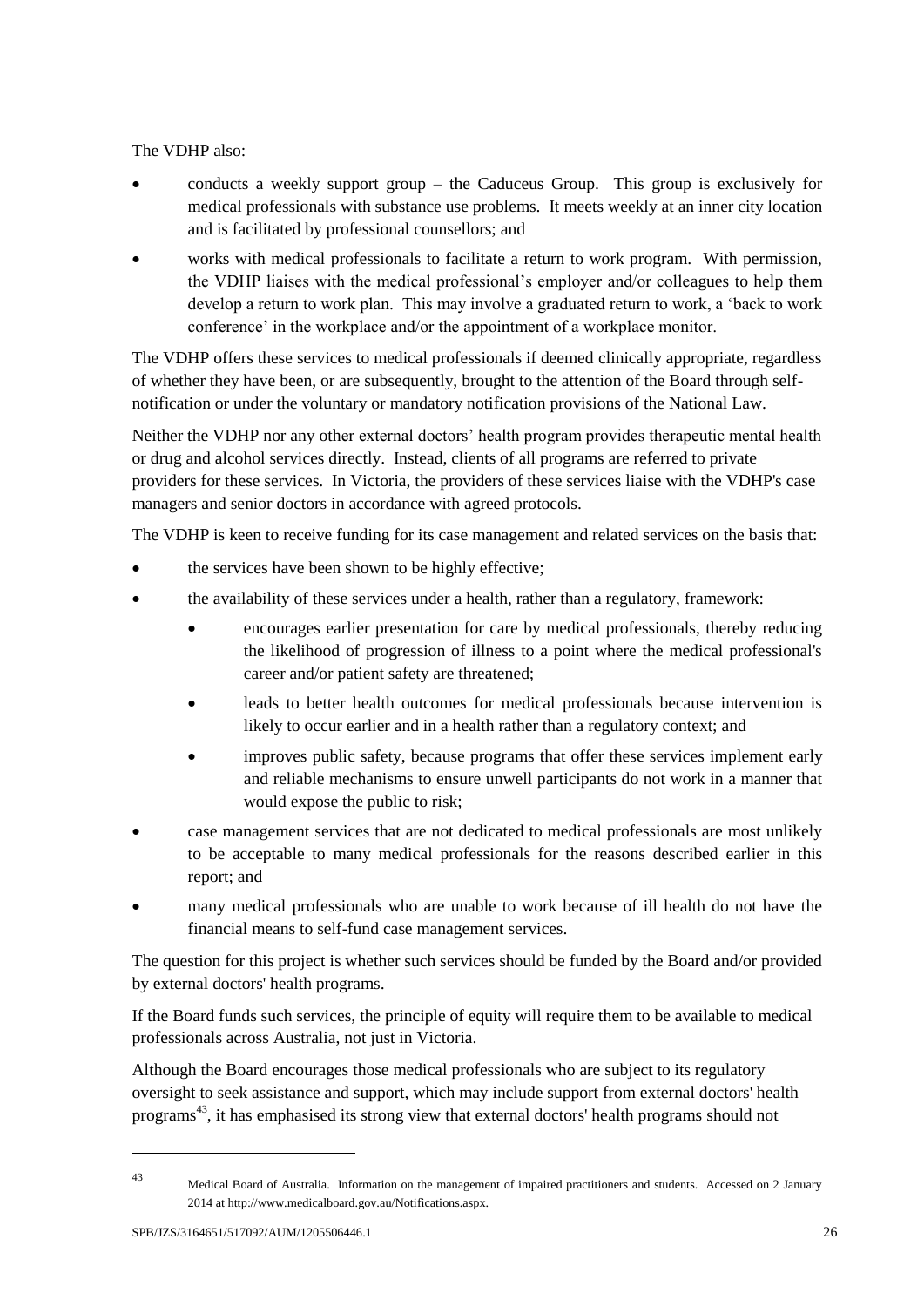The VDHP also:

- conducts a weekly support group – the Caduceus Group. This group is exclusively for medical professionals with substance use problems. It meets weekly at an inner city location and is facilitated by professional counsellors; and
- works with medical professionals to facilitate a return to work program. With permission, the VDHP liaises with the medical professional's employer and/or colleagues to help them develop a return to work plan. This may involve a graduated return to work, a 'back to work conference' in the workplace and/or the appointment of a workplace monitor.

The VDHP offers these services to medical professionals if deemed clinically appropriate, regardless of whether they have been, or are subsequently, brought to the attention of the Board through self-notification or under the voluntary or mandatory notification provisions of the National Law.

Neither the VDHP nor any other external doctors' health program provides therapeutic mental health or drug and alcohol services directly. Instead, clients of all programs are referred to private providers for these services. In Victoria, the providers of these services liaise with the VDHP's case managers and senior doctors in accordance with agreed protocols.

The VDHP is keen to receive funding for its case management and related services on the basis that:

- the services have been shown to be highly effective;
- the availability of these services under a health, rather than a regulatory, framework:
  - encourages earlier presentation for care by medical professionals, thereby reducing the likelihood of progression of illness to a point where the medical professional's career and/or patient safety are threatened;
  - leads to better health outcomes for medical professionals because intervention is likely to occur earlier and in a health rather than a regulatory context; and
  - improves public safety, because programs that offer these services implement early and reliable mechanisms to ensure unwell participants do not work in a manner that would expose the public to risk;
- case management services that are not dedicated to medical professionals are most unlikely to be acceptable to many medical professionals for the reasons described earlier in this report; and
- many medical professionals who are unable to work because of ill health do not have the financial means to self-fund case management services.

The question for this project is whether such services should be funded by the Board and/or provided by external doctors' health programs.

If the Board funds such services, the principle of equity will require them to be available to medical professionals across Australia, not just in Victoria.

Although the Board encourages those medical professionals who are subject to its regulatory oversight to seek assistance and support, which may include support from external doctors' health programs[43], it has emphasised its strong view that external doctors' health programs should not

[43] Medical Board of Australia. Information on the management of impaired practitioners and students. Accessed on 2 January 2014 at http://www.medicalboard.gov.au/Notifications.aspx.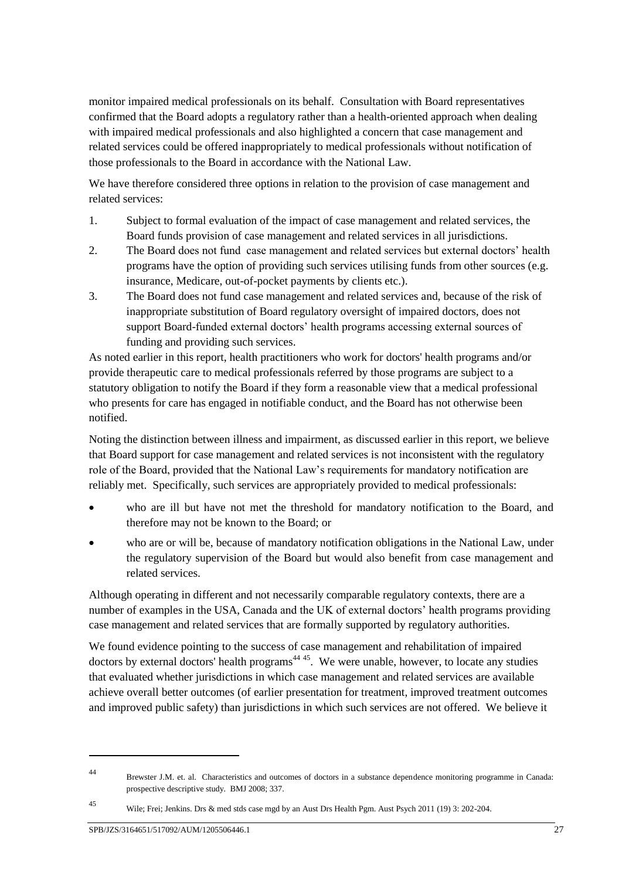monitor impaired medical professionals on its behalf. Consultation with Board representatives confirmed that the Board adopts a regulatory rather than a health-oriented approach when dealing with impaired medical professionals and also highlighted a concern that case management and related services could be offered inappropriately to medical professionals without notification of those professionals to the Board in accordance with the National Law.

We have therefore considered three options in relation to the provision of case management and related services:

1. Subject to formal evaluation of the impact of case management and related services, the Board funds provision of case management and related services in all jurisdictions.
2. The Board does not fund case management and related services but external doctors' health programs have the option of providing such services utilising funds from other sources (e.g. insurance, Medicare, out-of-pocket payments by clients etc.).
3. The Board does not fund case management and related services and, because of the risk of inappropriate substitution of Board regulatory oversight of impaired doctors, does not support Board-funded external doctors' health programs accessing external sources of funding and providing such services.

As noted earlier in this report, health practitioners who work for doctors' health programs and/or provide therapeutic care to medical professionals referred by those programs are subject to a statutory obligation to notify the Board if they form a reasonable view that a medical professional who presents for care has engaged in notifiable conduct, and the Board has not otherwise been notified.

Noting the distinction between illness and impairment, as discussed earlier in this report, we believe that Board support for case management and related services is not inconsistent with the regulatory role of the Board, provided that the National Law's requirements for mandatory notification are reliably met. Specifically, such services are appropriately provided to medical professionals:

- who are ill but have not met the threshold for mandatory notification to the Board, and therefore may not be known to the Board; or
- who are or will be, because of mandatory notification obligations in the National Law, under the regulatory supervision of the Board but would also benefit from case management and related services.

Although operating in different and not necessarily comparable regulatory contexts, there are a number of examples in the USA, Canada and the UK of external doctors' health programs providing case management and related services that are formally supported by regulatory authorities.

We found evidence pointing to the success of case management and rehabilitation of impaired doctors by external doctors' health programs[44] [45]. We were unable, however, to locate any studies that evaluated whether jurisdictions in which case management and related services are available achieve overall better outcomes (of earlier presentation for treatment, improved treatment outcomes and improved public safety) than jurisdictions in which such services are not offered. We believe it

---

[44] Brewster J.M. et. al. Characteristics and outcomes of doctors in a substance dependence monitoring programme in Canada: prospective descriptive study. BMJ 2008; 337.

[45] Wile; Frei; Jenkins. Drs & med stds case mgd by an Aust Drs Health Pgm. Aust Psych 2011 (19) 3: 202-204.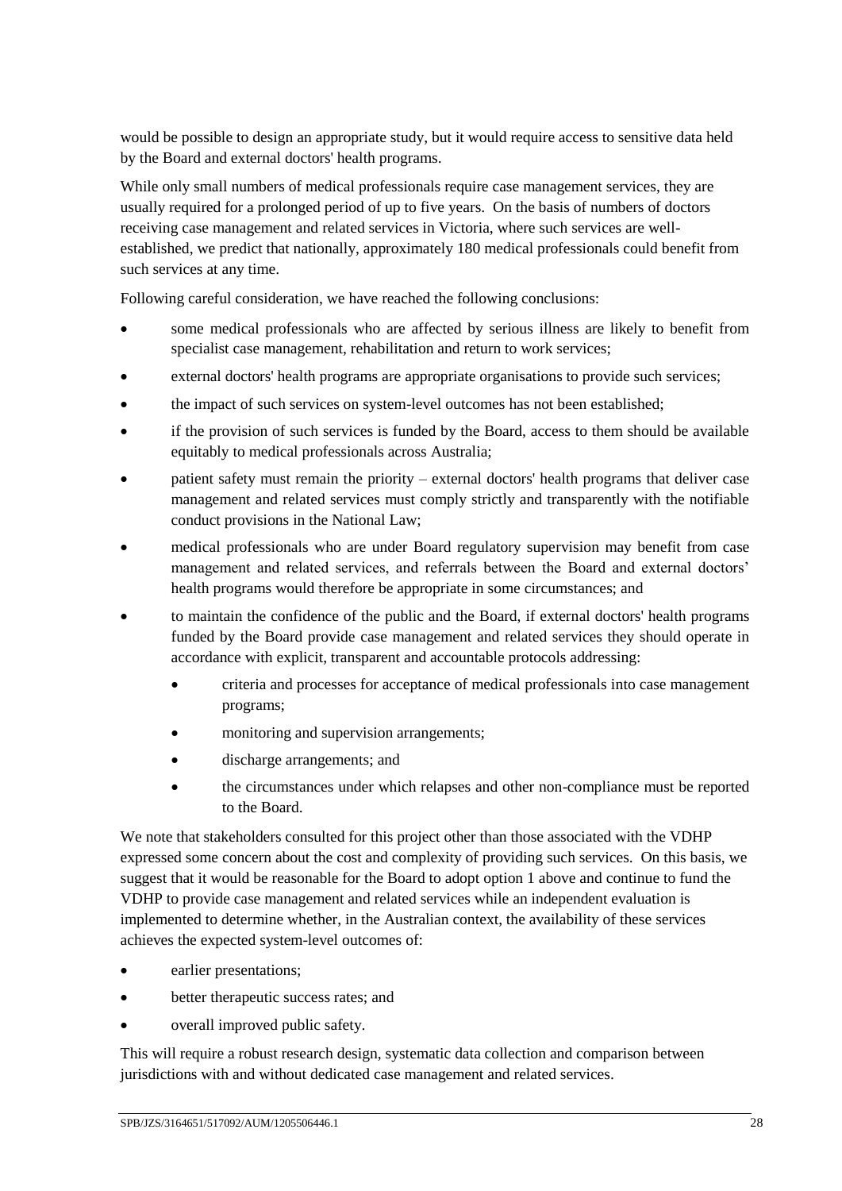would be possible to design an appropriate study, but it would require access to sensitive data held by the Board and external doctors' health programs.

While only small numbers of medical professionals require case management services, they are usually required for a prolonged period of up to five years. On the basis of numbers of doctors receiving case management and related services in Victoria, where such services are well-established, we predict that nationally, approximately 180 medical professionals could benefit from such services at any time.

Following careful consideration, we have reached the following conclusions:

- some medical professionals who are affected by serious illness are likely to benefit from specialist case management, rehabilitation and return to work services;
- external doctors' health programs are appropriate organisations to provide such services;
- the impact of such services on system-level outcomes has not been established;
- if the provision of such services is funded by the Board, access to them should be available equitably to medical professionals across Australia;
- patient safety must remain the priority – external doctors' health programs that deliver case management and related services must comply strictly and transparently with the notifiable conduct provisions in the National Law;
- medical professionals who are under Board regulatory supervision may benefit from case management and related services, and referrals between the Board and external doctors' health programs would therefore be appropriate in some circumstances; and
- to maintain the confidence of the public and the Board, if external doctors' health programs funded by the Board provide case management and related services they should operate in accordance with explicit, transparent and accountable protocols addressing:
  - criteria and processes for acceptance of medical professionals into case management programs;
  - monitoring and supervision arrangements;
  - discharge arrangements; and
  - the circumstances under which relapses and other non-compliance must be reported to the Board.

We note that stakeholders consulted for this project other than those associated with the VDHP expressed some concern about the cost and complexity of providing such services. On this basis, we suggest that it would be reasonable for the Board to adopt option 1 above and continue to fund the VDHP to provide case management and related services while an independent evaluation is implemented to determine whether, in the Australian context, the availability of these services achieves the expected system-level outcomes of:

- earlier presentations;
- better therapeutic success rates; and
- overall improved public safety.

This will require a robust research design, systematic data collection and comparison between jurisdictions with and without dedicated case management and related services.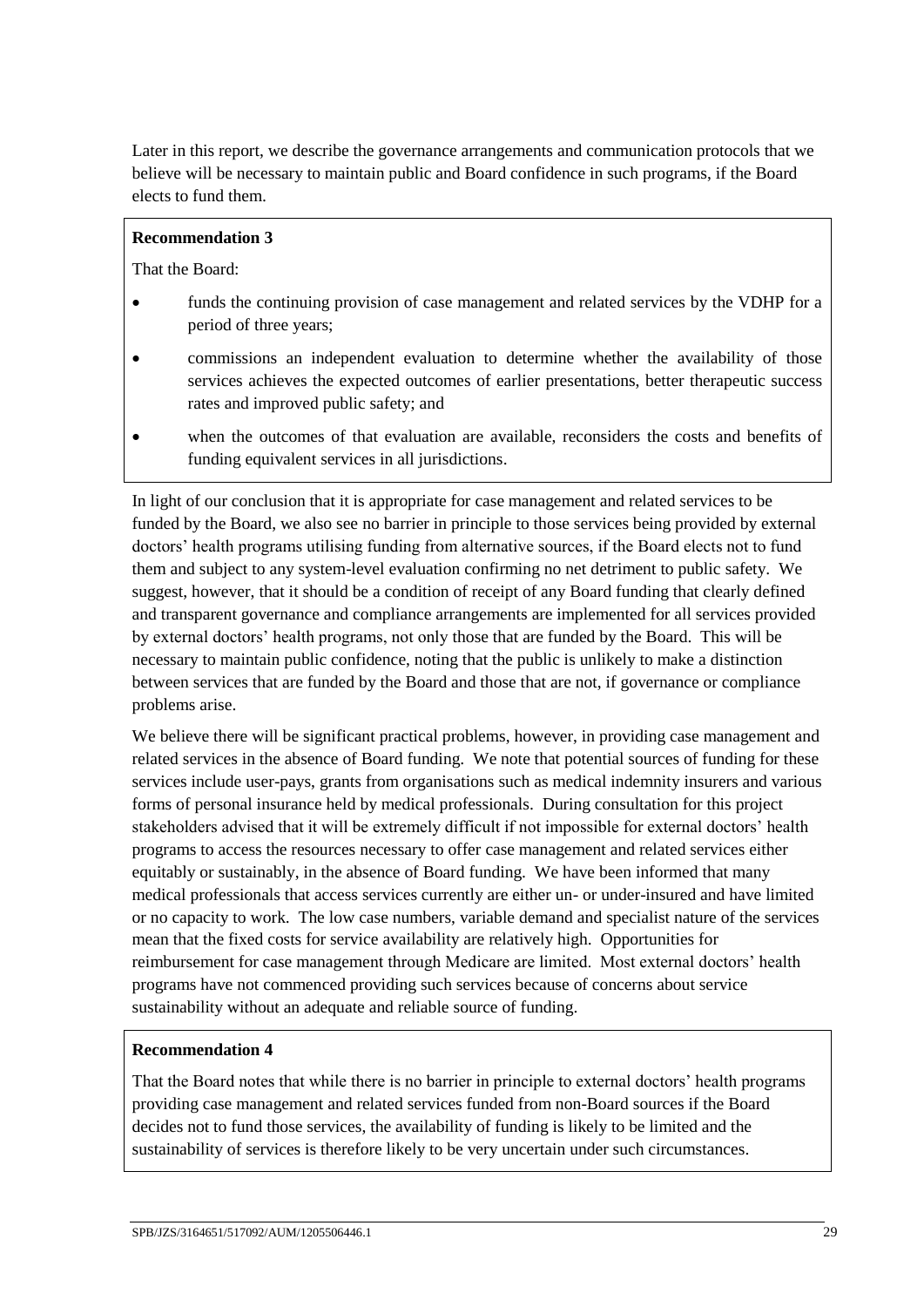Later in this report, we describe the governance arrangements and communication protocols that we believe will be necessary to maintain public and Board confidence in such programs, if the Board elects to fund them.

**Recommendation 3**

That the Board:

- funds the continuing provision of case management and related services by the VDHP for a period of three years;
- commissions an independent evaluation to determine whether the availability of those services achieves the expected outcomes of earlier presentations, better therapeutic success rates and improved public safety; and
- when the outcomes of that evaluation are available, reconsiders the costs and benefits of funding equivalent services in all jurisdictions.

In light of our conclusion that it is appropriate for case management and related services to be funded by the Board, we also see no barrier in principle to those services being provided by external doctors' health programs utilising funding from alternative sources, if the Board elects not to fund them and subject to any system-level evaluation confirming no net detriment to public safety. We suggest, however, that it should be a condition of receipt of any Board funding that clearly defined and transparent governance and compliance arrangements are implemented for all services provided by external doctors' health programs, not only those that are funded by the Board. This will be necessary to maintain public confidence, noting that the public is unlikely to make a distinction between services that are funded by the Board and those that are not, if governance or compliance problems arise.

We believe there will be significant practical problems, however, in providing case management and related services in the absence of Board funding. We note that potential sources of funding for these services include user-pays, grants from organisations such as medical indemnity insurers and various forms of personal insurance held by medical professionals. During consultation for this project stakeholders advised that it will be extremely difficult if not impossible for external doctors' health programs to access the resources necessary to offer case management and related services either equitably or sustainably, in the absence of Board funding. We have been informed that many medical professionals that access services currently are either un- or under-insured and have limited or no capacity to work. The low case numbers, variable demand and specialist nature of the services mean that the fixed costs for service availability are relatively high. Opportunities for reimbursement for case management through Medicare are limited. Most external doctors' health programs have not commenced providing such services because of concerns about service sustainability without an adequate and reliable source of funding.

**Recommendation 4**

That the Board notes that while there is no barrier in principle to external doctors' health programs providing case management and related services funded from non-Board sources if the Board decides not to fund those services, the availability of funding is likely to be limited and the sustainability of services is therefore likely to be very uncertain under such circumstances.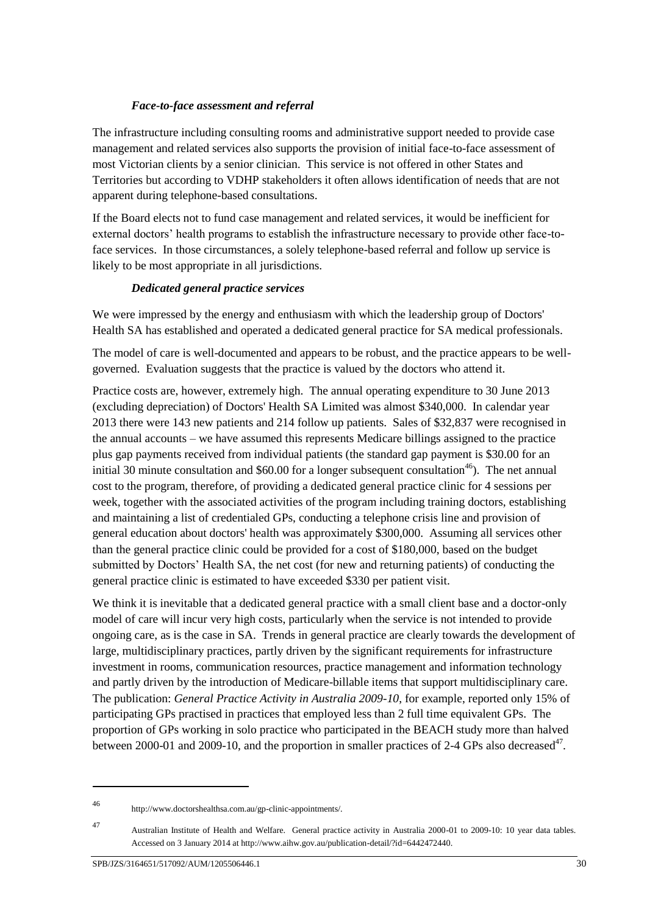#### *Face-to-face assessment and referral*

The infrastructure including consulting rooms and administrative support needed to provide case management and related services also supports the provision of initial face-to-face assessment of most Victorian clients by a senior clinician. This service is not offered in other States and Territories but according to VDHP stakeholders it often allows identification of needs that are not apparent during telephone-based consultations.

If the Board elects not to fund case management and related services, it would be inefficient for external doctors' health programs to establish the infrastructure necessary to provide other face-to-face services. In those circumstances, a solely telephone-based referral and follow up service is likely to be most appropriate in all jurisdictions.

#### *Dedicated general practice services*

We were impressed by the energy and enthusiasm with which the leadership group of Doctors' Health SA has established and operated a dedicated general practice for SA medical professionals.

The model of care is well-documented and appears to be robust, and the practice appears to be well-governed. Evaluation suggests that the practice is valued by the doctors who attend it.

Practice costs are, however, extremely high. The annual operating expenditure to 30 June 2013 (excluding depreciation) of Doctors' Health SA Limited was almost $340,000. In calendar year 2013 there were 143 new patients and 214 follow up patients. Sales of $32,837 were recognised in the annual accounts – we have assumed this represents Medicare billings assigned to the practice plus gap payments received from individual patients (the standard gap payment is $30.00 for an initial 30 minute consultation and $60.00 for a longer subsequent consultation[46]). The net annual cost to the program, therefore, of providing a dedicated general practice clinic for 4 sessions per week, together with the associated activities of the program including training doctors, establishing and maintaining a list of credentialed GPs, conducting a telephone crisis line and provision of general education about doctors' health was approximately $300,000. Assuming all services other than the general practice clinic could be provided for a cost of $180,000, based on the budget submitted by Doctors' Health SA, the net cost (for new and returning patients) of conducting the general practice clinic is estimated to have exceeded $330 per patient visit.

We think it is inevitable that a dedicated general practice with a small client base and a doctor-only model of care will incur very high costs, particularly when the service is not intended to provide ongoing care, as is the case in SA. Trends in general practice are clearly towards the development of large, multidisciplinary practices, partly driven by the significant requirements for infrastructure investment in rooms, communication resources, practice management and information technology and partly driven by the introduction of Medicare-billable items that support multidisciplinary care. The publication: *General Practice Activity in Australia 2009-10*, for example, reported only 15% of participating GPs practised in practices that employed less than 2 full time equivalent GPs. The proportion of GPs working in solo practice who participated in the BEACH study more than halved between 2000-01 and 2009-10, and the proportion in smaller practices of 2-4 GPs also decreased[47].

---

[46] http://www.doctorshealthsa.com.au/gp-clinic-appointments/.

[47] Australian Institute of Health and Welfare. General practice activity in Australia 2000-01 to 2009-10: 10 year data tables. Accessed on 3 January 2014 at http://www.aihw.gov.au/publication-detail/?id=6442472440.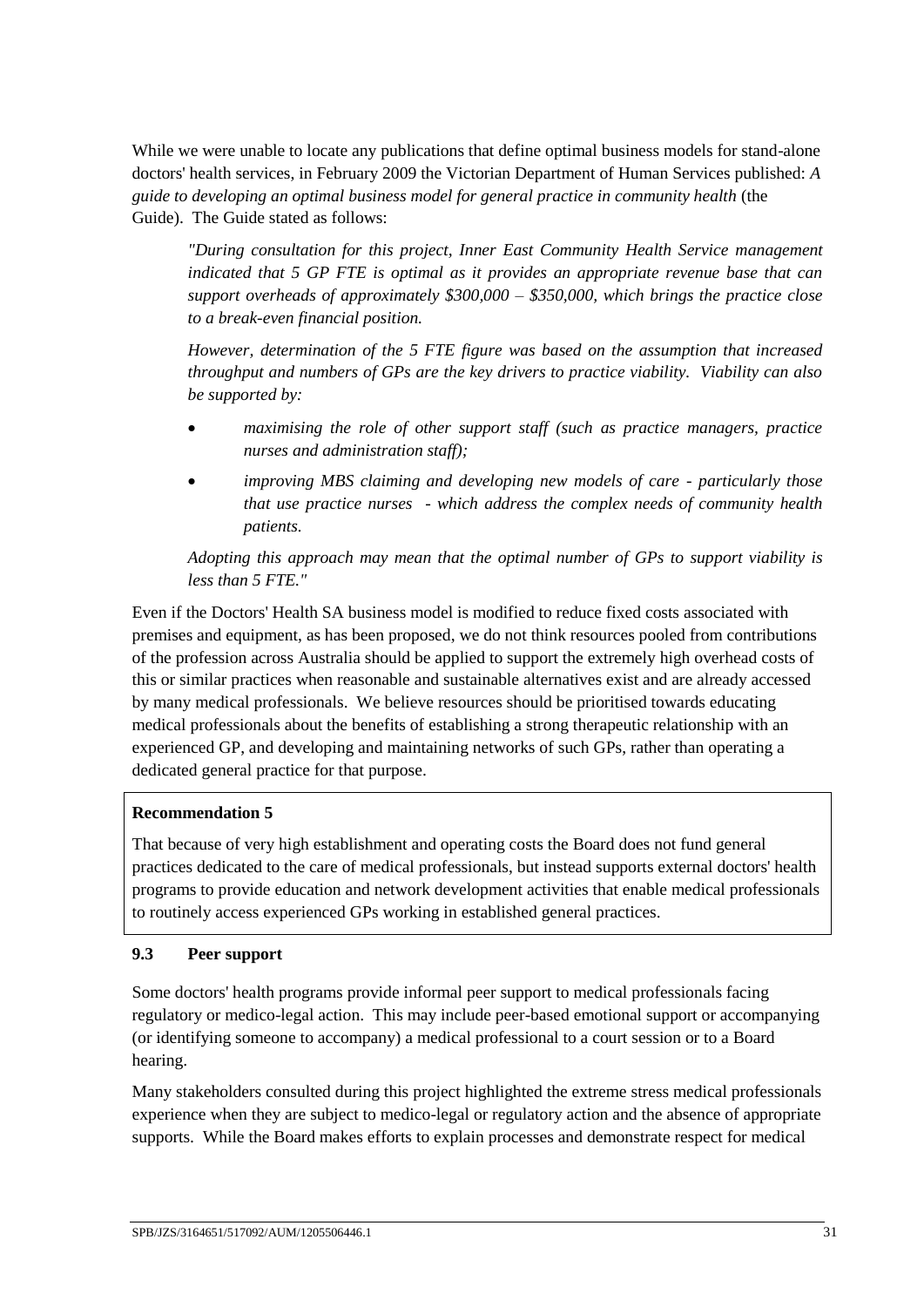While we were unable to locate any publications that define optimal business models for stand-alone doctors' health services, in February 2009 the Victorian Department of Human Services published: *A guide to developing an optimal business model for general practice in community health* (the Guide). The Guide stated as follows:

> *"During consultation for this project, Inner East Community Health Service management indicated that 5 GP FTE is optimal as it provides an appropriate revenue base that can support overheads of approximately $300,000 – $350,000, which brings the practice close to a break-even financial position.*
>
> *However, determination of the 5 FTE figure was based on the assumption that increased throughput and numbers of GPs are the key drivers to practice viability. Viability can also be supported by:*
>
> - *maximising the role of other support staff (such as practice managers, practice nurses and administration staff);*
> - *improving MBS claiming and developing new models of care - particularly those that use practice nurses - which address the complex needs of community health patients.*
>
> *Adopting this approach may mean that the optimal number of GPs to support viability is less than 5 FTE."*

Even if the Doctors' Health SA business model is modified to reduce fixed costs associated with premises and equipment, as has been proposed, we do not think resources pooled from contributions of the profession across Australia should be applied to support the extremely high overhead costs of this or similar practices when reasonable and sustainable alternatives exist and are already accessed by many medical professionals. We believe resources should be prioritised towards educating medical professionals about the benefits of establishing a strong therapeutic relationship with an experienced GP, and developing and maintaining networks of such GPs, rather than operating a dedicated general practice for that purpose.

**Recommendation 5**

That because of very high establishment and operating costs the Board does not fund general practices dedicated to the care of medical professionals, but instead supports external doctors' health programs to provide education and network development activities that enable medical professionals to routinely access experienced GPs working in established general practices.

### 9.3 Peer support

Some doctors' health programs provide informal peer support to medical professionals facing regulatory or medico-legal action. This may include peer-based emotional support or accompanying (or identifying someone to accompany) a medical professional to a court session or to a Board hearing.

Many stakeholders consulted during this project highlighted the extreme stress medical professionals experience when they are subject to medico-legal or regulatory action and the absence of appropriate supports. While the Board makes efforts to explain processes and demonstrate respect for medical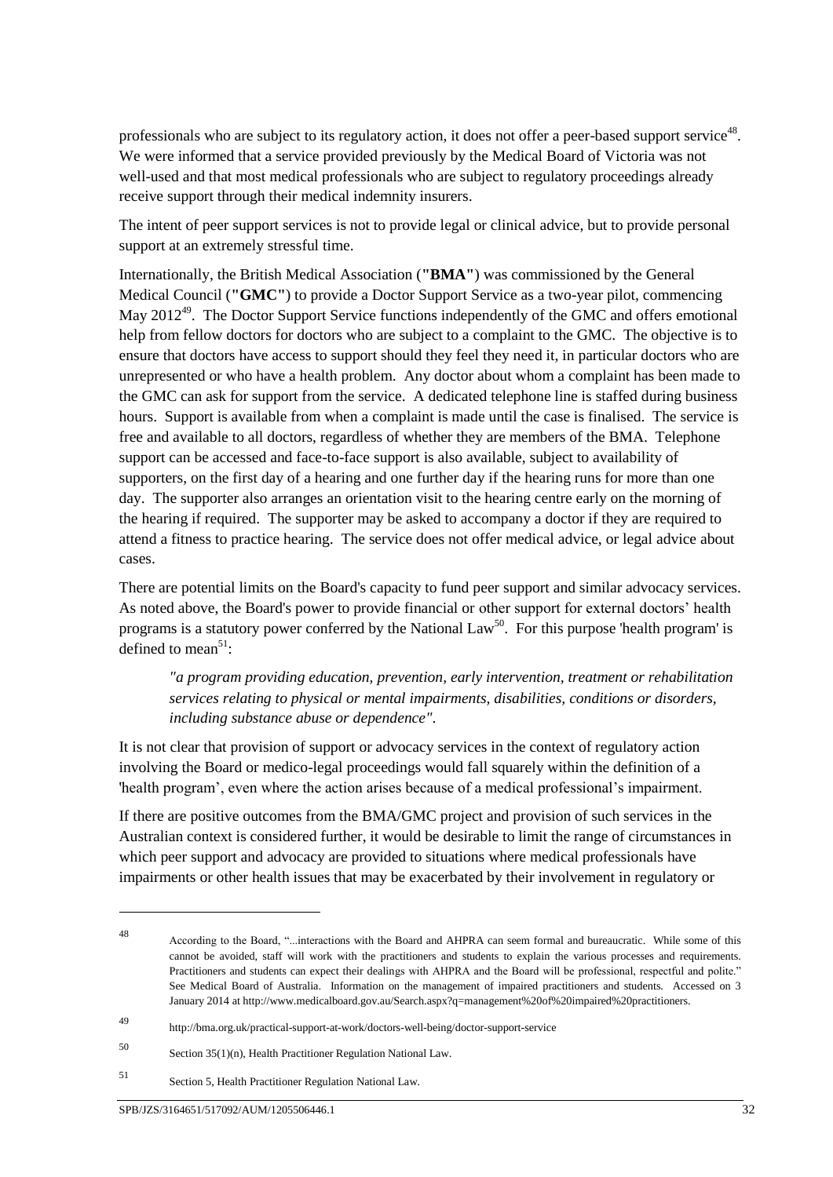professionals who are subject to its regulatory action, it does not offer a peer-based support service[48]. We were informed that a service provided previously by the Medical Board of Victoria was not well-used and that most medical professionals who are subject to regulatory proceedings already receive support through their medical indemnity insurers.

The intent of peer support services is not to provide legal or clinical advice, but to provide personal support at an extremely stressful time.

Internationally, the British Medical Association (**"BMA"**) was commissioned by the General Medical Council (**"GMC"**) to provide a Doctor Support Service as a two-year pilot, commencing May 2012[49]. The Doctor Support Service functions independently of the GMC and offers emotional help from fellow doctors for doctors who are subject to a complaint to the GMC. The objective is to ensure that doctors have access to support should they feel they need it, in particular doctors who are unrepresented or who have a health problem. Any doctor about whom a complaint has been made to the GMC can ask for support from the service. A dedicated telephone line is staffed during business hours. Support is available from when a complaint is made until the case is finalised. The service is free and available to all doctors, regardless of whether they are members of the BMA. Telephone support can be accessed and face-to-face support is also available, subject to availability of supporters, on the first day of a hearing and one further day if the hearing runs for more than one day. The supporter also arranges an orientation visit to the hearing centre early on the morning of the hearing if required. The supporter may be asked to accompany a doctor if they are required to attend a fitness to practice hearing. The service does not offer medical advice, or legal advice about cases.

There are potential limits on the Board's capacity to fund peer support and similar advocacy services. As noted above, the Board's power to provide financial or other support for external doctors' health programs is a statutory power conferred by the National Law[50]. For this purpose 'health program' is defined to mean[51]:

> *"a program providing education, prevention, early intervention, treatment or rehabilitation services relating to physical or mental impairments, disabilities, conditions or disorders, including substance abuse or dependence".*

It is not clear that provision of support or advocacy services in the context of regulatory action involving the Board or medico-legal proceedings would fall squarely within the definition of a 'health program', even where the action arises because of a medical professional's impairment.

If there are positive outcomes from the BMA/GMC project and provision of such services in the Australian context is considered further, it would be desirable to limit the range of circumstances in which peer support and advocacy are provided to situations where medical professionals have impairments or other health issues that may be exacerbated by their involvement in regulatory or

---

[48] According to the Board, "...interactions with the Board and AHPRA can seem formal and bureaucratic. While some of this cannot be avoided, staff will work with the practitioners and students to explain the various processes and requirements. Practitioners and students can expect their dealings with AHPRA and the Board will be professional, respectful and polite." See Medical Board of Australia. Information on the management of impaired practitioners and students. Accessed on 3 January 2014 at http://www.medicalboard.gov.au/Search.aspx?q=management%20of%20impaired%20practitioners.

[49] http://bma.org.uk/practical-support-at-work/doctors-well-being/doctor-support-service

[50] Section 35(1)(n), Health Practitioner Regulation National Law.

[51] Section 5, Health Practitioner Regulation National Law.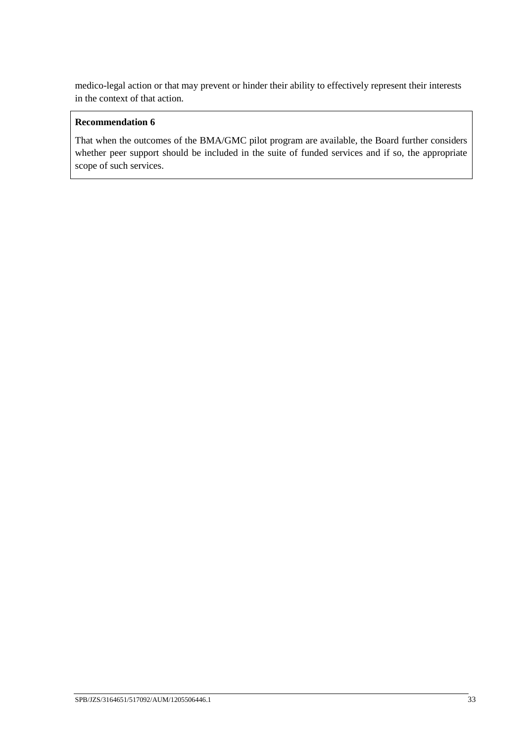medico-legal action or that may prevent or hinder their ability to effectively represent their interests in the context of that action.

**Recommendation 6**

That when the outcomes of the BMA/GMC pilot program are available, the Board further considers whether peer support should be included in the suite of funded services and if so, the appropriate scope of such services.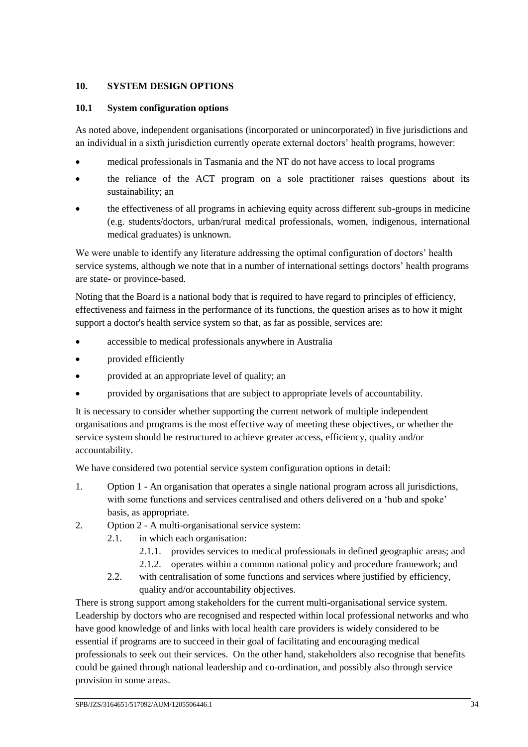## 10. SYSTEM DESIGN OPTIONS

### 10.1 System configuration options

As noted above, independent organisations (incorporated or unincorporated) in five jurisdictions and an individual in a sixth jurisdiction currently operate external doctors' health programs, however:

- medical professionals in Tasmania and the NT do not have access to local programs
- the reliance of the ACT program on a sole practitioner raises questions about its sustainability; an
- the effectiveness of all programs in achieving equity across different sub-groups in medicine (e.g. students/doctors, urban/rural medical professionals, women, indigenous, international medical graduates) is unknown.

We were unable to identify any literature addressing the optimal configuration of doctors' health service systems, although we note that in a number of international settings doctors' health programs are state- or province-based.

Noting that the Board is a national body that is required to have regard to principles of efficiency, effectiveness and fairness in the performance of its functions, the question arises as to how it might support a doctor's health service system so that, as far as possible, services are:

- accessible to medical professionals anywhere in Australia
- provided efficiently
- provided at an appropriate level of quality; an
- provided by organisations that are subject to appropriate levels of accountability.

It is necessary to consider whether supporting the current network of multiple independent organisations and programs is the most effective way of meeting these objectives, or whether the service system should be restructured to achieve greater access, efficiency, quality and/or accountability.

We have considered two potential service system configuration options in detail:

1. Option 1 - An organisation that operates a single national program across all jurisdictions, with some functions and services centralised and others delivered on a 'hub and spoke' basis, as appropriate.
2. Option 2 - A multi-organisational service system:
   - 2.1. in which each organisation:
     - 2.1.1. provides services to medical professionals in defined geographic areas; and
     - 2.1.2. operates within a common national policy and procedure framework; and
   - 2.2. with centralisation of some functions and services where justified by efficiency, quality and/or accountability objectives.

There is strong support among stakeholders for the current multi-organisational service system. Leadership by doctors who are recognised and respected within local professional networks and who have good knowledge of and links with local health care providers is widely considered to be essential if programs are to succeed in their goal of facilitating and encouraging medical professionals to seek out their services. On the other hand, stakeholders also recognise that benefits could be gained through national leadership and co-ordination, and possibly also through service provision in some areas.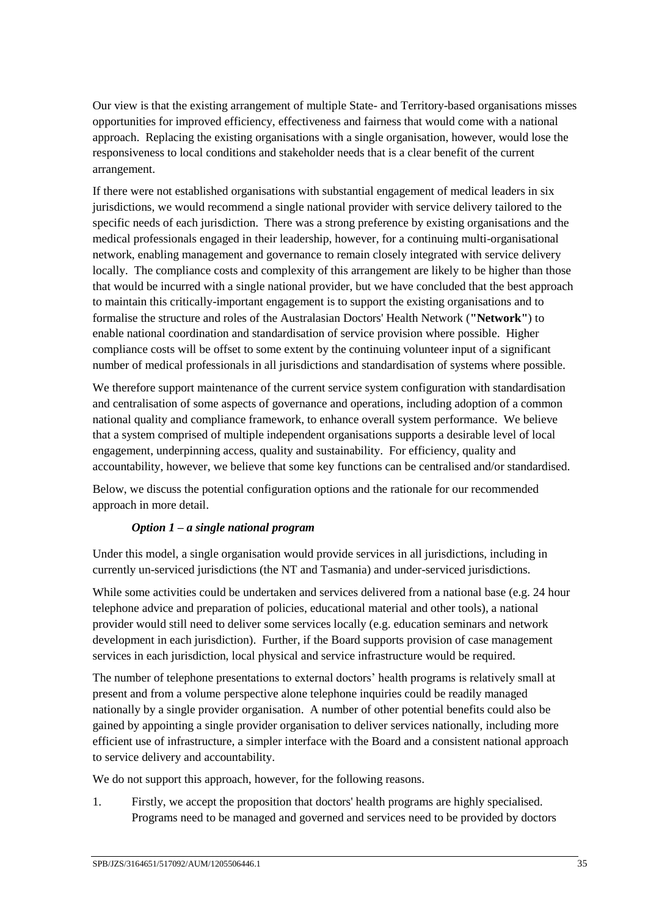Our view is that the existing arrangement of multiple State- and Territory-based organisations misses opportunities for improved efficiency, effectiveness and fairness that would come with a national approach. Replacing the existing organisations with a single organisation, however, would lose the responsiveness to local conditions and stakeholder needs that is a clear benefit of the current arrangement.

If there were not established organisations with substantial engagement of medical leaders in six jurisdictions, we would recommend a single national provider with service delivery tailored to the specific needs of each jurisdiction. There was a strong preference by existing organisations and the medical professionals engaged in their leadership, however, for a continuing multi-organisational network, enabling management and governance to remain closely integrated with service delivery locally. The compliance costs and complexity of this arrangement are likely to be higher than those that would be incurred with a single national provider, but we have concluded that the best approach to maintain this critically-important engagement is to support the existing organisations and to formalise the structure and roles of the Australasian Doctors' Health Network (**"Network"**) to enable national coordination and standardisation of service provision where possible. Higher compliance costs will be offset to some extent by the continuing volunteer input of a significant number of medical professionals in all jurisdictions and standardisation of systems where possible.

We therefore support maintenance of the current service system configuration with standardisation and centralisation of some aspects of governance and operations, including adoption of a common national quality and compliance framework, to enhance overall system performance. We believe that a system comprised of multiple independent organisations supports a desirable level of local engagement, underpinning access, quality and sustainability. For efficiency, quality and accountability, however, we believe that some key functions can be centralised and/or standardised.

Below, we discuss the potential configuration options and the rationale for our recommended approach in more detail.

***Option 1 – a single national program***

Under this model, a single organisation would provide services in all jurisdictions, including in currently un-serviced jurisdictions (the NT and Tasmania) and under-serviced jurisdictions.

While some activities could be undertaken and services delivered from a national base (e.g. 24 hour telephone advice and preparation of policies, educational material and other tools), a national provider would still need to deliver some services locally (e.g. education seminars and network development in each jurisdiction). Further, if the Board supports provision of case management services in each jurisdiction, local physical and service infrastructure would be required.

The number of telephone presentations to external doctors' health programs is relatively small at present and from a volume perspective alone telephone inquiries could be readily managed nationally by a single provider organisation. A number of other potential benefits could also be gained by appointing a single provider organisation to deliver services nationally, including more efficient use of infrastructure, a simpler interface with the Board and a consistent national approach to service delivery and accountability.

We do not support this approach, however, for the following reasons.

1. Firstly, we accept the proposition that doctors' health programs are highly specialised. Programs need to be managed and governed and services need to be provided by doctors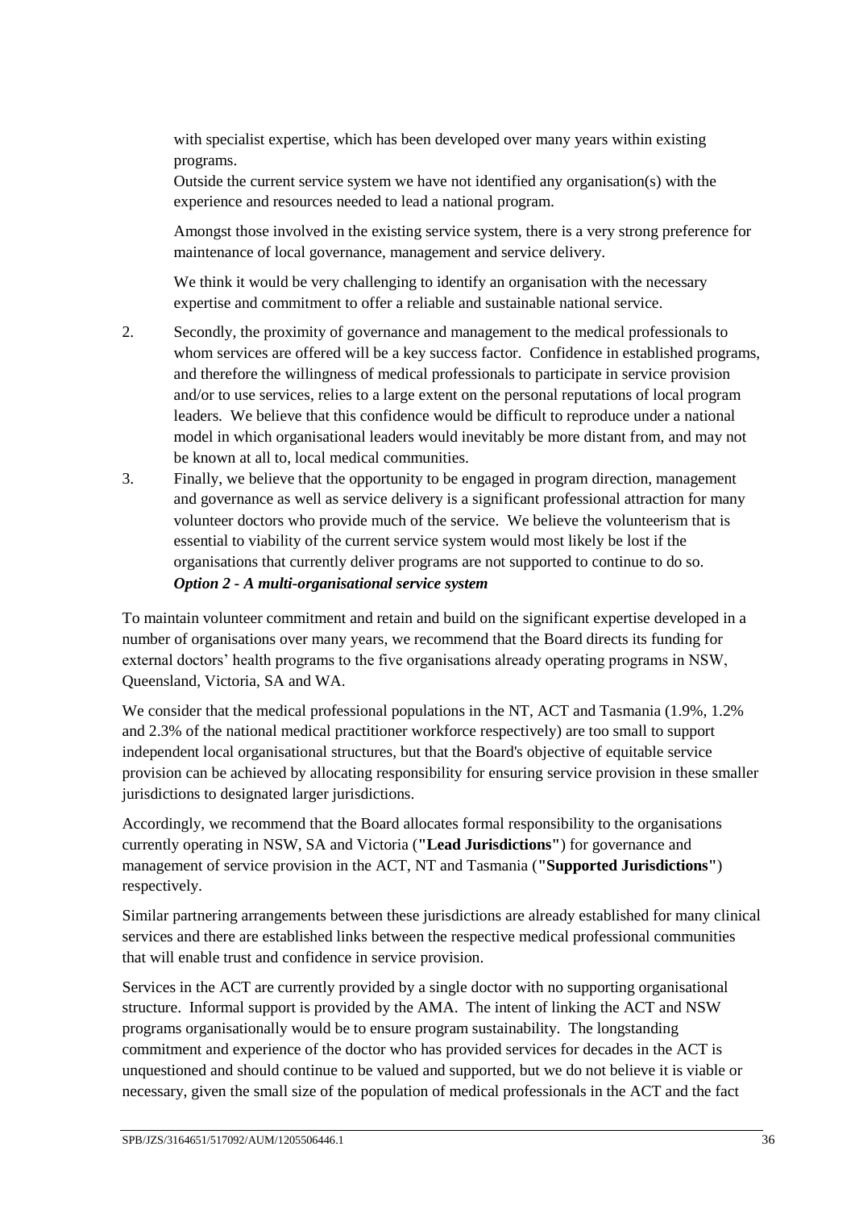with specialist expertise, which has been developed over many years within existing programs.

Outside the current service system we have not identified any organisation(s) with the experience and resources needed to lead a national program.

Amongst those involved in the existing service system, there is a very strong preference for maintenance of local governance, management and service delivery.

We think it would be very challenging to identify an organisation with the necessary expertise and commitment to offer a reliable and sustainable national service.

2. Secondly, the proximity of governance and management to the medical professionals to whom services are offered will be a key success factor. Confidence in established programs, and therefore the willingness of medical professionals to participate in service provision and/or to use services, relies to a large extent on the personal reputations of local program leaders. We believe that this confidence would be difficult to reproduce under a national model in which organisational leaders would inevitably be more distant from, and may not be known at all to, local medical communities.
3. Finally, we believe that the opportunity to be engaged in program direction, management and governance as well as service delivery is a significant professional attraction for many volunteer doctors who provide much of the service. We believe the volunteerism that is essential to viability of the current service system would most likely be lost if the organisations that currently deliver programs are not supported to continue to do so.

***Option 2 - A multi-organisational service system***

To maintain volunteer commitment and retain and build on the significant expertise developed in a number of organisations over many years, we recommend that the Board directs its funding for external doctors' health programs to the five organisations already operating programs in NSW, Queensland, Victoria, SA and WA.

We consider that the medical professional populations in the NT, ACT and Tasmania (1.9%, 1.2% and 2.3% of the national medical practitioner workforce respectively) are too small to support independent local organisational structures, but that the Board's objective of equitable service provision can be achieved by allocating responsibility for ensuring service provision in these smaller jurisdictions to designated larger jurisdictions.

Accordingly, we recommend that the Board allocates formal responsibility to the organisations currently operating in NSW, SA and Victoria (**"Lead Jurisdictions"**) for governance and management of service provision in the ACT, NT and Tasmania (**"Supported Jurisdictions"**) respectively.

Similar partnering arrangements between these jurisdictions are already established for many clinical services and there are established links between the respective medical professional communities that will enable trust and confidence in service provision.

Services in the ACT are currently provided by a single doctor with no supporting organisational structure. Informal support is provided by the AMA. The intent of linking the ACT and NSW programs organisationally would be to ensure program sustainability. The longstanding commitment and experience of the doctor who has provided services for decades in the ACT is unquestioned and should continue to be valued and supported, but we do not believe it is viable or necessary, given the small size of the population of medical professionals in the ACT and the fact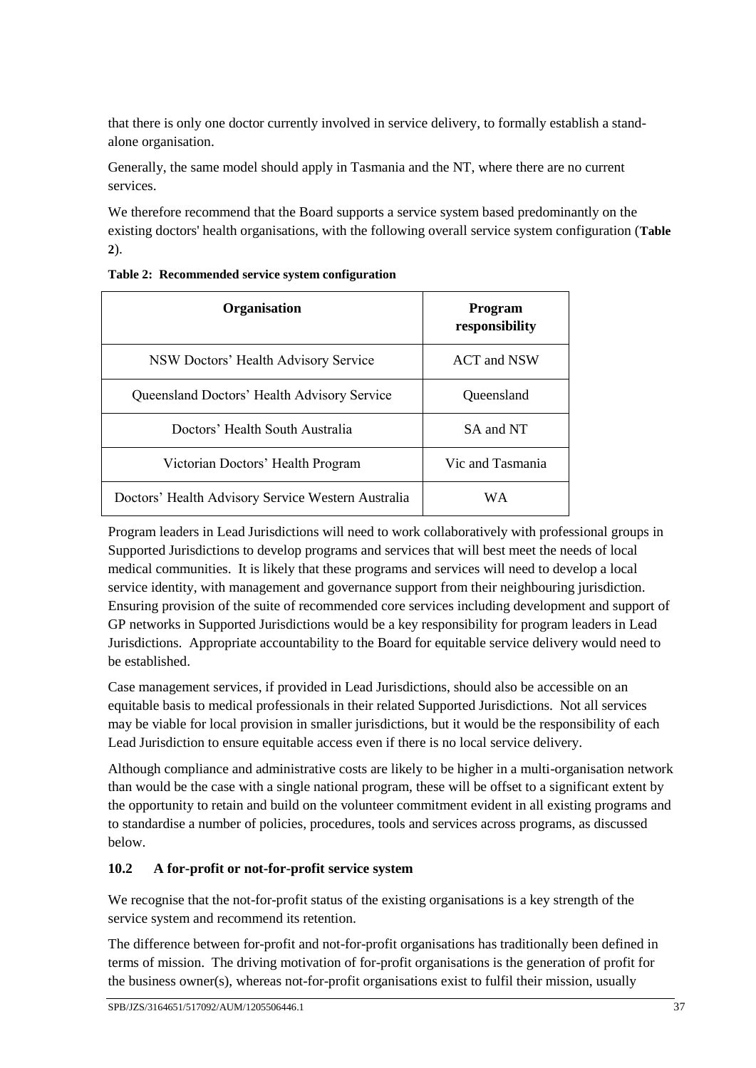that there is only one doctor currently involved in service delivery, to formally establish a stand-alone organisation.

Generally, the same model should apply in Tasmania and the NT, where there are no current services.

We therefore recommend that the Board supports a service system based predominantly on the existing doctors' health organisations, with the following overall service system configuration (**Table 2**).

**Table 2: Recommended service system configuration**

| Organisation | Program responsibility |
|---|---|
| NSW Doctors' Health Advisory Service | ACT and NSW |
| Queensland Doctors' Health Advisory Service | Queensland |
| Doctors' Health South Australia | SA and NT |
| Victorian Doctors' Health Program | Vic and Tasmania |
| Doctors' Health Advisory Service Western Australia | WA |

Program leaders in Lead Jurisdictions will need to work collaboratively with professional groups in Supported Jurisdictions to develop programs and services that will best meet the needs of local medical communities. It is likely that these programs and services will need to develop a local service identity, with management and governance support from their neighbouring jurisdiction. Ensuring provision of the suite of recommended core services including development and support of GP networks in Supported Jurisdictions would be a key responsibility for program leaders in Lead Jurisdictions. Appropriate accountability to the Board for equitable service delivery would need to be established.

Case management services, if provided in Lead Jurisdictions, should also be accessible on an equitable basis to medical professionals in their related Supported Jurisdictions. Not all services may be viable for local provision in smaller jurisdictions, but it would be the responsibility of each Lead Jurisdiction to ensure equitable access even if there is no local service delivery.

Although compliance and administrative costs are likely to be higher in a multi-organisation network than would be the case with a single national program, these will be offset to a significant extent by the opportunity to retain and build on the volunteer commitment evident in all existing programs and to standardise a number of policies, procedures, tools and services across programs, as discussed below.

### 10.2 A for-profit or not-for-profit service system

We recognise that the not-for-profit status of the existing organisations is a key strength of the service system and recommend its retention.

The difference between for-profit and not-for-profit organisations has traditionally been defined in terms of mission. The driving motivation of for-profit organisations is the generation of profit for the business owner(s), whereas not-for-profit organisations exist to fulfil their mission, usually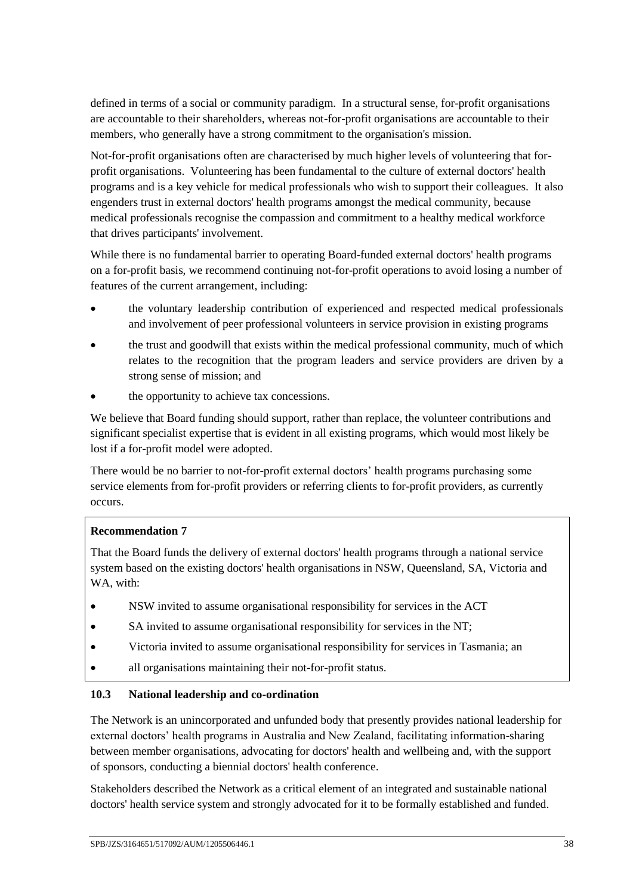defined in terms of a social or community paradigm. In a structural sense, for-profit organisations are accountable to their shareholders, whereas not-for-profit organisations are accountable to their members, who generally have a strong commitment to the organisation's mission.

Not-for-profit organisations often are characterised by much higher levels of volunteering that for-profit organisations. Volunteering has been fundamental to the culture of external doctors' health programs and is a key vehicle for medical professionals who wish to support their colleagues. It also engenders trust in external doctors' health programs amongst the medical community, because medical professionals recognise the compassion and commitment to a healthy medical workforce that drives participants' involvement.

While there is no fundamental barrier to operating Board-funded external doctors' health programs on a for-profit basis, we recommend continuing not-for-profit operations to avoid losing a number of features of the current arrangement, including:

- the voluntary leadership contribution of experienced and respected medical professionals and involvement of peer professional volunteers in service provision in existing programs
- the trust and goodwill that exists within the medical professional community, much of which relates to the recognition that the program leaders and service providers are driven by a strong sense of mission; and
- the opportunity to achieve tax concessions.

We believe that Board funding should support, rather than replace, the volunteer contributions and significant specialist expertise that is evident in all existing programs, which would most likely be lost if a for-profit model were adopted.

There would be no barrier to not-for-profit external doctors' health programs purchasing some service elements from for-profit providers or referring clients to for-profit providers, as currently occurs.

**Recommendation 7**

That the Board funds the delivery of external doctors' health programs through a national service system based on the existing doctors' health organisations in NSW, Queensland, SA, Victoria and WA, with:

- NSW invited to assume organisational responsibility for services in the ACT
- SA invited to assume organisational responsibility for services in the NT;
- Victoria invited to assume organisational responsibility for services in Tasmania; an
- all organisations maintaining their not-for-profit status.

### 10.3 National leadership and co-ordination

The Network is an unincorporated and unfunded body that presently provides national leadership for external doctors' health programs in Australia and New Zealand, facilitating information-sharing between member organisations, advocating for doctors' health and wellbeing and, with the support of sponsors, conducting a biennial doctors' health conference.

Stakeholders described the Network as a critical element of an integrated and sustainable national doctors' health service system and strongly advocated for it to be formally established and funded.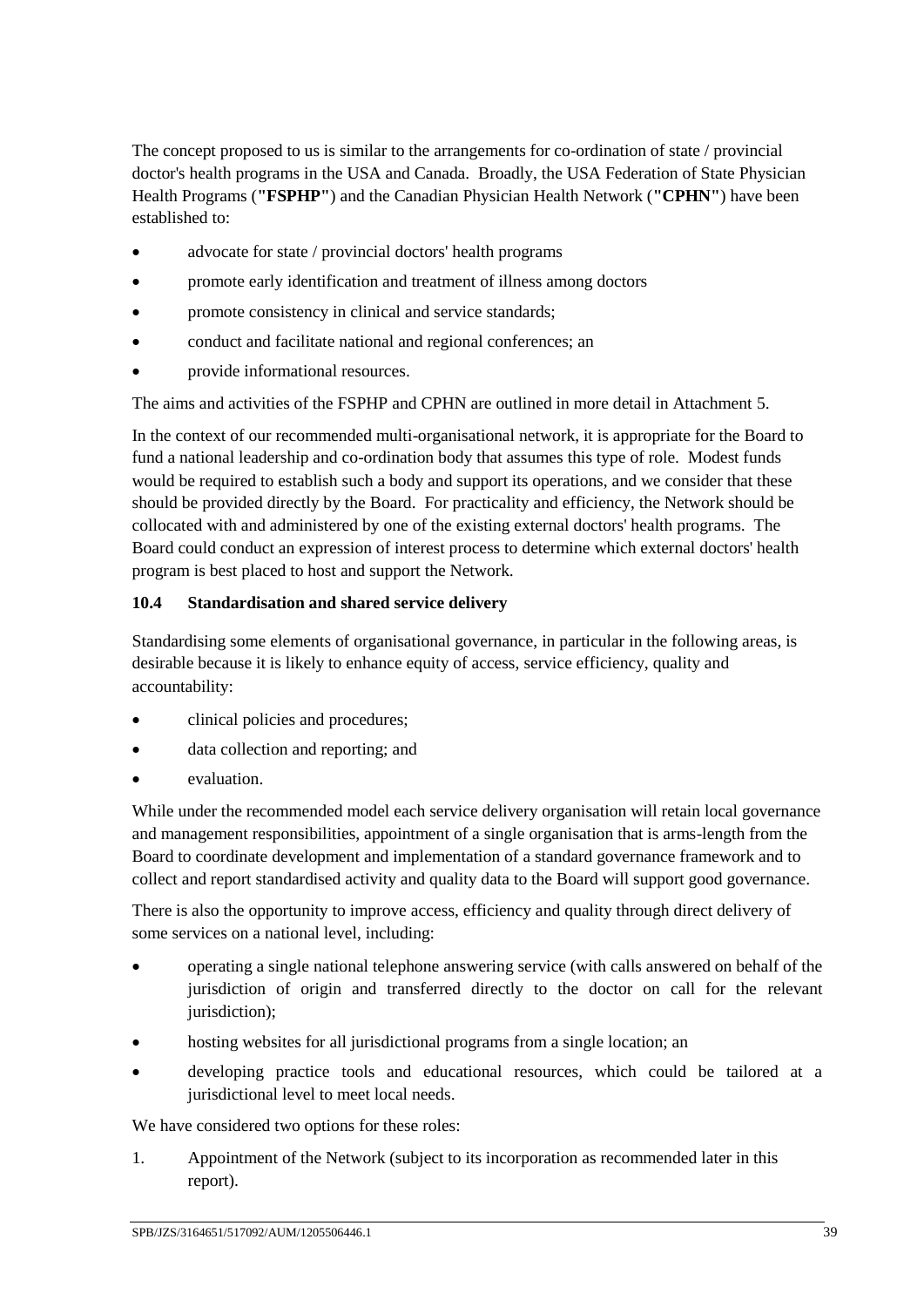The concept proposed to us is similar to the arrangements for co-ordination of state / provincial doctor's health programs in the USA and Canada. Broadly, the USA Federation of State Physician Health Programs (**"FSPHP"**) and the Canadian Physician Health Network (**"CPHN"**) have been established to:

- advocate for state / provincial doctors' health programs
- promote early identification and treatment of illness among doctors
- promote consistency in clinical and service standards;
- conduct and facilitate national and regional conferences; an
- provide informational resources.

The aims and activities of the FSPHP and CPHN are outlined in more detail in Attachment 5.

In the context of our recommended multi-organisational network, it is appropriate for the Board to fund a national leadership and co-ordination body that assumes this type of role. Modest funds would be required to establish such a body and support its operations, and we consider that these should be provided directly by the Board. For practicality and efficiency, the Network should be collocated with and administered by one of the existing external doctors' health programs. The Board could conduct an expression of interest process to determine which external doctors' health program is best placed to host and support the Network.

### 10.4 Standardisation and shared service delivery

Standardising some elements of organisational governance, in particular in the following areas, is desirable because it is likely to enhance equity of access, service efficiency, quality and accountability:

- clinical policies and procedures;
- data collection and reporting; and
- evaluation.

While under the recommended model each service delivery organisation will retain local governance and management responsibilities, appointment of a single organisation that is arms-length from the Board to coordinate development and implementation of a standard governance framework and to collect and report standardised activity and quality data to the Board will support good governance.

There is also the opportunity to improve access, efficiency and quality through direct delivery of some services on a national level, including:

- operating a single national telephone answering service (with calls answered on behalf of the jurisdiction of origin and transferred directly to the doctor on call for the relevant jurisdiction);
- hosting websites for all jurisdictional programs from a single location; an
- developing practice tools and educational resources, which could be tailored at a jurisdictional level to meet local needs.

We have considered two options for these roles:

1. Appointment of the Network (subject to its incorporation as recommended later in this report).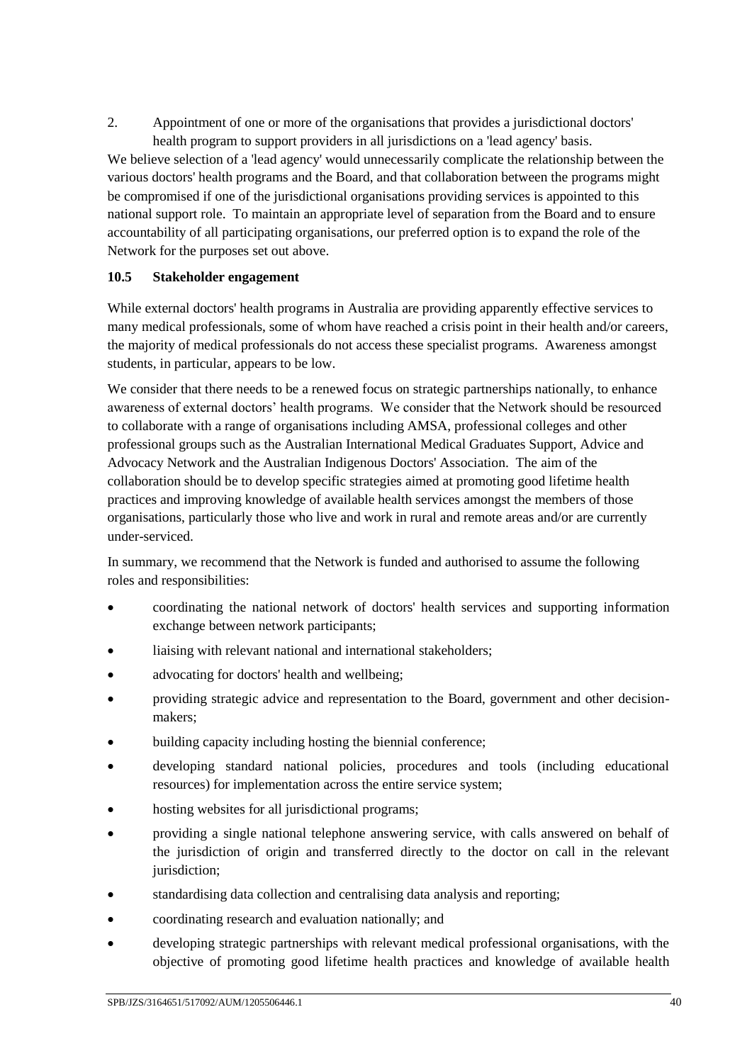2. Appointment of one or more of the organisations that provides a jurisdictional doctors' health program to support providers in all jurisdictions on a 'lead agency' basis.

We believe selection of a 'lead agency' would unnecessarily complicate the relationship between the various doctors' health programs and the Board, and that collaboration between the programs might be compromised if one of the jurisdictional organisations providing services is appointed to this national support role. To maintain an appropriate level of separation from the Board and to ensure accountability of all participating organisations, our preferred option is to expand the role of the Network for the purposes set out above.

### 10.5 Stakeholder engagement

While external doctors' health programs in Australia are providing apparently effective services to many medical professionals, some of whom have reached a crisis point in their health and/or careers, the majority of medical professionals do not access these specialist programs. Awareness amongst students, in particular, appears to be low.

We consider that there needs to be a renewed focus on strategic partnerships nationally, to enhance awareness of external doctors' health programs. We consider that the Network should be resourced to collaborate with a range of organisations including AMSA, professional colleges and other professional groups such as the Australian International Medical Graduates Support, Advice and Advocacy Network and the Australian Indigenous Doctors' Association. The aim of the collaboration should be to develop specific strategies aimed at promoting good lifetime health practices and improving knowledge of available health services amongst the members of those organisations, particularly those who live and work in rural and remote areas and/or are currently under-serviced.

In summary, we recommend that the Network is funded and authorised to assume the following roles and responsibilities:

- coordinating the national network of doctors' health services and supporting information exchange between network participants;
- liaising with relevant national and international stakeholders;
- advocating for doctors' health and wellbeing;
- providing strategic advice and representation to the Board, government and other decision-makers;
- building capacity including hosting the biennial conference;
- developing standard national policies, procedures and tools (including educational resources) for implementation across the entire service system;
- hosting websites for all jurisdictional programs;
- providing a single national telephone answering service, with calls answered on behalf of the jurisdiction of origin and transferred directly to the doctor on call in the relevant jurisdiction;
- standardising data collection and centralising data analysis and reporting;
- coordinating research and evaluation nationally; and
- developing strategic partnerships with relevant medical professional organisations, with the objective of promoting good lifetime health practices and knowledge of available health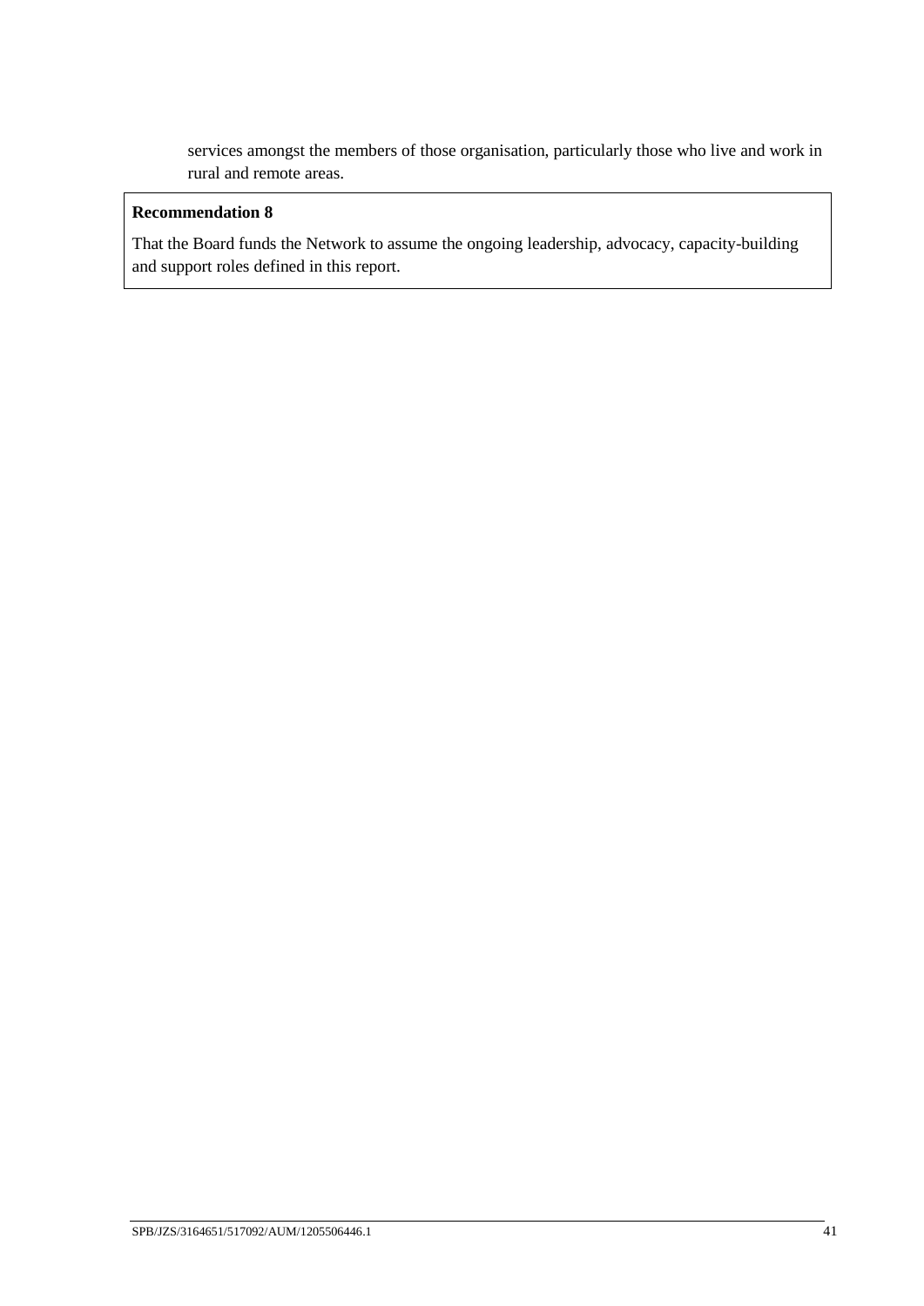services amongst the members of those organisation, particularly those who live and work in rural and remote areas.

**Recommendation 8**

That the Board funds the Network to assume the ongoing leadership, advocacy, capacity-building and support roles defined in this report.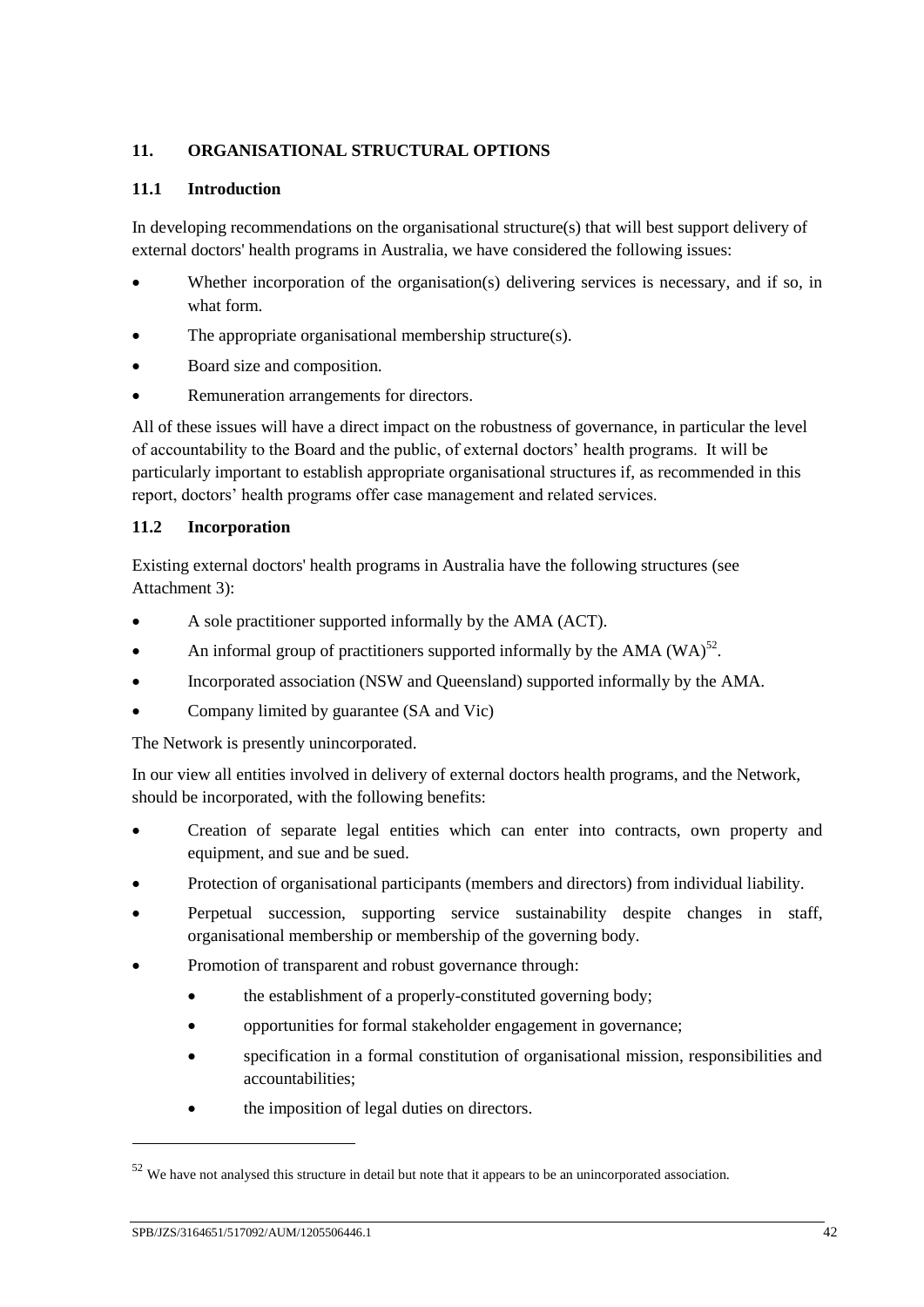## 11. ORGANISATIONAL STRUCTURAL OPTIONS

### 11.1 Introduction

In developing recommendations on the organisational structure(s) that will best support delivery of external doctors' health programs in Australia, we have considered the following issues:

- Whether incorporation of the organisation(s) delivering services is necessary, and if so, in what form.
- The appropriate organisational membership structure(s).
- Board size and composition.
- Remuneration arrangements for directors.

All of these issues will have a direct impact on the robustness of governance, in particular the level of accountability to the Board and the public, of external doctors' health programs. It will be particularly important to establish appropriate organisational structures if, as recommended in this report, doctors' health programs offer case management and related services.

### 11.2 Incorporation

Existing external doctors' health programs in Australia have the following structures (see Attachment 3):

- A sole practitioner supported informally by the AMA (ACT).
- An informal group of practitioners supported informally by the AMA (WA)[52].
- Incorporated association (NSW and Queensland) supported informally by the AMA.
- Company limited by guarantee (SA and Vic)

The Network is presently unincorporated.

In our view all entities involved in delivery of external doctors health programs, and the Network, should be incorporated, with the following benefits:

- Creation of separate legal entities which can enter into contracts, own property and equipment, and sue and be sued.
- Protection of organisational participants (members and directors) from individual liability.
- Perpetual succession, supporting service sustainability despite changes in staff, organisational membership or membership of the governing body.
- Promotion of transparent and robust governance through:
  - the establishment of a properly-constituted governing body;
  - opportunities for formal stakeholder engagement in governance;
  - specification in a formal constitution of organisational mission, responsibilities and accountabilities;
  - the imposition of legal duties on directors.

---

[52] We have not analysed this structure in detail but note that it appears to be an unincorporated association.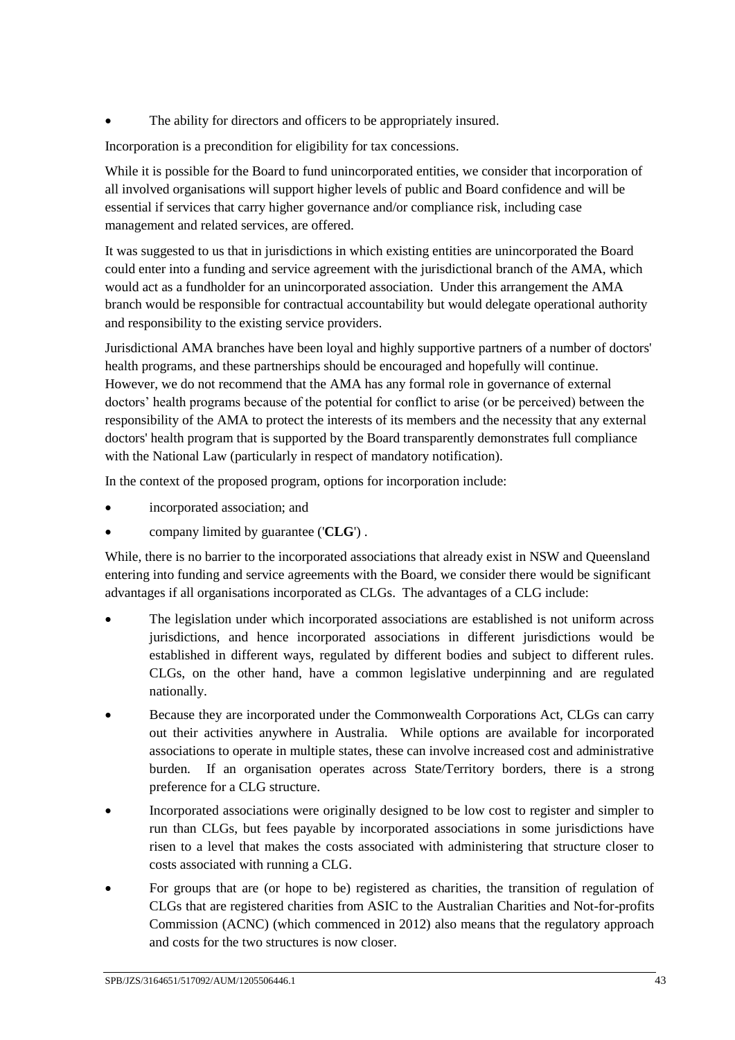- The ability for directors and officers to be appropriately insured.

Incorporation is a precondition for eligibility for tax concessions.

While it is possible for the Board to fund unincorporated entities, we consider that incorporation of all involved organisations will support higher levels of public and Board confidence and will be essential if services that carry higher governance and/or compliance risk, including case management and related services, are offered.

It was suggested to us that in jurisdictions in which existing entities are unincorporated the Board could enter into a funding and service agreement with the jurisdictional branch of the AMA, which would act as a fundholder for an unincorporated association. Under this arrangement the AMA branch would be responsible for contractual accountability but would delegate operational authority and responsibility to the existing service providers.

Jurisdictional AMA branches have been loyal and highly supportive partners of a number of doctors' health programs, and these partnerships should be encouraged and hopefully will continue. However, we do not recommend that the AMA has any formal role in governance of external doctors' health programs because of the potential for conflict to arise (or be perceived) between the responsibility of the AMA to protect the interests of its members and the necessity that any external doctors' health program that is supported by the Board transparently demonstrates full compliance with the National Law (particularly in respect of mandatory notification).

In the context of the proposed program, options for incorporation include:

- incorporated association; and
- company limited by guarantee ('**CLG**') .

While, there is no barrier to the incorporated associations that already exist in NSW and Queensland entering into funding and service agreements with the Board, we consider there would be significant advantages if all organisations incorporated as CLGs. The advantages of a CLG include:

- The legislation under which incorporated associations are established is not uniform across jurisdictions, and hence incorporated associations in different jurisdictions would be established in different ways, regulated by different bodies and subject to different rules. CLGs, on the other hand, have a common legislative underpinning and are regulated nationally.
- Because they are incorporated under the Commonwealth Corporations Act, CLGs can carry out their activities anywhere in Australia. While options are available for incorporated associations to operate in multiple states, these can involve increased cost and administrative burden. If an organisation operates across State/Territory borders, there is a strong preference for a CLG structure.
- Incorporated associations were originally designed to be low cost to register and simpler to run than CLGs, but fees payable by incorporated associations in some jurisdictions have risen to a level that makes the costs associated with administering that structure closer to costs associated with running a CLG.
- For groups that are (or hope to be) registered as charities, the transition of regulation of CLGs that are registered charities from ASIC to the Australian Charities and Not-for-profits Commission (ACNC) (which commenced in 2012) also means that the regulatory approach and costs for the two structures is now closer.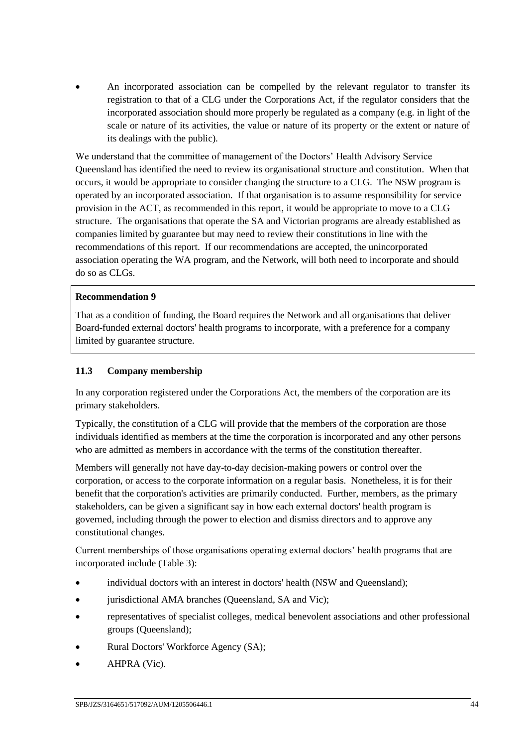- An incorporated association can be compelled by the relevant regulator to transfer its registration to that of a CLG under the Corporations Act, if the regulator considers that the incorporated association should more properly be regulated as a company (e.g. in light of the scale or nature of its activities, the value or nature of its property or the extent or nature of its dealings with the public).

We understand that the committee of management of the Doctors' Health Advisory Service Queensland has identified the need to review its organisational structure and constitution. When that occurs, it would be appropriate to consider changing the structure to a CLG. The NSW program is operated by an incorporated association. If that organisation is to assume responsibility for service provision in the ACT, as recommended in this report, it would be appropriate to move to a CLG structure. The organisations that operate the SA and Victorian programs are already established as companies limited by guarantee but may need to review their constitutions in line with the recommendations of this report. If our recommendations are accepted, the unincorporated association operating the WA program, and the Network, will both need to incorporate and should do so as CLGs.

> **Recommendation 9**
>
> That as a condition of funding, the Board requires the Network and all organisations that deliver Board-funded external doctors' health programs to incorporate, with a preference for a company limited by guarantee structure.

### 11.3 Company membership

In any corporation registered under the Corporations Act, the members of the corporation are its primary stakeholders.

Typically, the constitution of a CLG will provide that the members of the corporation are those individuals identified as members at the time the corporation is incorporated and any other persons who are admitted as members in accordance with the terms of the constitution thereafter.

Members will generally not have day-to-day decision-making powers or control over the corporation, or access to the corporate information on a regular basis. Nonetheless, it is for their benefit that the corporation's activities are primarily conducted. Further, members, as the primary stakeholders, can be given a significant say in how each external doctors' health program is governed, including through the power to election and dismiss directors and to approve any constitutional changes.

Current memberships of those organisations operating external doctors' health programs that are incorporated include (Table 3):

- individual doctors with an interest in doctors' health (NSW and Queensland);
- jurisdictional AMA branches (Queensland, SA and Vic);
- representatives of specialist colleges, medical benevolent associations and other professional groups (Queensland);
- Rural Doctors' Workforce Agency (SA);
- AHPRA (Vic).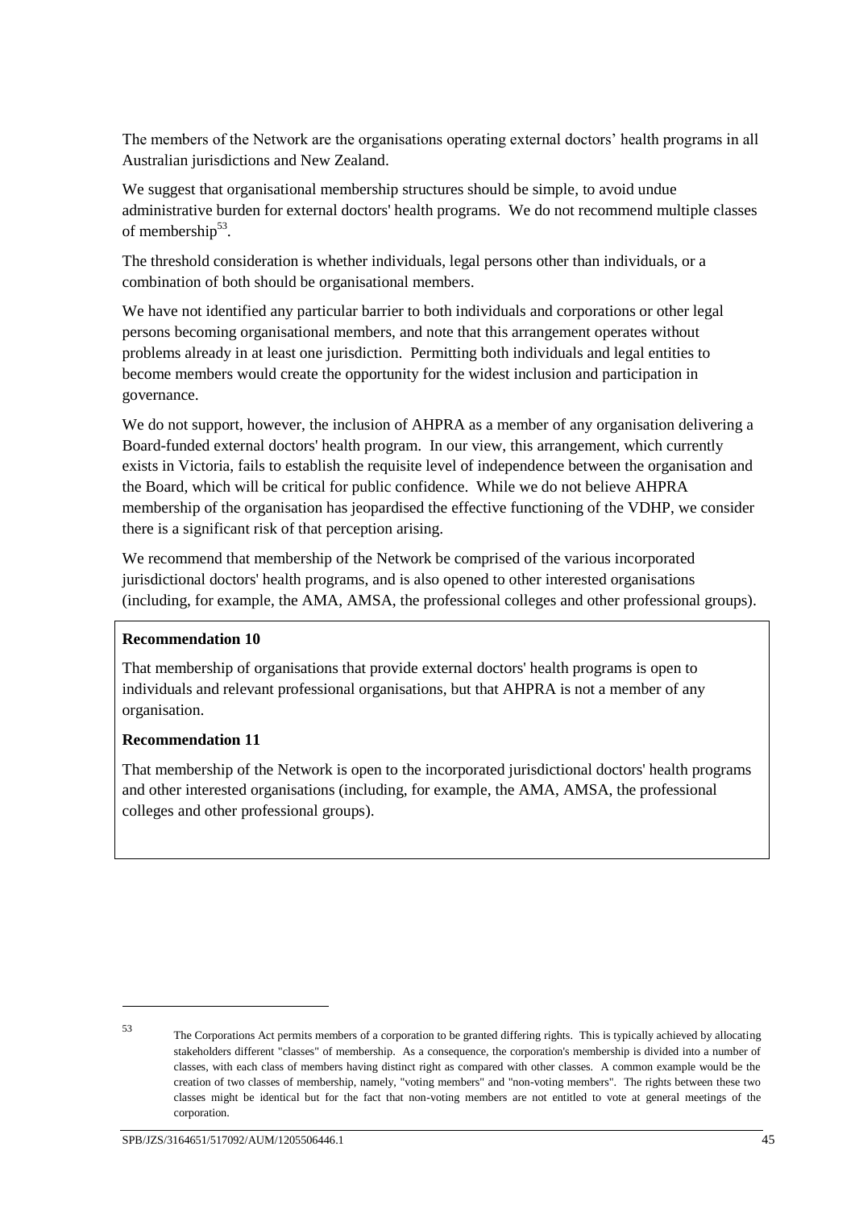The members of the Network are the organisations operating external doctors' health programs in all Australian jurisdictions and New Zealand.

We suggest that organisational membership structures should be simple, to avoid undue administrative burden for external doctors' health programs. We do not recommend multiple classes of membership[53].

The threshold consideration is whether individuals, legal persons other than individuals, or a combination of both should be organisational members.

We have not identified any particular barrier to both individuals and corporations or other legal persons becoming organisational members, and note that this arrangement operates without problems already in at least one jurisdiction. Permitting both individuals and legal entities to become members would create the opportunity for the widest inclusion and participation in governance.

We do not support, however, the inclusion of AHPRA as a member of any organisation delivering a Board-funded external doctors' health program. In our view, this arrangement, which currently exists in Victoria, fails to establish the requisite level of independence between the organisation and the Board, which will be critical for public confidence. While we do not believe AHPRA membership of the organisation has jeopardised the effective functioning of the VDHP, we consider there is a significant risk of that perception arising.

We recommend that membership of the Network be comprised of the various incorporated jurisdictional doctors' health programs, and is also opened to other interested organisations (including, for example, the AMA, AMSA, the professional colleges and other professional groups).

**Recommendation 10**

That membership of organisations that provide external doctors' health programs is open to individuals and relevant professional organisations, but that AHPRA is not a member of any organisation.

**Recommendation 11**

That membership of the Network is open to the incorporated jurisdictional doctors' health programs and other interested organisations (including, for example, the AMA, AMSA, the professional colleges and other professional groups).

---

[53] The Corporations Act permits members of a corporation to be granted differing rights. This is typically achieved by allocating stakeholders different "classes" of membership. As a consequence, the corporation's membership is divided into a number of classes, with each class of members having distinct right as compared with other classes. A common example would be the creation of two classes of membership, namely, "voting members" and "non-voting members". The rights between these two classes might be identical but for the fact that non-voting members are not entitled to vote at general meetings of the corporation.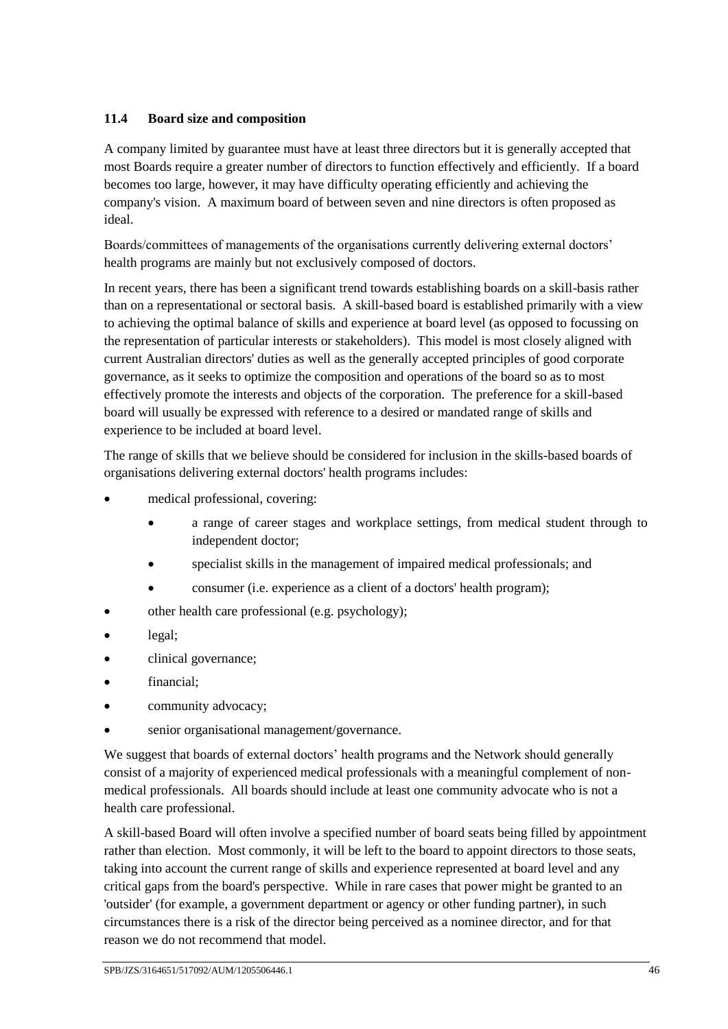### 11.4 Board size and composition

A company limited by guarantee must have at least three directors but it is generally accepted that most Boards require a greater number of directors to function effectively and efficiently. If a board becomes too large, however, it may have difficulty operating efficiently and achieving the company's vision. A maximum board of between seven and nine directors is often proposed as ideal.

Boards/committees of managements of the organisations currently delivering external doctors' health programs are mainly but not exclusively composed of doctors.

In recent years, there has been a significant trend towards establishing boards on a skill-basis rather than on a representational or sectoral basis. A skill-based board is established primarily with a view to achieving the optimal balance of skills and experience at board level (as opposed to focussing on the representation of particular interests or stakeholders). This model is most closely aligned with current Australian directors' duties as well as the generally accepted principles of good corporate governance, as it seeks to optimize the composition and operations of the board so as to most effectively promote the interests and objects of the corporation. The preference for a skill-based board will usually be expressed with reference to a desired or mandated range of skills and experience to be included at board level.

The range of skills that we believe should be considered for inclusion in the skills-based boards of organisations delivering external doctors' health programs includes:

- medical professional, covering:
  - a range of career stages and workplace settings, from medical student through to independent doctor;
  - specialist skills in the management of impaired medical professionals; and
  - consumer (i.e. experience as a client of a doctors' health program);
- other health care professional (e.g. psychology);
- legal;
- clinical governance;
- financial;
- community advocacy;
- senior organisational management/governance.

We suggest that boards of external doctors' health programs and the Network should generally consist of a majority of experienced medical professionals with a meaningful complement of non-medical professionals. All boards should include at least one community advocate who is not a health care professional.

A skill-based Board will often involve a specified number of board seats being filled by appointment rather than election. Most commonly, it will be left to the board to appoint directors to those seats, taking into account the current range of skills and experience represented at board level and any critical gaps from the board's perspective. While in rare cases that power might be granted to an 'outsider' (for example, a government department or agency or other funding partner), in such circumstances there is a risk of the director being perceived as a nominee director, and for that reason we do not recommend that model.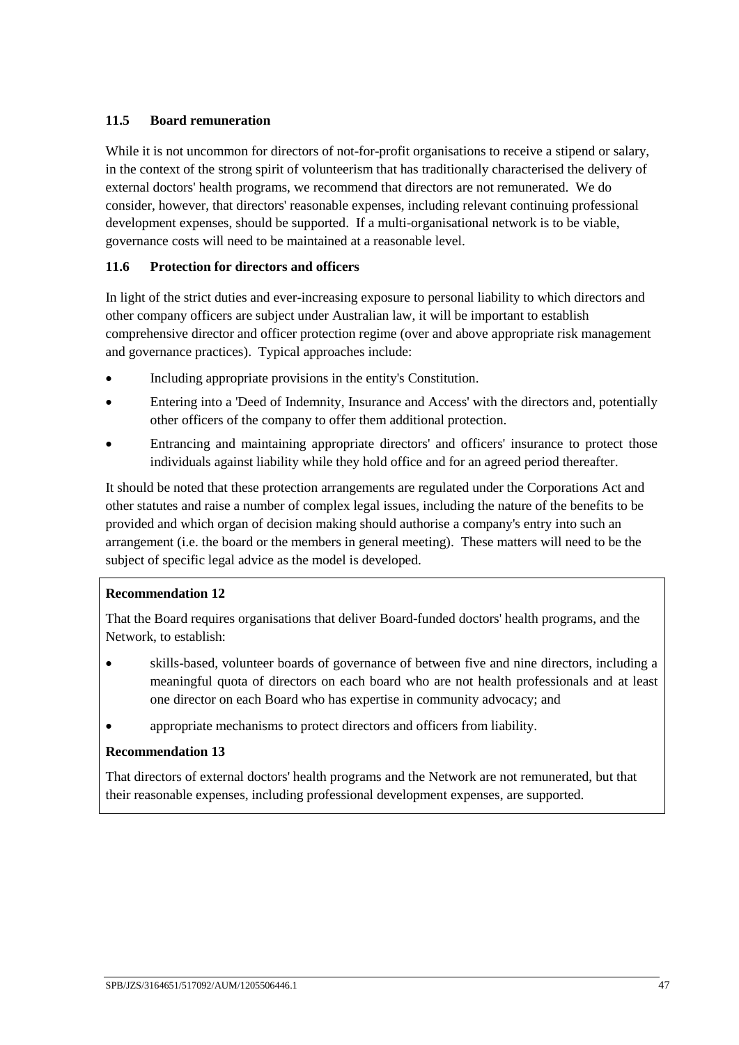### 11.5 Board remuneration

While it is not uncommon for directors of not-for-profit organisations to receive a stipend or salary, in the context of the strong spirit of volunteerism that has traditionally characterised the delivery of external doctors' health programs, we recommend that directors are not remunerated. We do consider, however, that directors' reasonable expenses, including relevant continuing professional development expenses, should be supported. If a multi-organisational network is to be viable, governance costs will need to be maintained at a reasonable level.

### 11.6 Protection for directors and officers

In light of the strict duties and ever-increasing exposure to personal liability to which directors and other company officers are subject under Australian law, it will be important to establish comprehensive director and officer protection regime (over and above appropriate risk management and governance practices). Typical approaches include:

- Including appropriate provisions in the entity's Constitution.
- Entering into a 'Deed of Indemnity, Insurance and Access' with the directors and, potentially other officers of the company to offer them additional protection.
- Entrancing and maintaining appropriate directors' and officers' insurance to protect those individuals against liability while they hold office and for an agreed period thereafter.

It should be noted that these protection arrangements are regulated under the Corporations Act and other statutes and raise a number of complex legal issues, including the nature of the benefits to be provided and which organ of decision making should authorise a company's entry into such an arrangement (i.e. the board or the members in general meeting). These matters will need to be the subject of specific legal advice as the model is developed.

**Recommendation 12**

That the Board requires organisations that deliver Board-funded doctors' health programs, and the Network, to establish:

- skills-based, volunteer boards of governance of between five and nine directors, including a meaningful quota of directors on each board who are not health professionals and at least one director on each Board who has expertise in community advocacy; and
- appropriate mechanisms to protect directors and officers from liability.

**Recommendation 13**

That directors of external doctors' health programs and the Network are not remunerated, but that their reasonable expenses, including professional development expenses, are supported.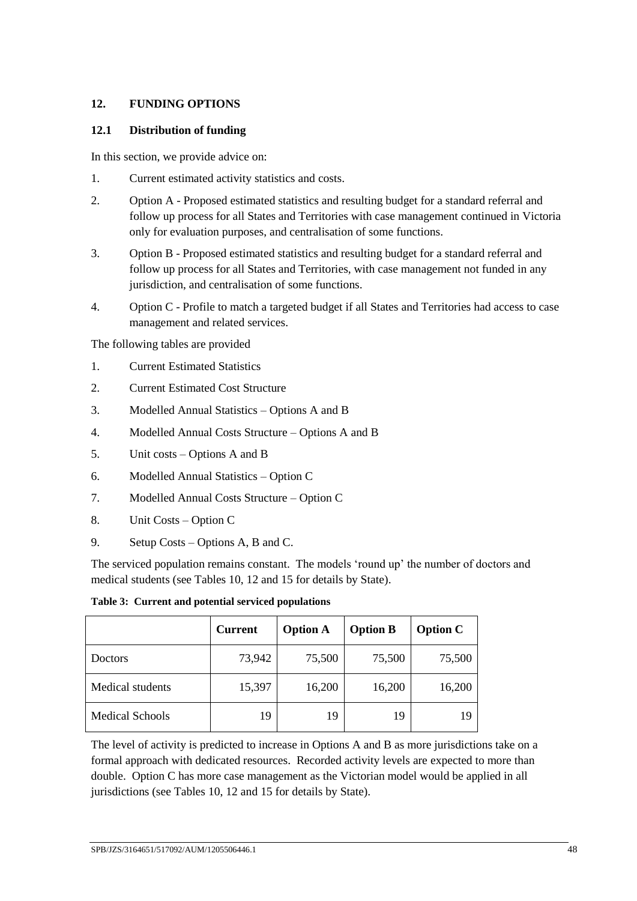## 12. FUNDING OPTIONS

### 12.1 Distribution of funding

In this section, we provide advice on:

1. Current estimated activity statistics and costs.
2. Option A - Proposed estimated statistics and resulting budget for a standard referral and follow up process for all States and Territories with case management continued in Victoria only for evaluation purposes, and centralisation of some functions.
3. Option B - Proposed estimated statistics and resulting budget for a standard referral and follow up process for all States and Territories, with case management not funded in any jurisdiction, and centralisation of some functions.
4. Option C - Profile to match a targeted budget if all States and Territories had access to case management and related services.

The following tables are provided

1. Current Estimated Statistics
2. Current Estimated Cost Structure
3. Modelled Annual Statistics – Options A and B
4. Modelled Annual Costs Structure – Options A and B
5. Unit costs – Options A and B
6. Modelled Annual Statistics – Option C
7. Modelled Annual Costs Structure – Option C
8. Unit Costs – Option C
9. Setup Costs – Options A, B and C.

The serviced population remains constant. The models 'round up' the number of doctors and medical students (see Tables 10, 12 and 15 for details by State).

**Table 3: Current and potential serviced populations**

| | Current | Option A | Option B | Option C |
|---|---|---|---|---|
| Doctors | 73,942 | 75,500 | 75,500 | 75,500 |
| Medical students | 15,397 | 16,200 | 16,200 | 16,200 |
| Medical Schools | 19 | 19 | 19 | 19 |

The level of activity is predicted to increase in Options A and B as more jurisdictions take on a formal approach with dedicated resources. Recorded activity levels are expected to more than double. Option C has more case management as the Victorian model would be applied in all jurisdictions (see Tables 10, 12 and 15 for details by State).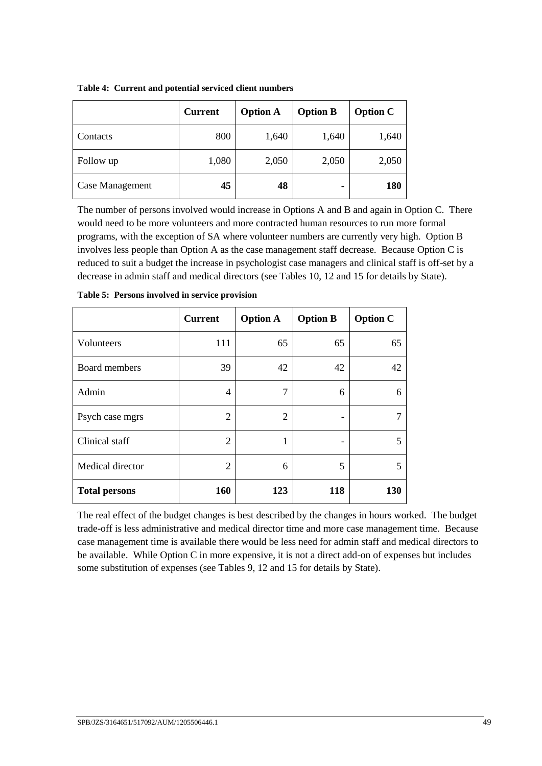**Table 4: Current and potential serviced client numbers**

| | Current | Option A | Option B | Option C |
|---|---|---|---|---|
| Contacts | 800 | 1,640 | 1,640 | 1,640 |
| Follow up | 1,080 | 2,050 | 2,050 | 2,050 |
| Case Management | **45** | **48** | **-** | **180** |

The number of persons involved would increase in Options A and B and again in Option C. There would need to be more volunteers and more contracted human resources to run more formal programs, with the exception of SA where volunteer numbers are currently very high. Option B involves less people than Option A as the case management staff decrease. Because Option C is reduced to suit a budget the increase in psychologist case managers and clinical staff is off-set by a decrease in admin staff and medical directors (see Tables 10, 12 and 15 for details by State).

**Table 5: Persons involved in service provision**

| | Current | Option A | Option B | Option C |
|---|---|---|---|---|
| Volunteers | 111 | 65 | 65 | 65 |
| Board members | 39 | 42 | 42 | 42 |
| Admin | 4 | 7 | 6 | 6 |
| Psych case mgrs | 2 | 2 | - | 7 |
| Clinical staff | 2 | 1 | - | 5 |
| Medical director | 2 | 6 | 5 | 5 |
| **Total persons** | **160** | **123** | **118** | **130** |

The real effect of the budget changes is best described by the changes in hours worked. The budget trade-off is less administrative and medical director time and more case management time. Because case management time is available there would be less need for admin staff and medical directors to be available. While Option C in more expensive, it is not a direct add-on of expenses but includes some substitution of expenses (see Tables 9, 12 and 15 for details by State).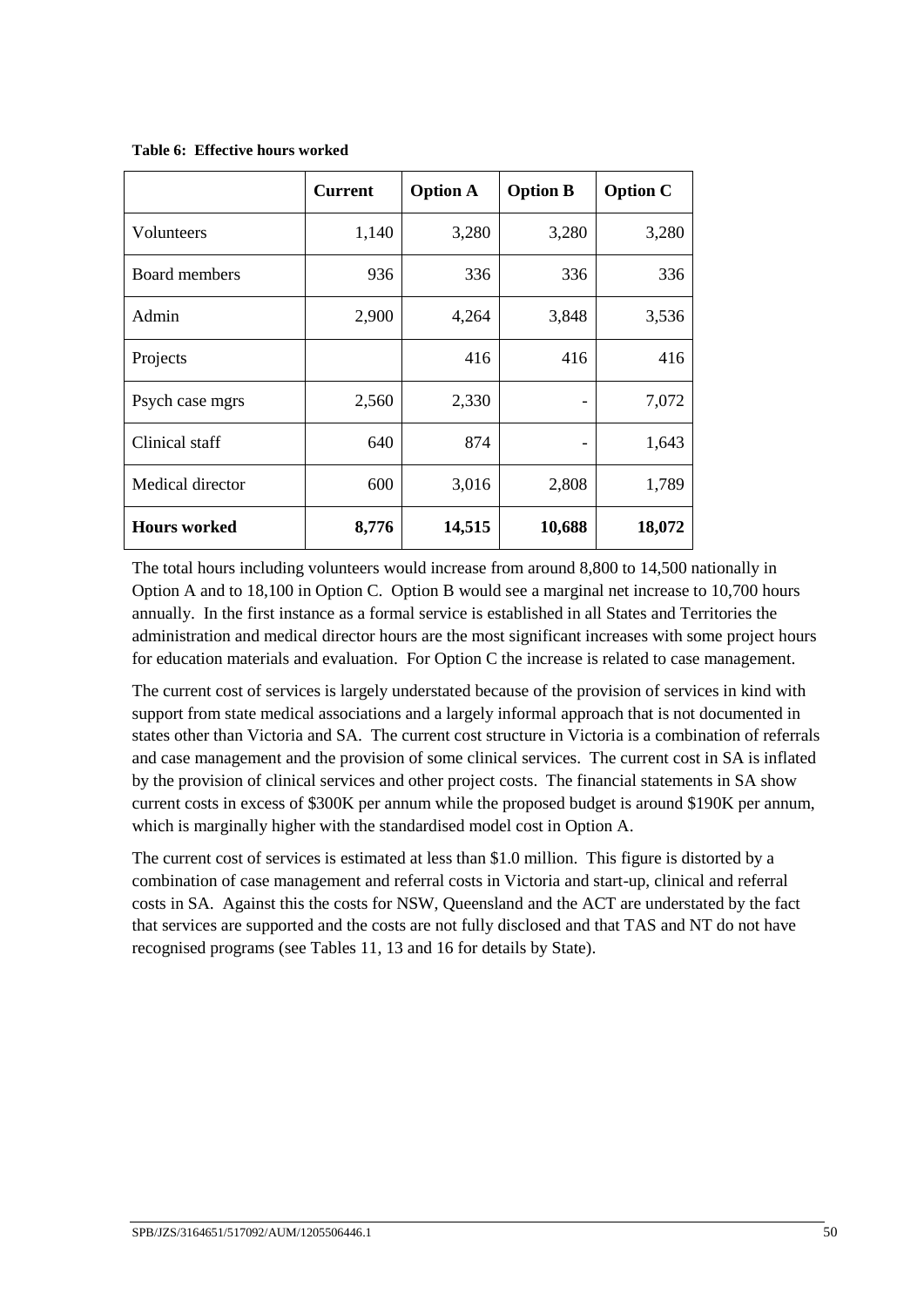**Table 6: Effective hours worked**

| | Current | Option A | Option B | Option C |
|---|---|---|---|---|
| Volunteers | 1,140 | 3,280 | 3,280 | 3,280 |
| Board members | 936 | 336 | 336 | 336 |
| Admin | 2,900 | 4,264 | 3,848 | 3,536 |
| Projects | | 416 | 416 | 416 |
| Psych case mgrs | 2,560 | 2,330 | - | 7,072 |
| Clinical staff | 640 | 874 | - | 1,643 |
| Medical director | 600 | 3,016 | 2,808 | 1,789 |
| **Hours worked** | **8,776** | **14,515** | **10,688** | **18,072** |

The total hours including volunteers would increase from around 8,800 to 14,500 nationally in Option A and to 18,100 in Option C. Option B would see a marginal net increase to 10,700 hours annually. In the first instance as a formal service is established in all States and Territories the administration and medical director hours are the most significant increases with some project hours for education materials and evaluation. For Option C the increase is related to case management.

The current cost of services is largely understated because of the provision of services in kind with support from state medical associations and a largely informal approach that is not documented in states other than Victoria and SA. The current cost structure in Victoria is a combination of referrals and case management and the provision of some clinical services. The current cost in SA is inflated by the provision of clinical services and other project costs. The financial statements in SA show current costs in excess of $300K per annum while the proposed budget is around $190K per annum, which is marginally higher with the standardised model cost in Option A.

The current cost of services is estimated at less than $1.0 million. This figure is distorted by a combination of case management and referral costs in Victoria and start-up, clinical and referral costs in SA. Against this the costs for NSW, Queensland and the ACT are understated by the fact that services are supported and the costs are not fully disclosed and that TAS and NT do not have recognised programs (see Tables 11, 13 and 16 for details by State).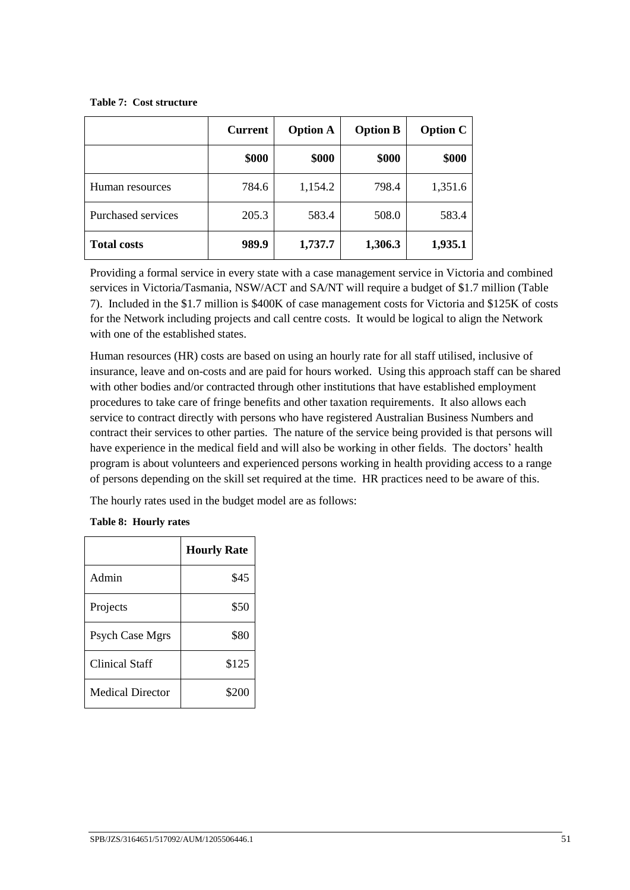**Table 7: Cost structure**

| | Current | Option A | Option B | Option C |
|---|---|---|---|---|
| | **$000** | **$000** | **$000** | **$000** |
| Human resources | 784.6 | 1,154.2 | 798.4 | 1,351.6 |
| Purchased services | 205.3 | 583.4 | 508.0 | 583.4 |
| **Total costs** | **989.9** | **1,737.7** | **1,306.3** | **1,935.1** |

Providing a formal service in every state with a case management service in Victoria and combined services in Victoria/Tasmania, NSW/ACT and SA/NT will require a budget of $1.7 million (Table 7). Included in the $1.7 million is $400K of case management costs for Victoria and $125K of costs for the Network including projects and call centre costs. It would be logical to align the Network with one of the established states.

Human resources (HR) costs are based on using an hourly rate for all staff utilised, inclusive of insurance, leave and on-costs and are paid for hours worked. Using this approach staff can be shared with other bodies and/or contracted through other institutions that have established employment procedures to take care of fringe benefits and other taxation requirements. It also allows each service to contract directly with persons who have registered Australian Business Numbers and contract their services to other parties. The nature of the service being provided is that persons will have experience in the medical field and will also be working in other fields. The doctors' health program is about volunteers and experienced persons working in health providing access to a range of persons depending on the skill set required at the time. HR practices need to be aware of this.

The hourly rates used in the budget model are as follows:

**Table 8: Hourly rates**

| | Hourly Rate |
|---|---|
| Admin | $45 |
| Projects | $50 |
| Psych Case Mgrs | $80 |
| Clinical Staff | $125 |
| Medical Director | $200 |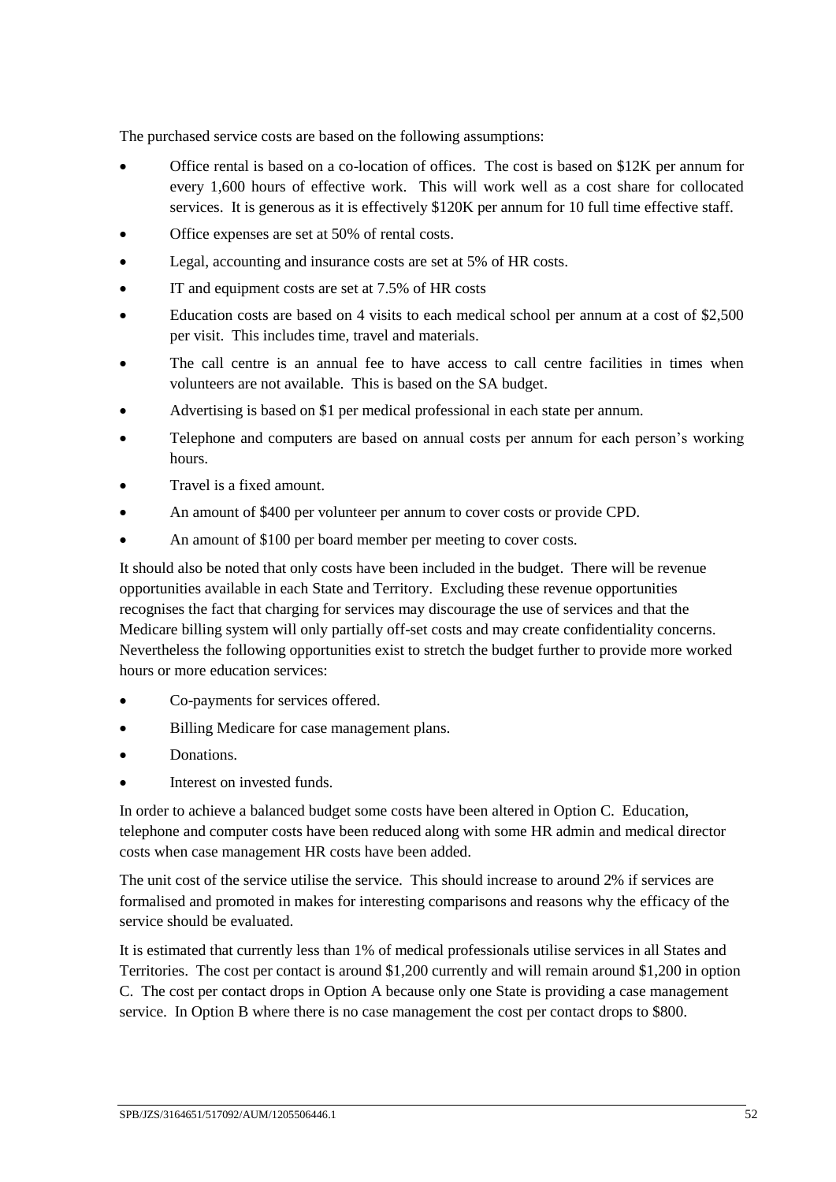The purchased service costs are based on the following assumptions:

- Office rental is based on a co-location of offices. The cost is based on $12K per annum for every 1,600 hours of effective work. This will work well as a cost share for collocated services. It is generous as it is effectively $120K per annum for 10 full time effective staff.
- Office expenses are set at 50% of rental costs.
- Legal, accounting and insurance costs are set at 5% of HR costs.
- IT and equipment costs are set at 7.5% of HR costs
- Education costs are based on 4 visits to each medical school per annum at a cost of $2,500 per visit. This includes time, travel and materials.
- The call centre is an annual fee to have access to call centre facilities in times when volunteers are not available. This is based on the SA budget.
- Advertising is based on $1 per medical professional in each state per annum.
- Telephone and computers are based on annual costs per annum for each person's working hours.
- Travel is a fixed amount.
- An amount of $400 per volunteer per annum to cover costs or provide CPD.
- An amount of $100 per board member per meeting to cover costs.

It should also be noted that only costs have been included in the budget. There will be revenue opportunities available in each State and Territory. Excluding these revenue opportunities recognises the fact that charging for services may discourage the use of services and that the Medicare billing system will only partially off-set costs and may create confidentiality concerns. Nevertheless the following opportunities exist to stretch the budget further to provide more worked hours or more education services:

- Co-payments for services offered.
- Billing Medicare for case management plans.
- Donations.
- Interest on invested funds.

In order to achieve a balanced budget some costs have been altered in Option C. Education, telephone and computer costs have been reduced along with some HR admin and medical director costs when case management HR costs have been added.

The unit cost of the service utilise the service. This should increase to around 2% if services are formalised and promoted in makes for interesting comparisons and reasons why the efficacy of the service should be evaluated.

It is estimated that currently less than 1% of medical professionals utilise services in all States and Territories. The cost per contact is around $1,200 currently and will remain around $1,200 in option C. The cost per contact drops in Option A because only one State is providing a case management service. In Option B where there is no case management the cost per contact drops to $800.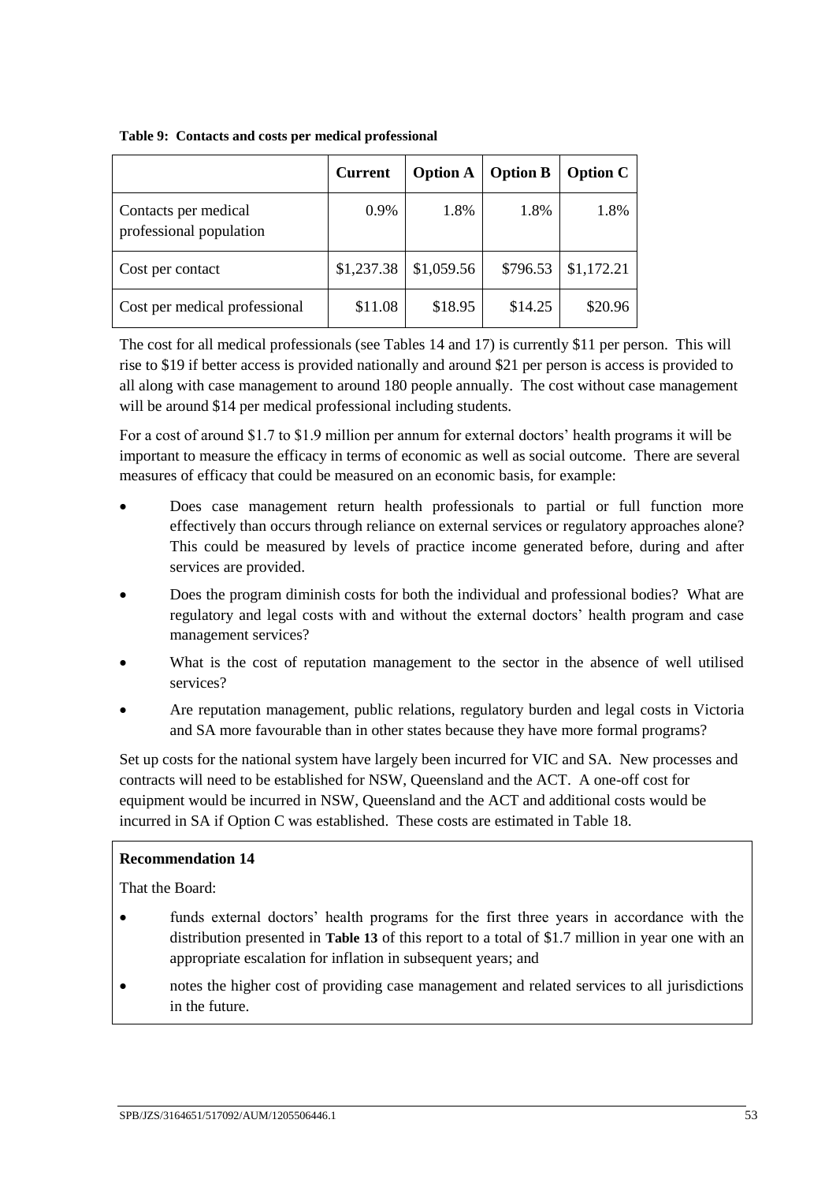**Table 9: Contacts and costs per medical professional**

| | Current | Option A | Option B | Option C |
|---|---|---|---|---|
| Contacts per medical professional population | 0.9% | 1.8% | 1.8% | 1.8% |
| Cost per contact | $1,237.38 | $1,059.56 | $796.53 | $1,172.21 |
| Cost per medical professional | $11.08 | $18.95 | $14.25 | $20.96 |

The cost for all medical professionals (see Tables 14 and 17) is currently $11 per person. This will rise to $19 if better access is provided nationally and around $21 per person is access is provided to all along with case management to around 180 people annually. The cost without case management will be around $14 per medical professional including students.

For a cost of around $1.7 to $1.9 million per annum for external doctors' health programs it will be important to measure the efficacy in terms of economic as well as social outcome. There are several measures of efficacy that could be measured on an economic basis, for example:

- Does case management return health professionals to partial or full function more effectively than occurs through reliance on external services or regulatory approaches alone? This could be measured by levels of practice income generated before, during and after services are provided.
- Does the program diminish costs for both the individual and professional bodies? What are regulatory and legal costs with and without the external doctors' health program and case management services?
- What is the cost of reputation management to the sector in the absence of well utilised services?
- Are reputation management, public relations, regulatory burden and legal costs in Victoria and SA more favourable than in other states because they have more formal programs?

Set up costs for the national system have largely been incurred for VIC and SA. New processes and contracts will need to be established for NSW, Queensland and the ACT. A one-off cost for equipment would be incurred in NSW, Queensland and the ACT and additional costs would be incurred in SA if Option C was established. These costs are estimated in Table 18.

**Recommendation 14**

That the Board:

- funds external doctors' health programs for the first three years in accordance with the distribution presented in **Table 13** of this report to a total of $1.7 million in year one with an appropriate escalation for inflation in subsequent years; and
- notes the higher cost of providing case management and related services to all jurisdictions in the future.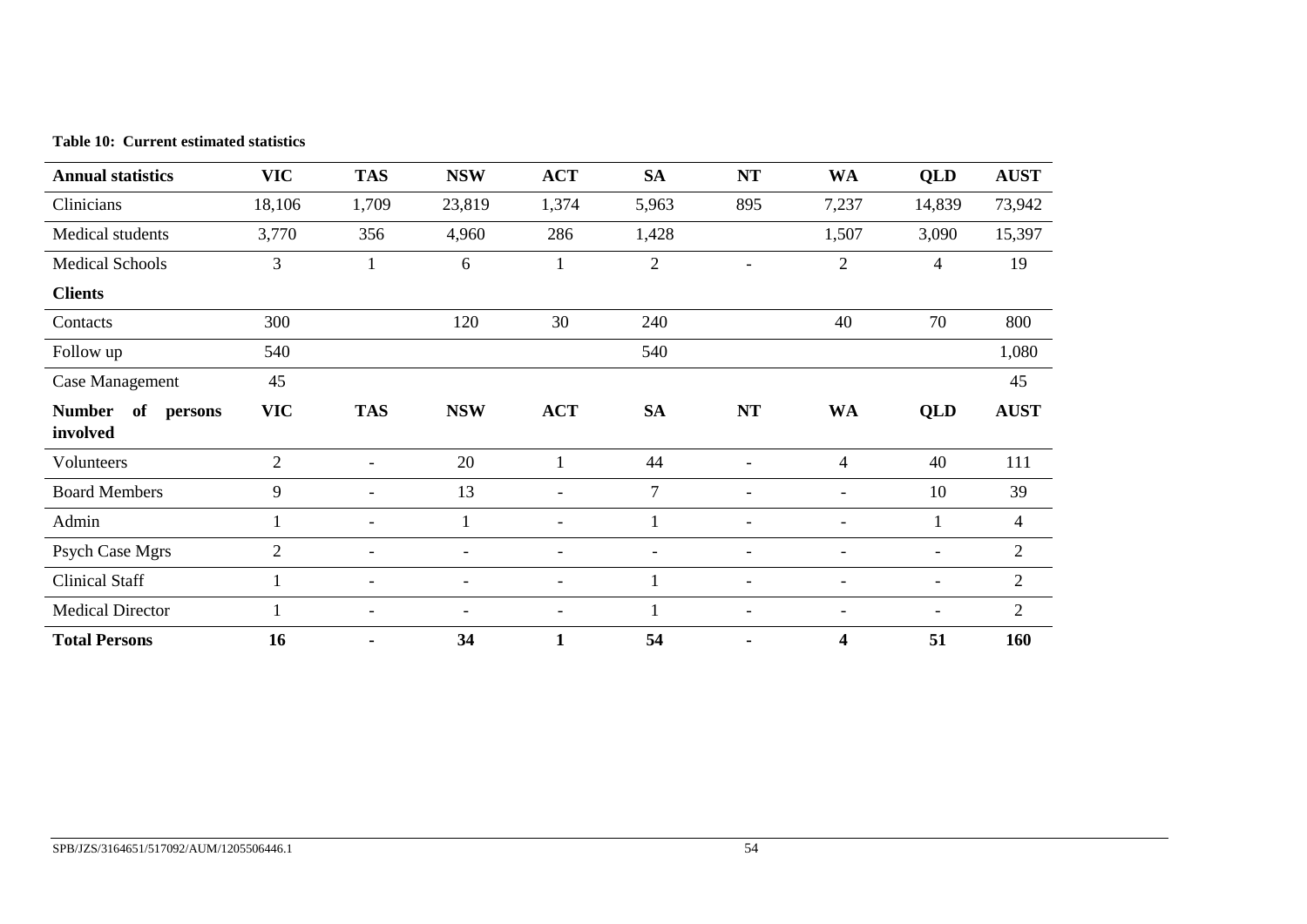**Table 10: Current estimated statistics**

| Annual statistics | VIC | TAS | NSW | ACT | SA | NT | WA | QLD | AUST |
|---|---|---|---|---|---|---|---|---|---|
| Clinicians | 18,106 | 1,709 | 23,819 | 1,374 | 5,963 | 895 | 7,237 | 14,839 | 73,942 |
| Medical students | 3,770 | 356 | 4,960 | 286 | 1,428 | | 1,507 | 3,090 | 15,397 |
| Medical Schools | 3 | 1 | 6 | 1 | 2 | - | 2 | 4 | 19 |
| **Clients** | | | | | | | | | |
| Contacts | 300 | | 120 | 30 | 240 | | 40 | 70 | 800 |
| Follow up | 540 | | | | 540 | | | | 1,080 |
| Case Management | 45 | | | | | | | | 45 |
| **Number of persons involved** | **VIC** | **TAS** | **NSW** | **ACT** | **SA** | **NT** | **WA** | **QLD** | **AUST** |
| Volunteers | 2 | - | 20 | 1 | 44 | - | 4 | 40 | 111 |
| Board Members | 9 | - | 13 | - | 7 | - | - | 10 | 39 |
| Admin | 1 | - | 1 | - | 1 | - | - | 1 | 4 |
| Psych Case Mgrs | 2 | - | - | - | - | - | - | - | 2 |
| Clinical Staff | 1 | - | - | - | 1 | - | - | - | 2 |
| Medical Director | 1 | - | - | - | 1 | - | - | - | 2 |
| **Total Persons** | **16** | **-** | **34** | **1** | **54** | **-** | **4** | **51** | **160** |

SPB/JZS/3164651/517092/AUM/1205506446.1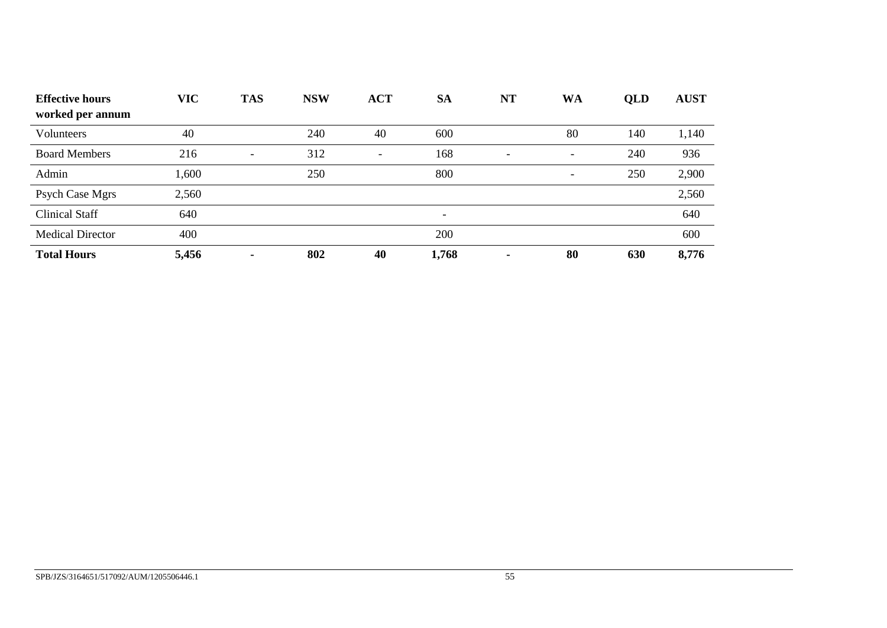| **Effective hours worked per annum** | **VIC** | **TAS** | **NSW** | **ACT** | **SA** | **NT** | **WA** | **QLD** | **AUST** |
|---|---|---|---|---|---|---|---|---|---|
| Volunteers | 40 | | 240 | 40 | 600 | | 80 | 140 | 1,140 |
| Board Members | 216 | - | 312 | - | 168 | - | - | 240 | 936 |
| Admin | 1,600 | | 250 | | 800 | | - | 250 | 2,900 |
| Psych Case Mgrs | 2,560 | | | | | | | | 2,560 |
| Clinical Staff | 640 | | | | - | | | | 640 |
| Medical Director | 400 | | | | 200 | | | | 600 |
| **Total Hours** | **5,456** | **-** | **802** | **40** | **1,768** | **-** | **80** | **630** | **8,776** |

SPB/JZS/3164651/517092/AUM/1205506446.1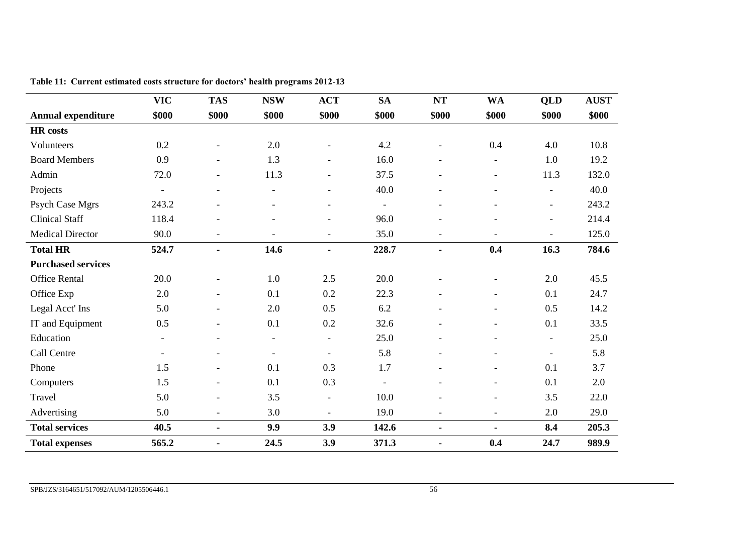**Table 11: Current estimated costs structure for doctors' health programs 2012-13**

| | VIC | TAS | NSW | ACT | SA | NT | WA | QLD | AUST |
|---|---|---|---|---|---|---|---|---|---|
| **Annual expenditure** | **$000** | **$000** | **$000** | **$000** | **$000** | **$000** | **$000** | **$000** | **$000** |
| **HR costs** | | | | | | | | | |
| Volunteers | 0.2 | - | 2.0 | - | 4.2 | - | 0.4 | 4.0 | 10.8 |
| Board Members | 0.9 | - | 1.3 | - | 16.0 | - | - | 1.0 | 19.2 |
| Admin | 72.0 | - | 11.3 | - | 37.5 | - | - | 11.3 | 132.0 |
| Projects | - | - | - | - | 40.0 | - | - | - | 40.0 |
| Psych Case Mgrs | 243.2 | - | - | - | - | - | - | - | 243.2 |
| Clinical Staff | 118.4 | - | - | - | 96.0 | - | - | - | 214.4 |
| Medical Director | 90.0 | - | - | - | 35.0 | - | - | - | 125.0 |
| **Total HR** | **524.7** | **-** | **14.6** | **-** | **228.7** | **-** | **0.4** | **16.3** | **784.6** |
| **Purchased services** | | | | | | | | | |
| Office Rental | 20.0 | - | 1.0 | 2.5 | 20.0 | - | - | 2.0 | 45.5 |
| Office Exp | 2.0 | - | 0.1 | 0.2 | 22.3 | - | - | 0.1 | 24.7 |
| Legal Acct' Ins | 5.0 | - | 2.0 | 0.5 | 6.2 | - | - | 0.5 | 14.2 |
| IT and Equipment | 0.5 | - | 0.1 | 0.2 | 32.6 | - | - | 0.1 | 33.5 |
| Education | - | - | - | - | 25.0 | - | - | - | 25.0 |
| Call Centre | - | - | - | - | 5.8 | - | - | - | 5.8 |
| Phone | 1.5 | - | 0.1 | 0.3 | 1.7 | - | - | 0.1 | 3.7 |
| Computers | 1.5 | - | 0.1 | 0.3 | - | - | - | 0.1 | 2.0 |
| Travel | 5.0 | - | 3.5 | - | 10.0 | - | - | 3.5 | 22.0 |
| Advertising | 5.0 | - | 3.0 | - | 19.0 | - | - | 2.0 | 29.0 |
| **Total services** | **40.5** | **-** | **9.9** | **3.9** | **142.6** | **-** | **-** | **8.4** | **205.3** |
| **Total expenses** | **565.2** | **-** | **24.5** | **3.9** | **371.3** | **-** | **0.4** | **24.7** | **989.9** |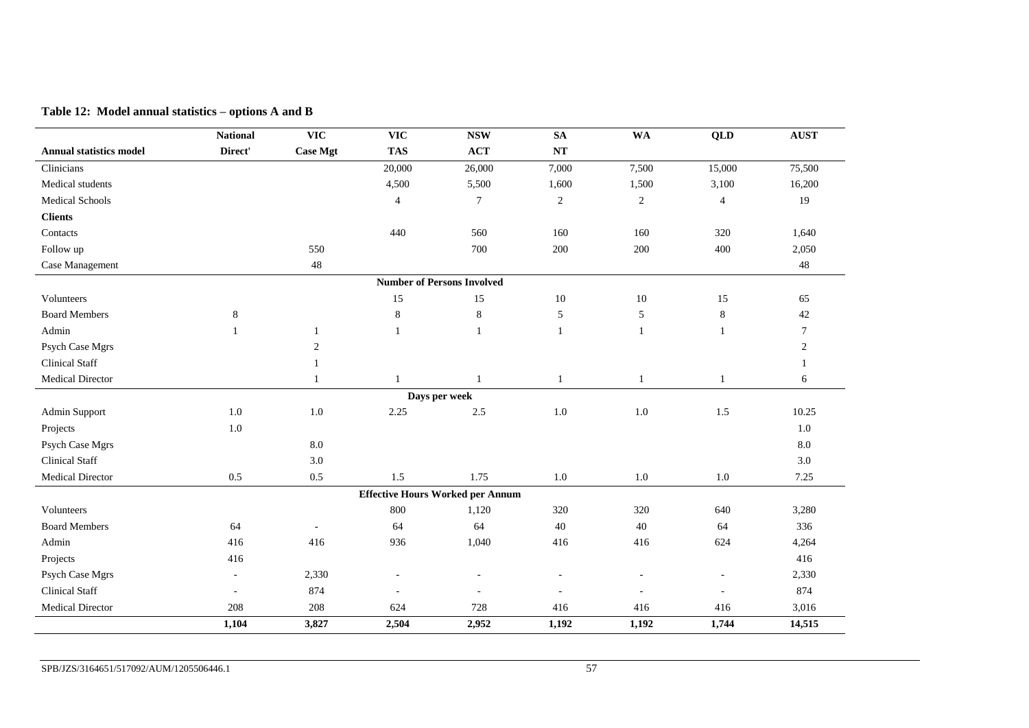**Table 12: Model annual statistics – options A and B**

| Annual statistics model | National Direct' | VIC Case Mgt | VIC TAS | NSW ACT | SA NT | WA | QLD | AUST |
|---|---|---|---|---|---|---|---|---|
| Clinicians | | | 20,000 | 26,000 | 7,000 | 7,500 | 15,000 | 75,500 |
| Medical students | | | 4,500 | 5,500 | 1,600 | 1,500 | 3,100 | 16,200 |
| Medical Schools | | | 4 | 7 | 2 | 2 | 4 | 19 |
| **Clients** | | | | | | | | |
| Contacts | | | 440 | 560 | 160 | 160 | 320 | 1,640 |
| Follow up | | 550 | | 700 | 200 | 200 | 400 | 2,050 |
| Case Management | | 48 | | | | | | 48 |
| **Number of Persons Involved** | | | | | | | | |
| Volunteers | | | 15 | 15 | 10 | 10 | 15 | 65 |
| Board Members | 8 | | 8 | 8 | 5 | 5 | 8 | 42 |
| Admin | 1 | 1 | 1 | 1 | 1 | 1 | 1 | 7 |
| Psych Case Mgrs | | 2 | | | | | | 2 |
| Clinical Staff | | 1 | | | | | | 1 |
| Medical Director | | 1 | 1 | 1 | 1 | 1 | 1 | 6 |
| **Days per week** | | | | | | | | |
| Admin Support | 1.0 | 1.0 | 2.25 | 2.5 | 1.0 | 1.0 | 1.5 | 10.25 |
| Projects | 1.0 | | | | | | | 1.0 |
| Psych Case Mgrs | | 8.0 | | | | | | 8.0 |
| Clinical Staff | | 3.0 | | | | | | 3.0 |
| Medical Director | 0.5 | 0.5 | 1.5 | 1.75 | 1.0 | 1.0 | 1.0 | 7.25 |
| **Effective Hours Worked per Annum** | | | | | | | | |
| Volunteers | | | 800 | 1,120 | 320 | 320 | 640 | 3,280 |
| Board Members | 64 | - | 64 | 64 | 40 | 40 | 64 | 336 |
| Admin | 416 | 416 | 936 | 1,040 | 416 | 416 | 624 | 4,264 |
| Projects | 416 | | | | | | | 416 |
| Psych Case Mgrs | - | 2,330 | - | - | - | - | - | 2,330 |
| Clinical Staff | - | 874 | - | - | - | - | - | 874 |
| Medical Director | 208 | 208 | 624 | 728 | 416 | 416 | 416 | 3,016 |
| | **1,104** | **3,827** | **2,504** | **2,952** | **1,192** | **1,192** | **1,744** | **14,515** |

SPB/JZS/3164651/517092/AUM/1205506446.1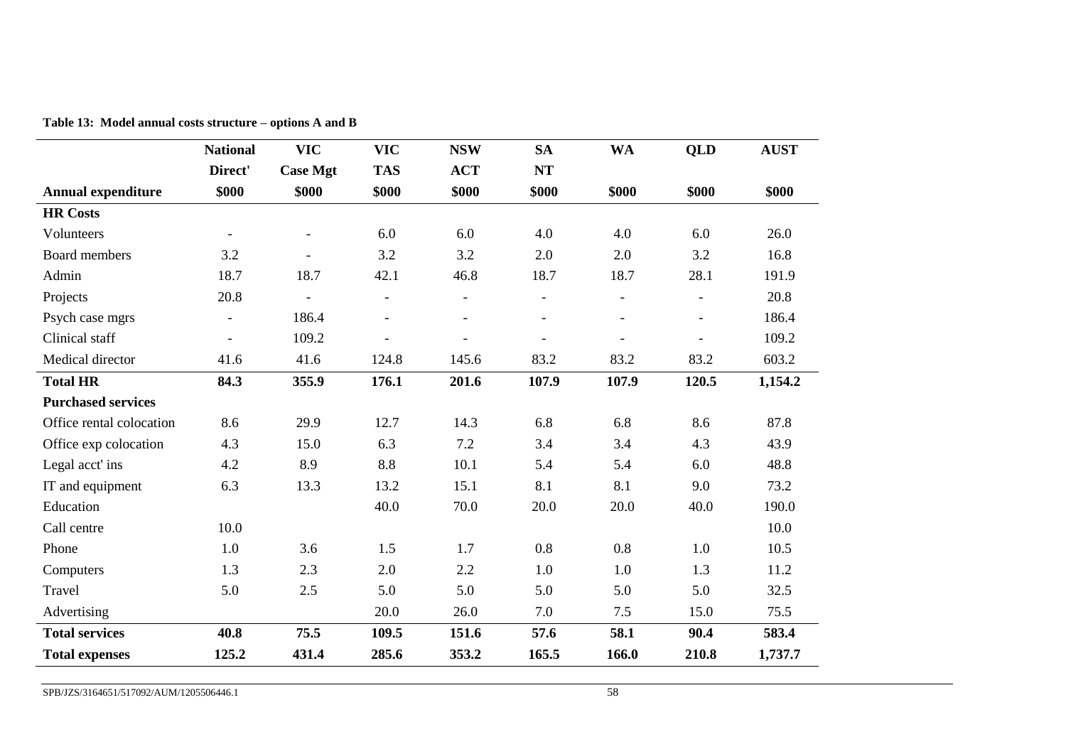**Table 13: Model annual costs structure – options A and B**

| Annual expenditure | National Direct' $000 | VIC Case Mgt $000 | VIC TAS $000 | NSW ACT $000 | SA NT $000 | WA $000 | QLD $000 | AUST $000 |
|---|---|---|---|---|---|---|---|---|
| **HR Costs** | | | | | | | | |
| Volunteers | - | - | 6.0 | 6.0 | 4.0 | 4.0 | 6.0 | 26.0 |
| Board members | 3.2 | - | 3.2 | 3.2 | 2.0 | 2.0 | 3.2 | 16.8 |
| Admin | 18.7 | 18.7 | 42.1 | 46.8 | 18.7 | 18.7 | 28.1 | 191.9 |
| Projects | 20.8 | - | - | - | - | - | - | 20.8 |
| Psych case mgrs | - | 186.4 | - | - | - | - | - | 186.4 |
| Clinical staff | - | 109.2 | - | - | - | - | - | 109.2 |
| Medical director | 41.6 | 41.6 | 124.8 | 145.6 | 83.2 | 83.2 | 83.2 | 603.2 |
| **Total HR** | **84.3** | **355.9** | **176.1** | **201.6** | **107.9** | **107.9** | **120.5** | **1,154.2** |
| **Purchased services** | | | | | | | | |
| Office rental colocation | 8.6 | 29.9 | 12.7 | 14.3 | 6.8 | 6.8 | 8.6 | 87.8 |
| Office exp colocation | 4.3 | 15.0 | 6.3 | 7.2 | 3.4 | 3.4 | 4.3 | 43.9 |
| Legal acct' ins | 4.2 | 8.9 | 8.8 | 10.1 | 5.4 | 5.4 | 6.0 | 48.8 |
| IT and equipment | 6.3 | 13.3 | 13.2 | 15.1 | 8.1 | 8.1 | 9.0 | 73.2 |
| Education | | | 40.0 | 70.0 | 20.0 | 20.0 | 40.0 | 190.0 |
| Call centre | 10.0 | | | | | | | 10.0 |
| Phone | 1.0 | 3.6 | 1.5 | 1.7 | 0.8 | 0.8 | 1.0 | 10.5 |
| Computers | 1.3 | 2.3 | 2.0 | 2.2 | 1.0 | 1.0 | 1.3 | 11.2 |
| Travel | 5.0 | 2.5 | 5.0 | 5.0 | 5.0 | 5.0 | 5.0 | 32.5 |
| Advertising | | | 20.0 | 26.0 | 7.0 | 7.5 | 15.0 | 75.5 |
| **Total services** | **40.8** | **75.5** | **109.5** | **151.6** | **57.6** | **58.1** | **90.4** | **583.4** |
| **Total expenses** | **125.2** | **431.4** | **285.6** | **353.2** | **165.5** | **166.0** | **210.8** | **1,737.7** |

SPB/JZS/3164651/517092/AUM/1205506446.1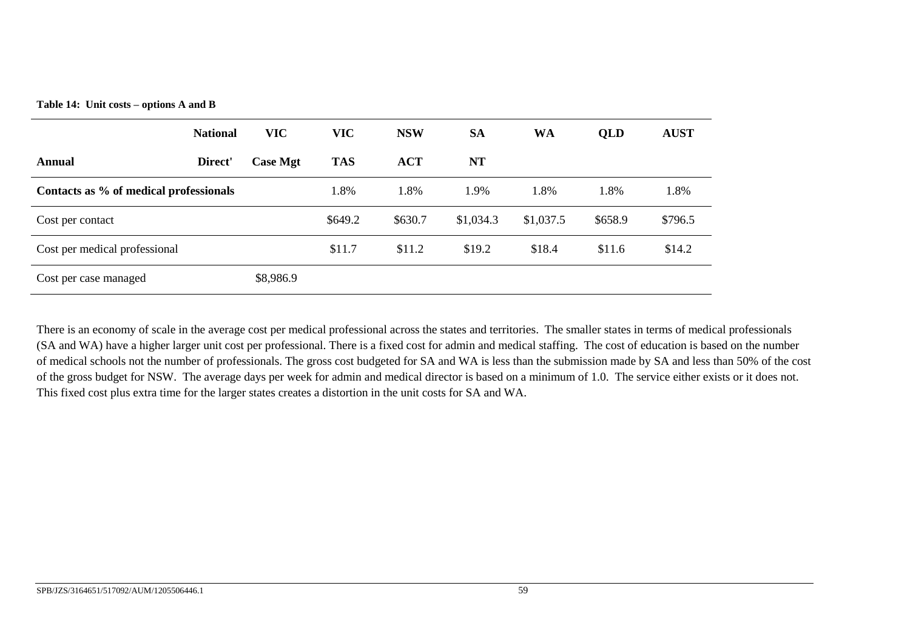**Table 14: Unit costs – options A and B**

| Annual | National Direct' | VIC Case Mgt | VIC TAS | NSW ACT | SA NT | WA | QLD | AUST |
|---|---|---|---|---|---|---|---|---|
| **Contacts as % of medical professionals** | | | 1.8% | 1.8% | 1.9% | 1.8% | 1.8% | 1.8% |
| Cost per contact | | | $649.2 | $630.7 | $1,034.3 | $1,037.5 | $658.9 | $796.5 |
| Cost per medical professional | | | $11.7 | $11.2 | $19.2 | $18.4 | $11.6 | $14.2 |
| Cost per case managed | | $8,986.9 | | | | | | |

There is an economy of scale in the average cost per medical professional across the states and territories. The smaller states in terms of medical professionals (SA and WA) have a higher larger unit cost per professional. There is a fixed cost for admin and medical staffing. The cost of education is based on the number of medical schools not the number of professionals. The gross cost budgeted for SA and WA is less than the submission made by SA and less than 50% of the cost of the gross budget for NSW. The average days per week for admin and medical director is based on a minimum of 1.0. The service either exists or it does not. This fixed cost plus extra time for the larger states creates a distortion in the unit costs for SA and WA.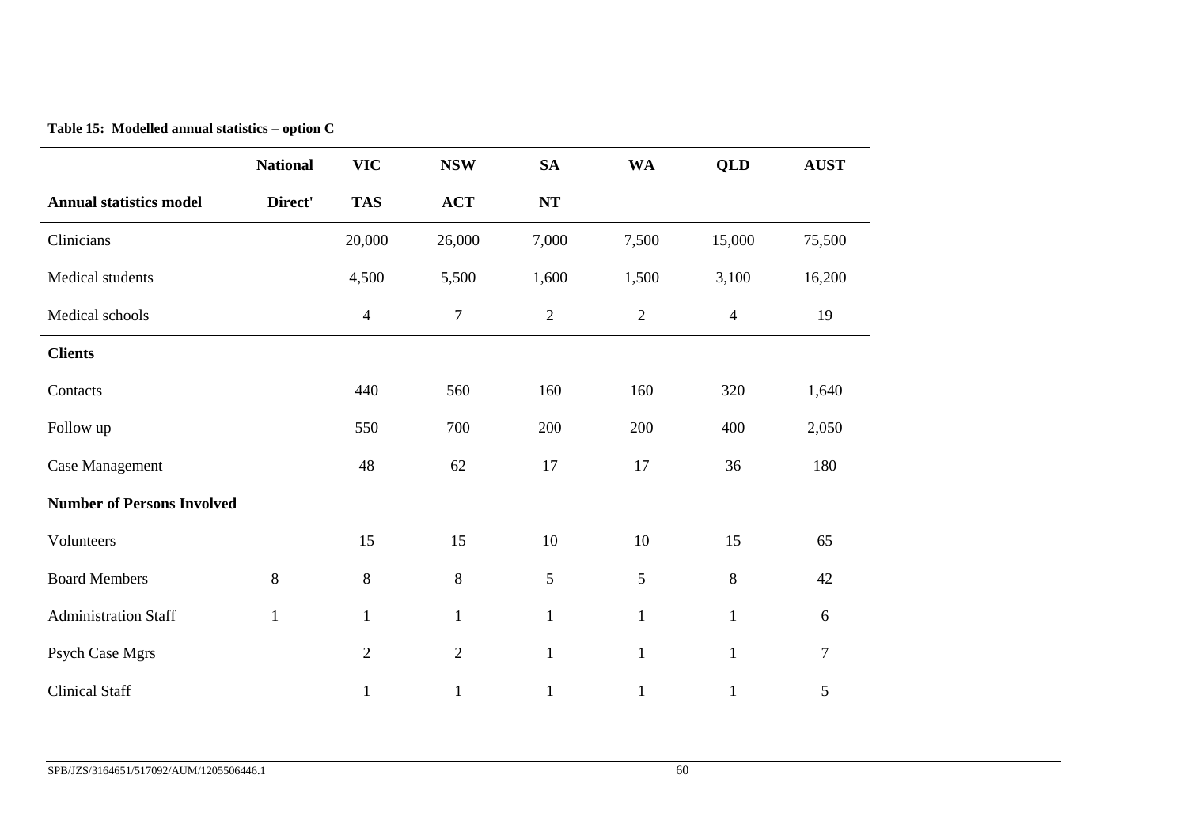**Table 15: Modelled annual statistics – option C**

| | National | VIC | NSW | SA | WA | QLD | AUST |
|---|---|---|---|---|---|---|---|
| **Annual statistics model** | **Direct'** | **TAS** | **ACT** | **NT** | | | |
| Clinicians | | 20,000 | 26,000 | 7,000 | 7,500 | 15,000 | 75,500 |
| Medical students | | 4,500 | 5,500 | 1,600 | 1,500 | 3,100 | 16,200 |
| Medical schools | | 4 | 7 | 2 | 2 | 4 | 19 |
| **Clients** | | | | | | | |
| Contacts | | 440 | 560 | 160 | 160 | 320 | 1,640 |
| Follow up | | 550 | 700 | 200 | 200 | 400 | 2,050 |
| Case Management | | 48 | 62 | 17 | 17 | 36 | 180 |
| **Number of Persons Involved** | | | | | | | |
| Volunteers | | 15 | 15 | 10 | 10 | 15 | 65 |
| Board Members | 8 | 8 | 8 | 5 | 5 | 8 | 42 |
| Administration Staff | 1 | 1 | 1 | 1 | 1 | 1 | 6 |
| Psych Case Mgrs | | 2 | 2 | 1 | 1 | 1 | 7 |
| Clinical Staff | | 1 | 1 | 1 | 1 | 1 | 5 |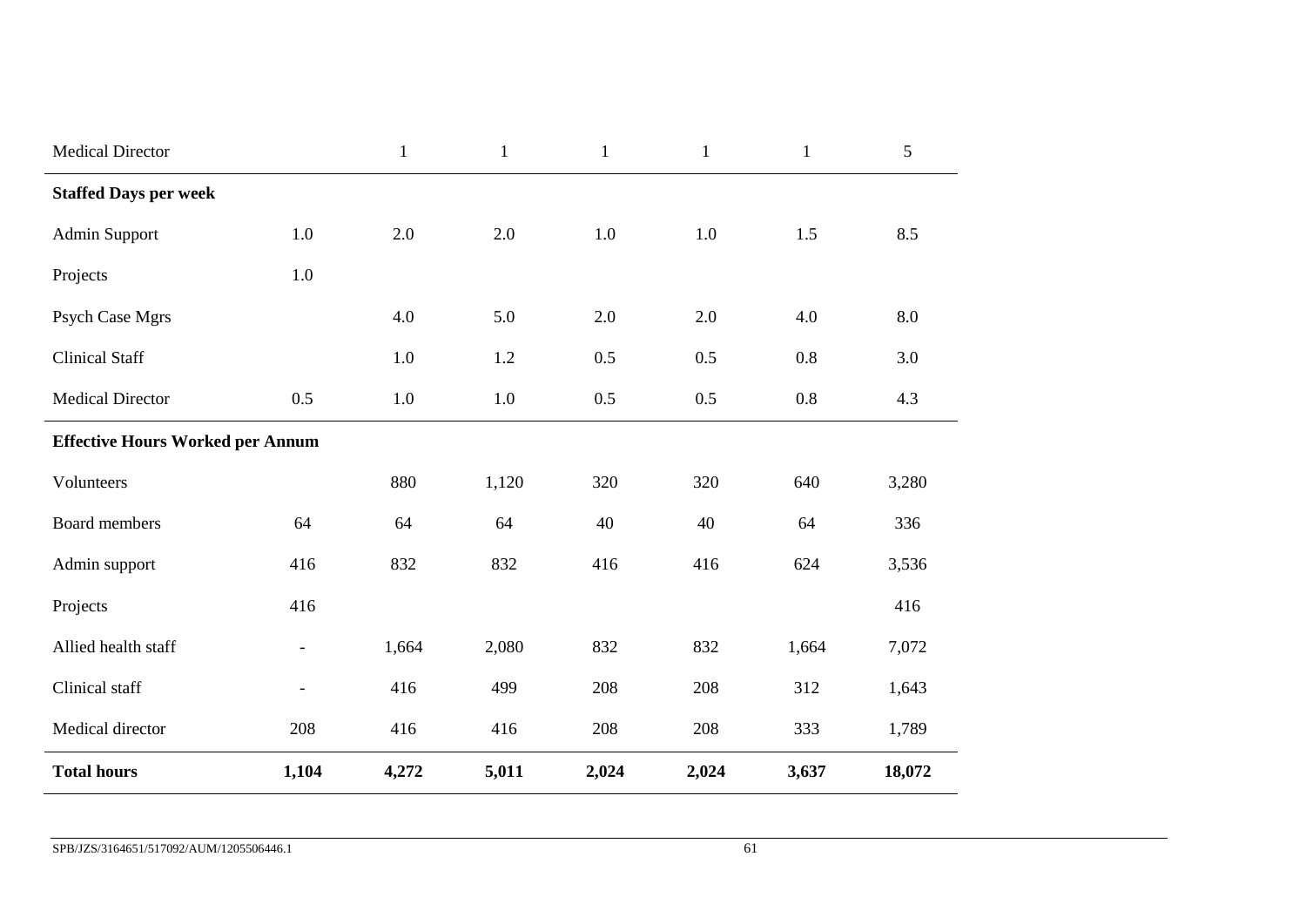| | | | | | | | |
|---|---|---|---|---|---|---|---|
| Medical Director | | 1 | 1 | 1 | 1 | 1 | 5 |
| **Staffed Days per week** | | | | | | | |
| Admin Support | 1.0 | 2.0 | 2.0 | 1.0 | 1.0 | 1.5 | 8.5 |
| Projects | 1.0 | | | | | | |
| Psych Case Mgrs | | 4.0 | 5.0 | 2.0 | 2.0 | 4.0 | 8.0 |
| Clinical Staff | | 1.0 | 1.2 | 0.5 | 0.5 | 0.8 | 3.0 |
| Medical Director | 0.5 | 1.0 | 1.0 | 0.5 | 0.5 | 0.8 | 4.3 |
| **Effective Hours Worked per Annum** | | | | | | | |
| Volunteers | | 880 | 1,120 | 320 | 320 | 640 | 3,280 |
| Board members | 64 | 64 | 64 | 40 | 40 | 64 | 336 |
| Admin support | 416 | 832 | 832 | 416 | 416 | 624 | 3,536 |
| Projects | 416 | | | | | | 416 |
| Allied health staff | - | 1,664 | 2,080 | 832 | 832 | 1,664 | 7,072 |
| Clinical staff | - | 416 | 499 | 208 | 208 | 312 | 1,643 |
| Medical director | 208 | 416 | 416 | 208 | 208 | 333 | 1,789 |
| **Total hours** | **1,104** | **4,272** | **5,011** | **2,024** | **2,024** | **3,637** | **18,072** |

SPB/JZS/3164651/517092/AUM/1205506446.1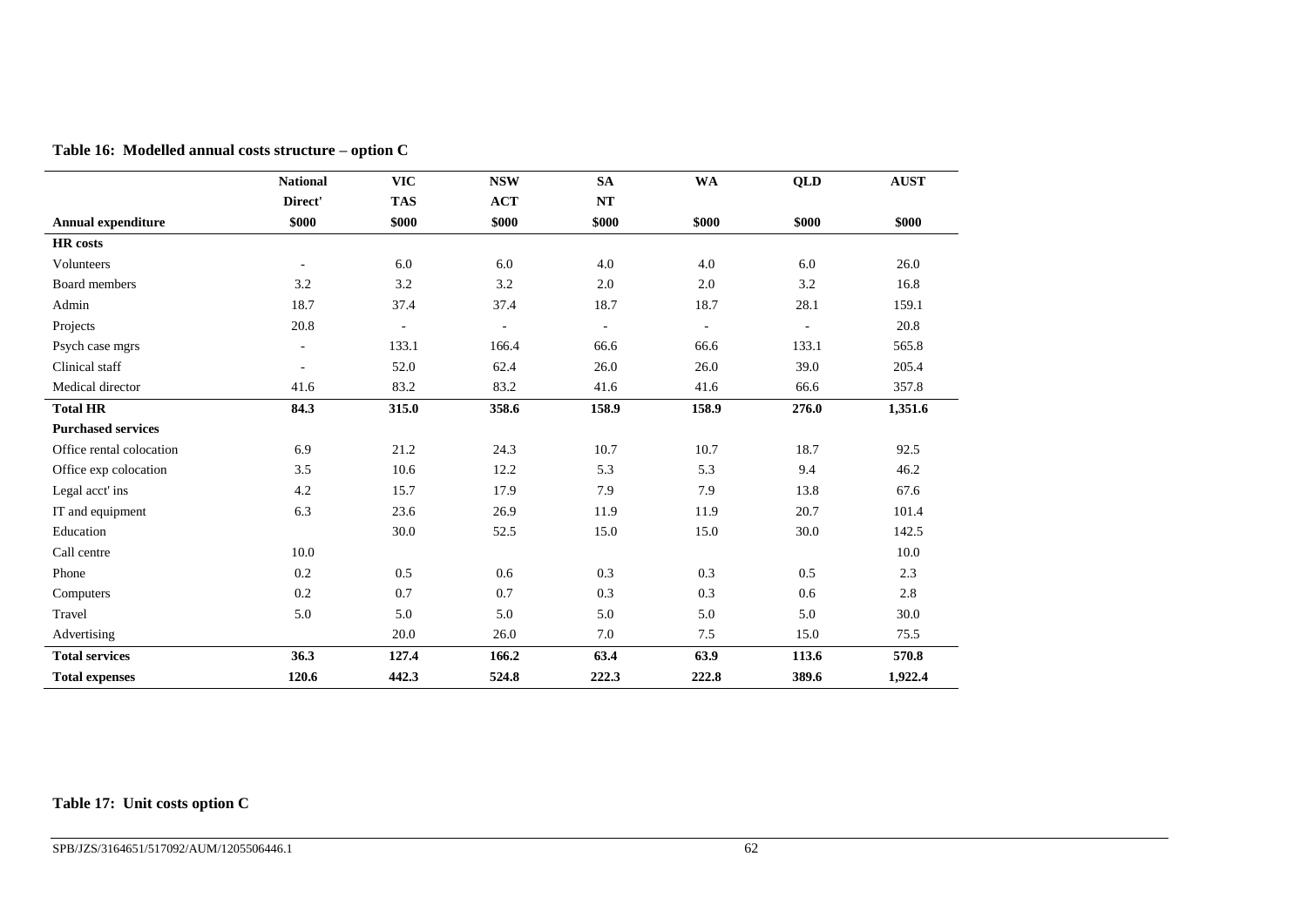**Table 16: Modelled annual costs structure – option C**

| Annual expenditure | National Direct' $000 | VIC TAS $000 | NSW ACT $000 | SA NT $000 | WA $000 | QLD $000 | AUST $000 |
|---|---|---|---|---|---|---|---|
| **HR costs** | | | | | | | |
| Volunteers | - | 6.0 | 6.0 | 4.0 | 4.0 | 6.0 | 26.0 |
| Board members | 3.2 | 3.2 | 3.2 | 2.0 | 2.0 | 3.2 | 16.8 |
| Admin | 18.7 | 37.4 | 37.4 | 18.7 | 18.7 | 28.1 | 159.1 |
| Projects | 20.8 | - | - | - | - | - | 20.8 |
| Psych case mgrs | - | 133.1 | 166.4 | 66.6 | 66.6 | 133.1 | 565.8 |
| Clinical staff | - | 52.0 | 62.4 | 26.0 | 26.0 | 39.0 | 205.4 |
| Medical director | 41.6 | 83.2 | 83.2 | 41.6 | 41.6 | 66.6 | 357.8 |
| **Total HR** | **84.3** | **315.0** | **358.6** | **158.9** | **158.9** | **276.0** | **1,351.6** |
| **Purchased services** | | | | | | | |
| Office rental colocation | 6.9 | 21.2 | 24.3 | 10.7 | 10.7 | 18.7 | 92.5 |
| Office exp colocation | 3.5 | 10.6 | 12.2 | 5.3 | 5.3 | 9.4 | 46.2 |
| Legal acct' ins | 4.2 | 15.7 | 17.9 | 7.9 | 7.9 | 13.8 | 67.6 |
| IT and equipment | 6.3 | 23.6 | 26.9 | 11.9 | 11.9 | 20.7 | 101.4 |
| Education | | 30.0 | 52.5 | 15.0 | 15.0 | 30.0 | 142.5 |
| Call centre | 10.0 | | | | | | 10.0 |
| Phone | 0.2 | 0.5 | 0.6 | 0.3 | 0.3 | 0.5 | 2.3 |
| Computers | 0.2 | 0.7 | 0.7 | 0.3 | 0.3 | 0.6 | 2.8 |
| Travel | 5.0 | 5.0 | 5.0 | 5.0 | 5.0 | 5.0 | 30.0 |
| Advertising | | 20.0 | 26.0 | 7.0 | 7.5 | 15.0 | 75.5 |
| **Total services** | **36.3** | **127.4** | **166.2** | **63.4** | **63.9** | **113.6** | **570.8** |
| **Total expenses** | **120.6** | **442.3** | **524.8** | **222.3** | **222.8** | **389.6** | **1,922.4** |

**Table 17: Unit costs option C**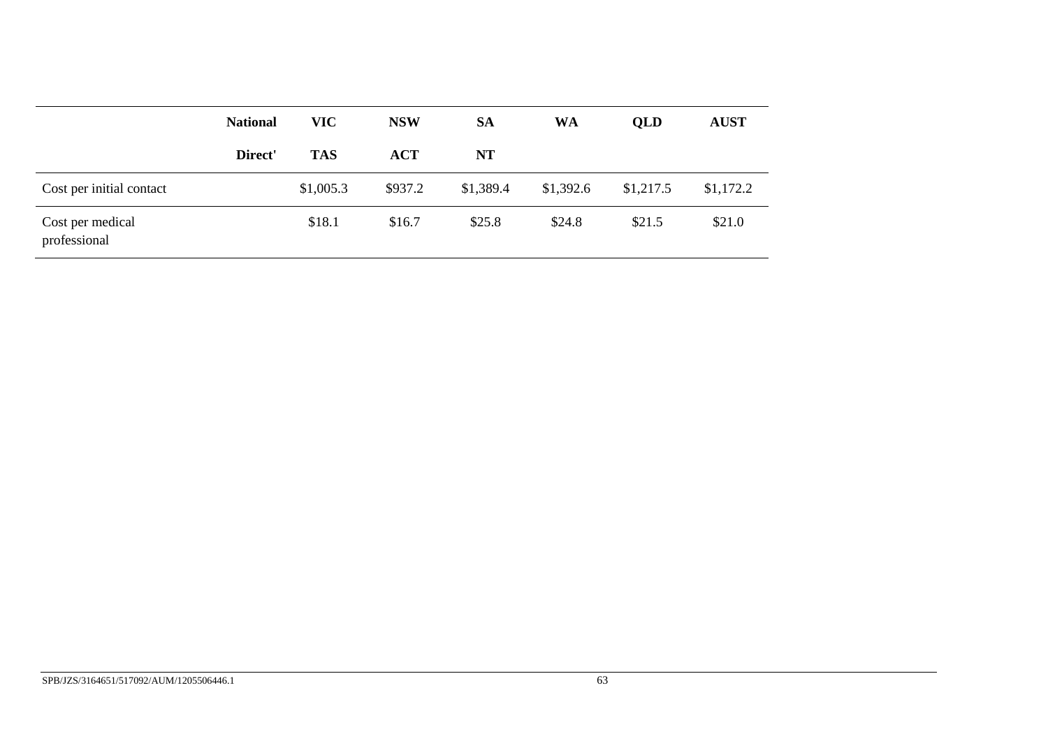| | National Direct' | VIC TAS | NSW ACT | SA NT | WA | QLD | AUST |
|---|---|---|---|---|---|---|---|
| Cost per initial contact | | $1,005.3 | $937.2 | $1,389.4 | $1,392.6 | $1,217.5 | $1,172.2 |
| Cost per medical professional | | $18.1 | $16.7 | $25.8 | $24.8 | $21.5 | $21.0 |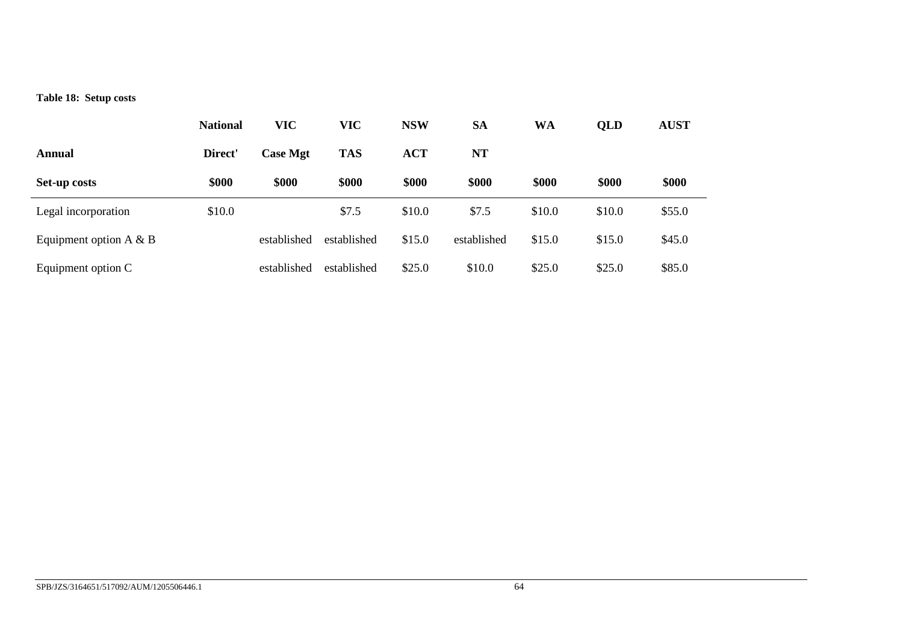**Table 18: Setup costs**

| | National | VIC | VIC | NSW | SA | WA | QLD | AUST |
|---|---|---|---|---|---|---|---|---|
| **Annual** | **Direct'** | **Case Mgt** | **TAS** | **ACT** | **NT** | | | |
| **Set-up costs** | **\$000** | **\$000** | **\$000** | **\$000** | **\$000** | **\$000** | **\$000** | **\$000** |
| Legal incorporation | \$10.0 | | \$7.5 | \$10.0 | \$7.5 | \$10.0 | \$10.0 | \$55.0 |
| Equipment option A & B | | established | established | \$15.0 | established | \$15.0 | \$15.0 | \$45.0 |
| Equipment option C | | established | established | \$25.0 | \$10.0 | \$25.0 | \$25.0 | \$85.0 |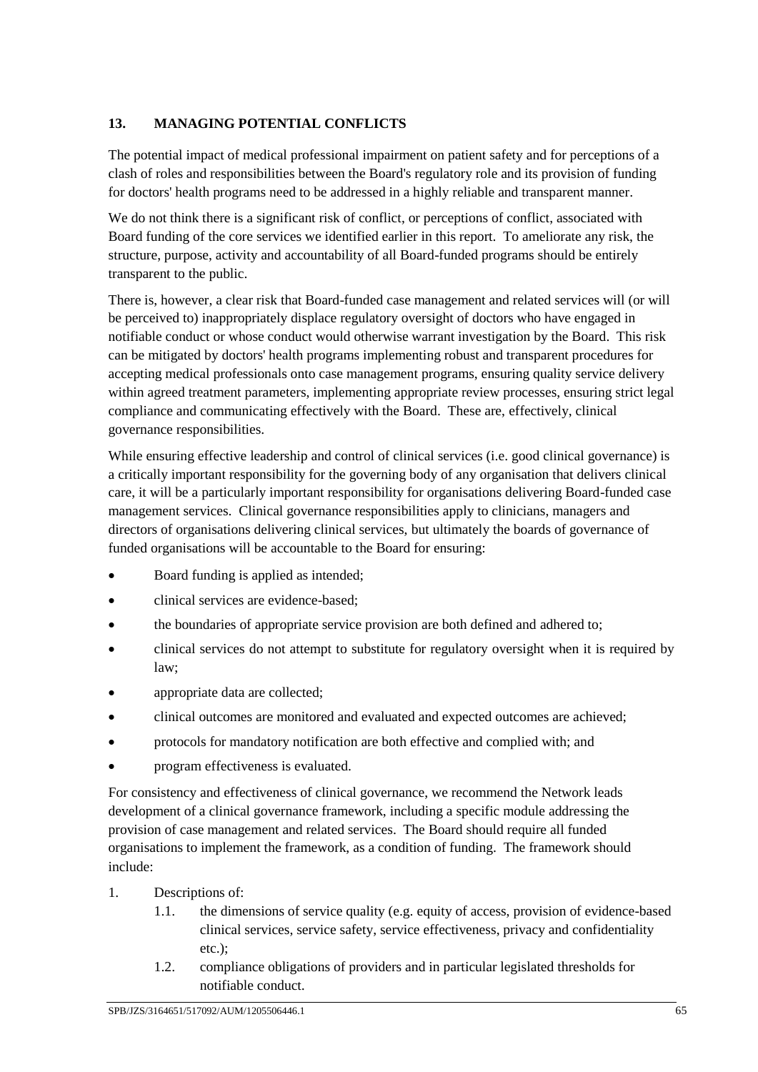## 13. MANAGING POTENTIAL CONFLICTS

The potential impact of medical professional impairment on patient safety and for perceptions of a clash of roles and responsibilities between the Board's regulatory role and its provision of funding for doctors' health programs need to be addressed in a highly reliable and transparent manner.

We do not think there is a significant risk of conflict, or perceptions of conflict, associated with Board funding of the core services we identified earlier in this report. To ameliorate any risk, the structure, purpose, activity and accountability of all Board-funded programs should be entirely transparent to the public.

There is, however, a clear risk that Board-funded case management and related services will (or will be perceived to) inappropriately displace regulatory oversight of doctors who have engaged in notifiable conduct or whose conduct would otherwise warrant investigation by the Board. This risk can be mitigated by doctors' health programs implementing robust and transparent procedures for accepting medical professionals onto case management programs, ensuring quality service delivery within agreed treatment parameters, implementing appropriate review processes, ensuring strict legal compliance and communicating effectively with the Board. These are, effectively, clinical governance responsibilities.

While ensuring effective leadership and control of clinical services (i.e. good clinical governance) is a critically important responsibility for the governing body of any organisation that delivers clinical care, it will be a particularly important responsibility for organisations delivering Board-funded case management services. Clinical governance responsibilities apply to clinicians, managers and directors of organisations delivering clinical services, but ultimately the boards of governance of funded organisations will be accountable to the Board for ensuring:

- Board funding is applied as intended;
- clinical services are evidence-based;
- the boundaries of appropriate service provision are both defined and adhered to;
- clinical services do not attempt to substitute for regulatory oversight when it is required by law;
- appropriate data are collected;
- clinical outcomes are monitored and evaluated and expected outcomes are achieved;
- protocols for mandatory notification are both effective and complied with; and
- program effectiveness is evaluated.

For consistency and effectiveness of clinical governance, we recommend the Network leads development of a clinical governance framework, including a specific module addressing the provision of case management and related services. The Board should require all funded organisations to implement the framework, as a condition of funding. The framework should include:

1. Descriptions of:
   - 1.1. the dimensions of service quality (e.g. equity of access, provision of evidence-based clinical services, service safety, service effectiveness, privacy and confidentiality etc.);
   - 1.2. compliance obligations of providers and in particular legislated thresholds for notifiable conduct.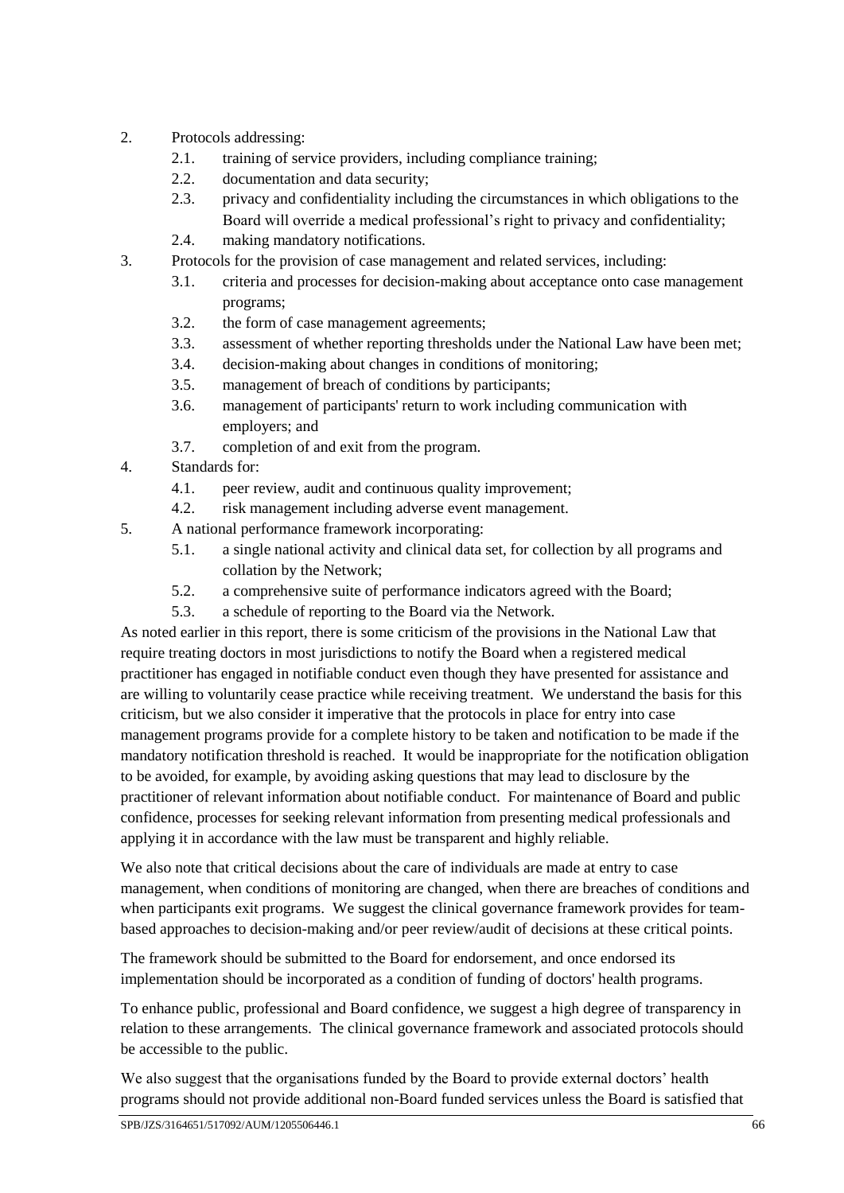2. Protocols addressing:
    2.1. training of service providers, including compliance training;
    2.2. documentation and data security;
    2.3. privacy and confidentiality including the circumstances in which obligations to the Board will override a medical professional's right to privacy and confidentiality;
    2.4. making mandatory notifications.
3. Protocols for the provision of case management and related services, including:
    3.1. criteria and processes for decision-making about acceptance onto case management programs;
    3.2. the form of case management agreements;
    3.3. assessment of whether reporting thresholds under the National Law have been met;
    3.4. decision-making about changes in conditions of monitoring;
    3.5. management of breach of conditions by participants;
    3.6. management of participants' return to work including communication with employers; and
    3.7. completion of and exit from the program.
4. Standards for:
    4.1. peer review, audit and continuous quality improvement;
    4.2. risk management including adverse event management.
5. A national performance framework incorporating:
    5.1. a single national activity and clinical data set, for collection by all programs and collation by the Network;
    5.2. a comprehensive suite of performance indicators agreed with the Board;
    5.3. a schedule of reporting to the Board via the Network.

As noted earlier in this report, there is some criticism of the provisions in the National Law that require treating doctors in most jurisdictions to notify the Board when a registered medical practitioner has engaged in notifiable conduct even though they have presented for assistance and are willing to voluntarily cease practice while receiving treatment. We understand the basis for this criticism, but we also consider it imperative that the protocols in place for entry into case management programs provide for a complete history to be taken and notification to be made if the mandatory notification threshold is reached. It would be inappropriate for the notification obligation to be avoided, for example, by avoiding asking questions that may lead to disclosure by the practitioner of relevant information about notifiable conduct. For maintenance of Board and public confidence, processes for seeking relevant information from presenting medical professionals and applying it in accordance with the law must be transparent and highly reliable.

We also note that critical decisions about the care of individuals are made at entry to case management, when conditions of monitoring are changed, when there are breaches of conditions and when participants exit programs. We suggest the clinical governance framework provides for team-based approaches to decision-making and/or peer review/audit of decisions at these critical points.

The framework should be submitted to the Board for endorsement, and once endorsed its implementation should be incorporated as a condition of funding of doctors' health programs.

To enhance public, professional and Board confidence, we suggest a high degree of transparency in relation to these arrangements. The clinical governance framework and associated protocols should be accessible to the public.

We also suggest that the organisations funded by the Board to provide external doctors' health programs should not provide additional non-Board funded services unless the Board is satisfied that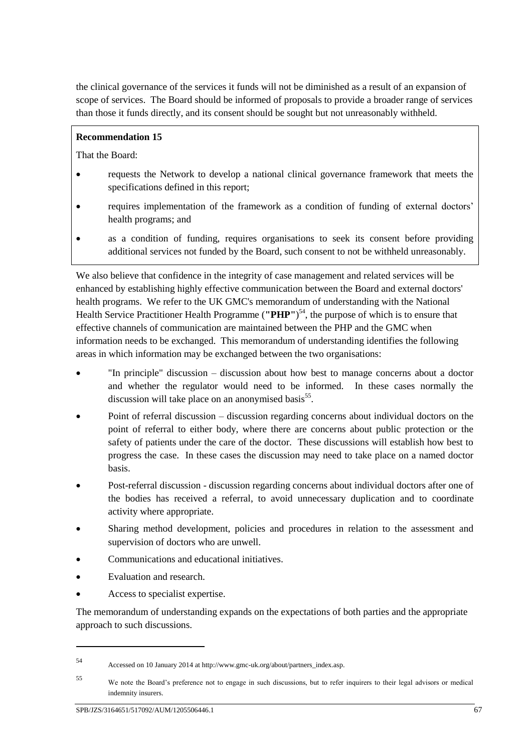the clinical governance of the services it funds will not be diminished as a result of an expansion of scope of services. The Board should be informed of proposals to provide a broader range of services than those it funds directly, and its consent should be sought but not unreasonably withheld.

**Recommendation 15**

That the Board:

- requests the Network to develop a national clinical governance framework that meets the specifications defined in this report;
- requires implementation of the framework as a condition of funding of external doctors' health programs; and
- as a condition of funding, requires organisations to seek its consent before providing additional services not funded by the Board, such consent to not be withheld unreasonably.

We also believe that confidence in the integrity of case management and related services will be enhanced by establishing highly effective communication between the Board and external doctors' health programs. We refer to the UK GMC's memorandum of understanding with the National Health Service Practitioner Health Programme (**"PHP"**)[54], the purpose of which is to ensure that effective channels of communication are maintained between the PHP and the GMC when information needs to be exchanged. This memorandum of understanding identifies the following areas in which information may be exchanged between the two organisations:

- "In principle" discussion – discussion about how best to manage concerns about a doctor and whether the regulator would need to be informed. In these cases normally the discussion will take place on an anonymised basis[55].
- Point of referral discussion – discussion regarding concerns about individual doctors on the point of referral to either body, where there are concerns about public protection or the safety of patients under the care of the doctor. These discussions will establish how best to progress the case. In these cases the discussion may need to take place on a named doctor basis.
- Post-referral discussion - discussion regarding concerns about individual doctors after one of the bodies has received a referral, to avoid unnecessary duplication and to coordinate activity where appropriate.
- Sharing method development, policies and procedures in relation to the assessment and supervision of doctors who are unwell.
- Communications and educational initiatives.
- Evaluation and research.
- Access to specialist expertise.

The memorandum of understanding expands on the expectations of both parties and the appropriate approach to such discussions.

---

[54] Accessed on 10 January 2014 at http://www.gmc-uk.org/about/partners_index.asp.

[55] We note the Board's preference not to engage in such discussions, but to refer inquirers to their legal advisors or medical indemnity insurers.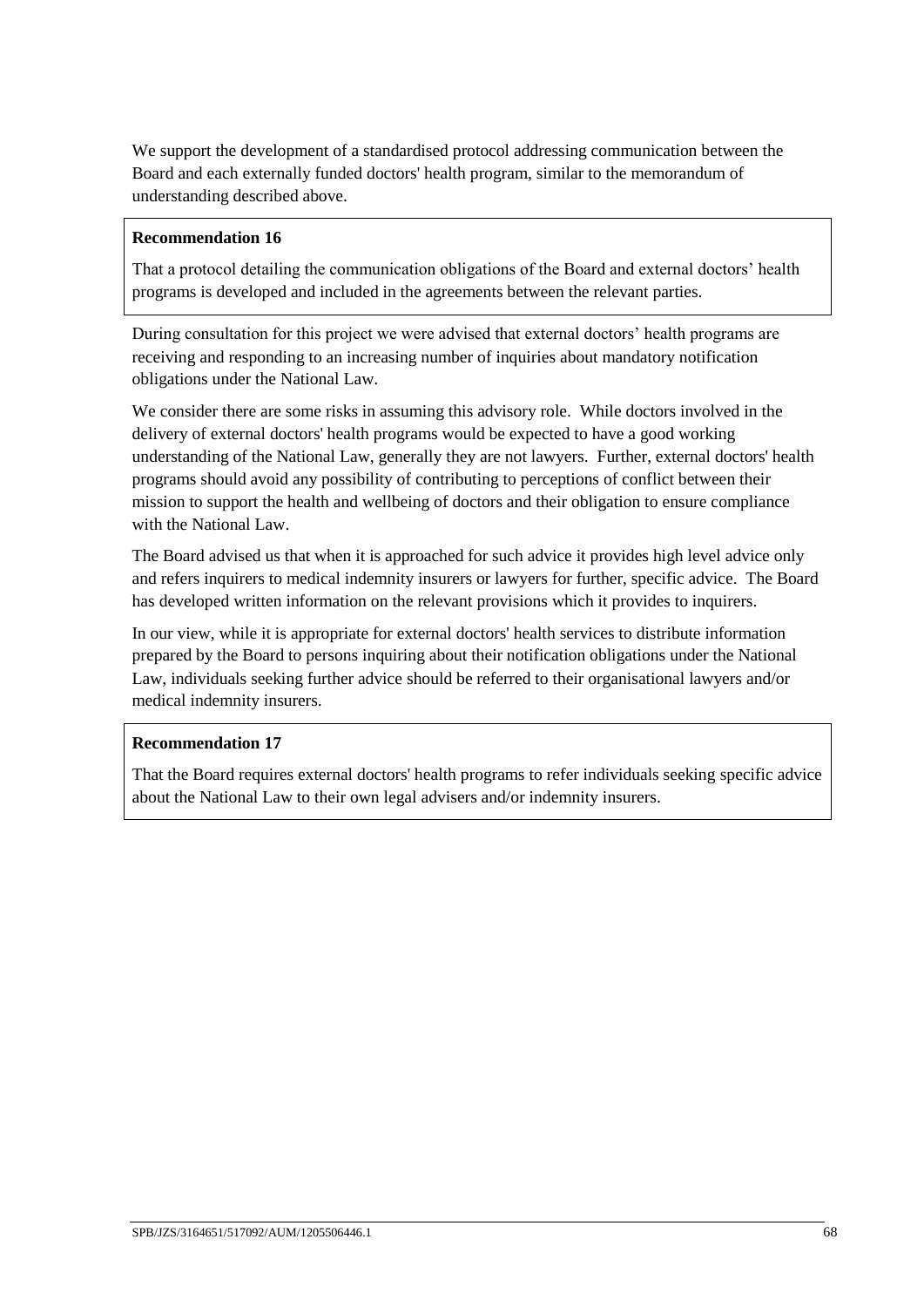We support the development of a standardised protocol addressing communication between the Board and each externally funded doctors' health program, similar to the memorandum of understanding described above.

> **Recommendation 16**
>
> That a protocol detailing the communication obligations of the Board and external doctors' health programs is developed and included in the agreements between the relevant parties.

During consultation for this project we were advised that external doctors' health programs are receiving and responding to an increasing number of inquiries about mandatory notification obligations under the National Law.

We consider there are some risks in assuming this advisory role. While doctors involved in the delivery of external doctors' health programs would be expected to have a good working understanding of the National Law, generally they are not lawyers. Further, external doctors' health programs should avoid any possibility of contributing to perceptions of conflict between their mission to support the health and wellbeing of doctors and their obligation to ensure compliance with the National Law.

The Board advised us that when it is approached for such advice it provides high level advice only and refers inquirers to medical indemnity insurers or lawyers for further, specific advice. The Board has developed written information on the relevant provisions which it provides to inquirers.

In our view, while it is appropriate for external doctors' health services to distribute information prepared by the Board to persons inquiring about their notification obligations under the National Law, individuals seeking further advice should be referred to their organisational lawyers and/or medical indemnity insurers.

> **Recommendation 17**
>
> That the Board requires external doctors' health programs to refer individuals seeking specific advice about the National Law to their own legal advisers and/or indemnity insurers.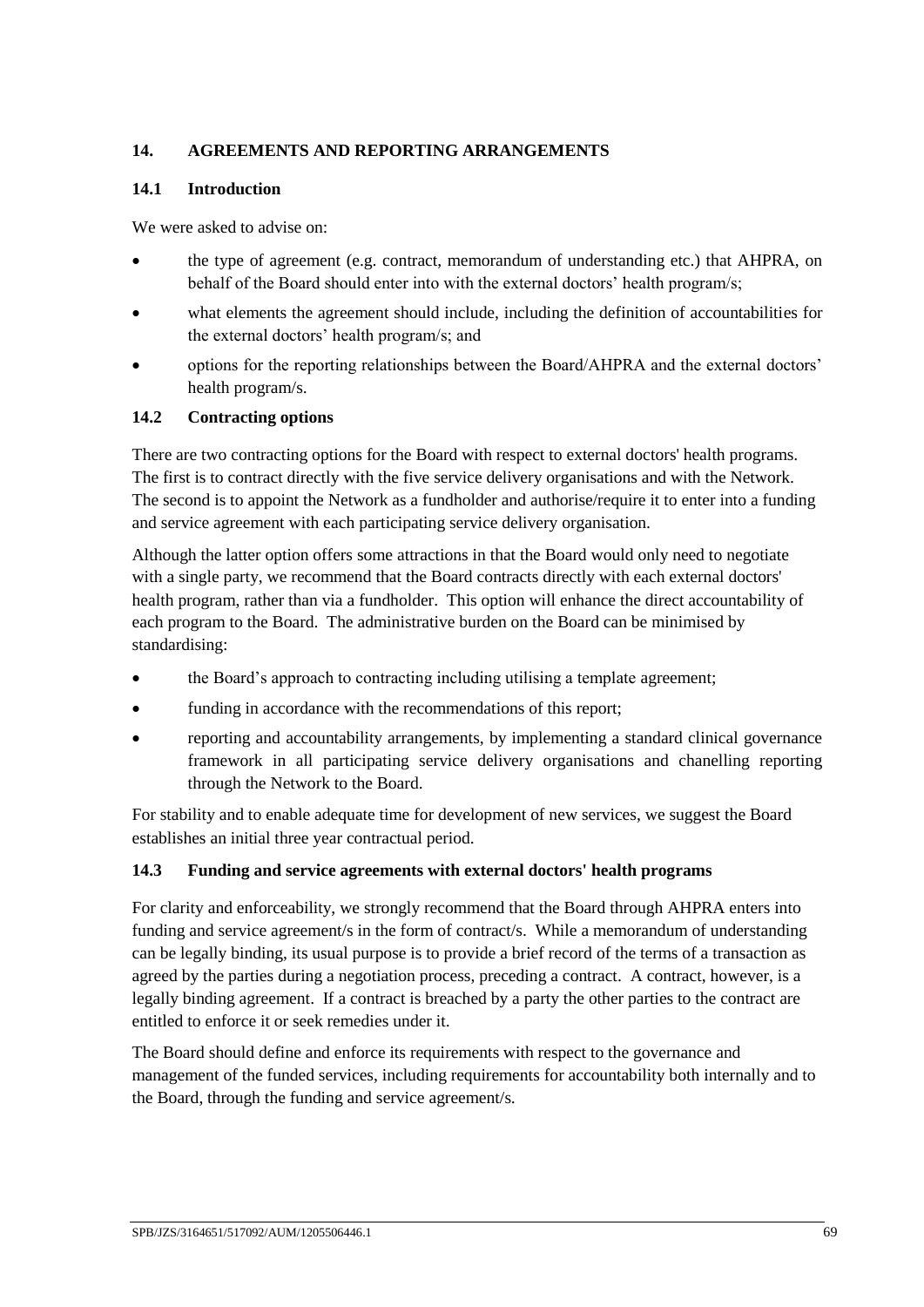## 14. AGREEMENTS AND REPORTING ARRANGEMENTS

### 14.1 Introduction

We were asked to advise on:

- the type of agreement (e.g. contract, memorandum of understanding etc.) that AHPRA, on behalf of the Board should enter into with the external doctors' health program/s;
- what elements the agreement should include, including the definition of accountabilities for the external doctors' health program/s; and
- options for the reporting relationships between the Board/AHPRA and the external doctors' health program/s.

### 14.2 Contracting options

There are two contracting options for the Board with respect to external doctors' health programs. The first is to contract directly with the five service delivery organisations and with the Network. The second is to appoint the Network as a fundholder and authorise/require it to enter into a funding and service agreement with each participating service delivery organisation.

Although the latter option offers some attractions in that the Board would only need to negotiate with a single party, we recommend that the Board contracts directly with each external doctors' health program, rather than via a fundholder. This option will enhance the direct accountability of each program to the Board. The administrative burden on the Board can be minimised by standardising:

- the Board's approach to contracting including utilising a template agreement;
- funding in accordance with the recommendations of this report;
- reporting and accountability arrangements, by implementing a standard clinical governance framework in all participating service delivery organisations and chanelling reporting through the Network to the Board.

For stability and to enable adequate time for development of new services, we suggest the Board establishes an initial three year contractual period.

### 14.3 Funding and service agreements with external doctors' health programs

For clarity and enforceability, we strongly recommend that the Board through AHPRA enters into funding and service agreement/s in the form of contract/s. While a memorandum of understanding can be legally binding, its usual purpose is to provide a brief record of the terms of a transaction as agreed by the parties during a negotiation process, preceding a contract. A contract, however, is a legally binding agreement. If a contract is breached by a party the other parties to the contract are entitled to enforce it or seek remedies under it.

The Board should define and enforce its requirements with respect to the governance and management of the funded services, including requirements for accountability both internally and to the Board, through the funding and service agreement/s.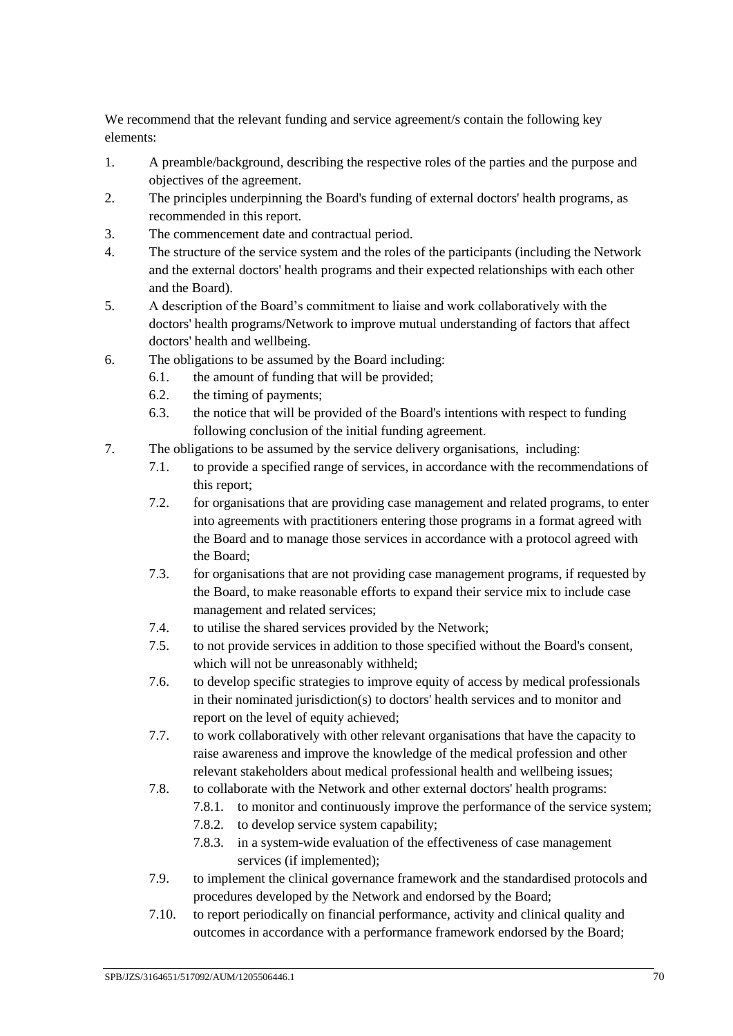We recommend that the relevant funding and service agreement/s contain the following key elements:

1. A preamble/background, describing the respective roles of the parties and the purpose and objectives of the agreement.
2. The principles underpinning the Board's funding of external doctors' health programs, as recommended in this report.
3. The commencement date and contractual period.
4. The structure of the service system and the roles of the participants (including the Network and the external doctors' health programs and their expected relationships with each other and the Board).
5. A description of the Board’s commitment to liaise and work collaboratively with the doctors' health programs/Network to improve mutual understanding of factors that affect doctors' health and wellbeing.
6. The obligations to be assumed by the Board including:
   - 6.1. the amount of funding that will be provided;
   - 6.2. the timing of payments;
   - 6.3. the notice that will be provided of the Board's intentions with respect to funding following conclusion of the initial funding agreement.
7. The obligations to be assumed by the service delivery organisations, including:
   - 7.1. to provide a specified range of services, in accordance with the recommendations of this report;
   - 7.2. for organisations that are providing case management and related programs, to enter into agreements with practitioners entering those programs in a format agreed with the Board and to manage those services in accordance with a protocol agreed with the Board;
   - 7.3. for organisations that are not providing case management programs, if requested by the Board, to make reasonable efforts to expand their service mix to include case management and related services;
   - 7.4. to utilise the shared services provided by the Network;
   - 7.5. to not provide services in addition to those specified without the Board's consent, which will not be unreasonably withheld;
   - 7.6. to develop specific strategies to improve equity of access by medical professionals in their nominated jurisdiction(s) to doctors' health services and to monitor and report on the level of equity achieved;
   - 7.7. to work collaboratively with other relevant organisations that have the capacity to raise awareness and improve the knowledge of the medical profession and other relevant stakeholders about medical professional health and wellbeing issues;
   - 7.8. to collaborate with the Network and other external doctors' health programs:
     - 7.8.1. to monitor and continuously improve the performance of the service system;
     - 7.8.2. to develop service system capability;
     - 7.8.3. in a system-wide evaluation of the effectiveness of case management services (if implemented);
   - 7.9. to implement the clinical governance framework and the standardised protocols and procedures developed by the Network and endorsed by the Board;
   - 7.10. to report periodically on financial performance, activity and clinical quality and outcomes in accordance with a performance framework endorsed by the Board;

SPB/JZS/3164651/517092/AUM/1205506446.1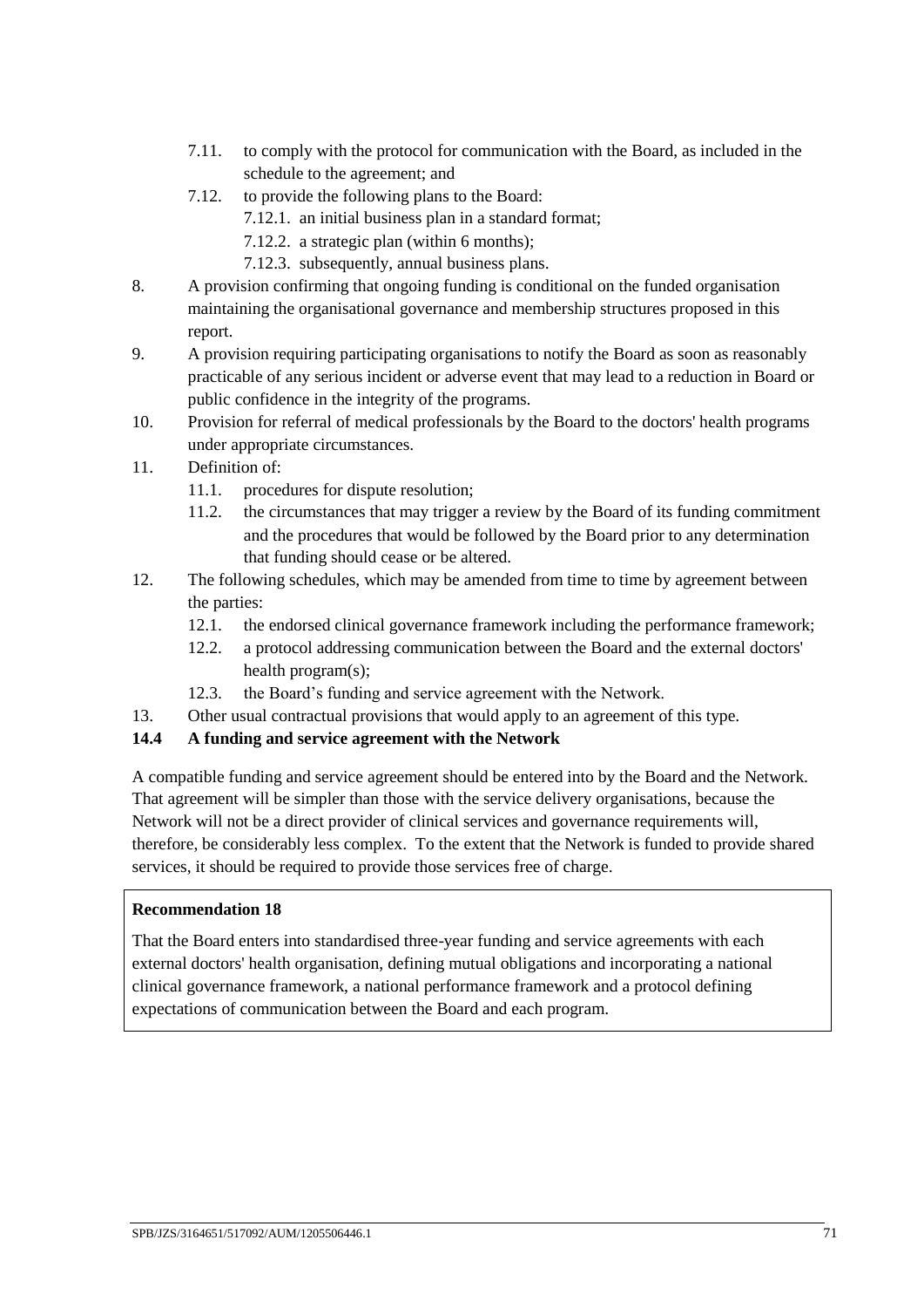7.11. to comply with the protocol for communication with the Board, as included in the schedule to the agreement; and

7.12. to provide the following plans to the Board:

7.12.1. an initial business plan in a standard format;

7.12.2. a strategic plan (within 6 months);

7.12.3. subsequently, annual business plans.

8. A provision confirming that ongoing funding is conditional on the funded organisation maintaining the organisational governance and membership structures proposed in this report.

9. A provision requiring participating organisations to notify the Board as soon as reasonably practicable of any serious incident or adverse event that may lead to a reduction in Board or public confidence in the integrity of the programs.

10. Provision for referral of medical professionals by the Board to the doctors' health programs under appropriate circumstances.

11. Definition of:

11.1. procedures for dispute resolution;

11.2. the circumstances that may trigger a review by the Board of its funding commitment and the procedures that would be followed by the Board prior to any determination that funding should cease or be altered.

12. The following schedules, which may be amended from time to time by agreement between the parties:

12.1. the endorsed clinical governance framework including the performance framework;

12.2. a protocol addressing communication between the Board and the external doctors' health program(s);

12.3. the Board's funding and service agreement with the Network.

13. Other usual contractual provisions that would apply to an agreement of this type.

### 14.4 A funding and service agreement with the Network

A compatible funding and service agreement should be entered into by the Board and the Network. That agreement will be simpler than those with the service delivery organisations, because the Network will not be a direct provider of clinical services and governance requirements will, therefore, be considerably less complex. To the extent that the Network is funded to provide shared services, it should be required to provide those services free of charge.

**Recommendation 18**

That the Board enters into standardised three-year funding and service agreements with each external doctors' health organisation, defining mutual obligations and incorporating a national clinical governance framework, a national performance framework and a protocol defining expectations of communication between the Board and each program.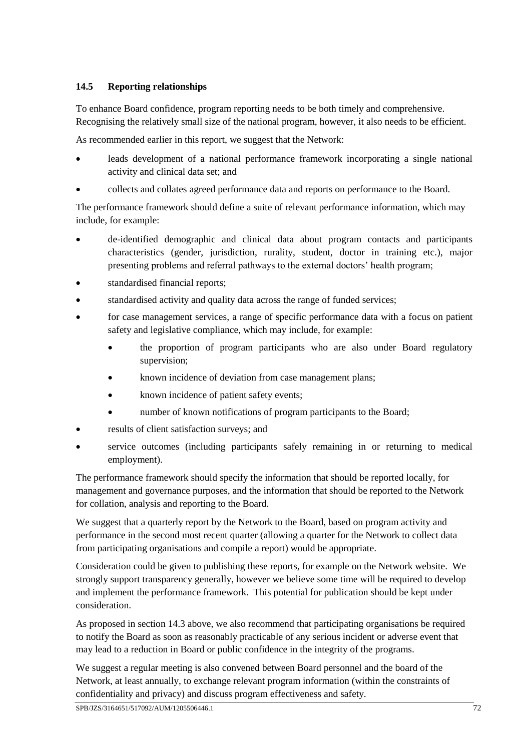### 14.5 Reporting relationships

To enhance Board confidence, program reporting needs to be both timely and comprehensive. Recognising the relatively small size of the national program, however, it also needs to be efficient.

As recommended earlier in this report, we suggest that the Network:

- leads development of a national performance framework incorporating a single national activity and clinical data set; and
- collects and collates agreed performance data and reports on performance to the Board.

The performance framework should define a suite of relevant performance information, which may include, for example:

- de-identified demographic and clinical data about program contacts and participants characteristics (gender, jurisdiction, rurality, student, doctor in training etc.), major presenting problems and referral pathways to the external doctors' health program;
- standardised financial reports;
- standardised activity and quality data across the range of funded services;
- for case management services, a range of specific performance data with a focus on patient safety and legislative compliance, which may include, for example:
  - the proportion of program participants who are also under Board regulatory supervision;
  - known incidence of deviation from case management plans;
  - known incidence of patient safety events;
  - number of known notifications of program participants to the Board;
- results of client satisfaction surveys; and
- service outcomes (including participants safely remaining in or returning to medical employment).

The performance framework should specify the information that should be reported locally, for management and governance purposes, and the information that should be reported to the Network for collation, analysis and reporting to the Board.

We suggest that a quarterly report by the Network to the Board, based on program activity and performance in the second most recent quarter (allowing a quarter for the Network to collect data from participating organisations and compile a report) would be appropriate.

Consideration could be given to publishing these reports, for example on the Network website. We strongly support transparency generally, however we believe some time will be required to develop and implement the performance framework. This potential for publication should be kept under consideration.

As proposed in section 14.3 above, we also recommend that participating organisations be required to notify the Board as soon as reasonably practicable of any serious incident or adverse event that may lead to a reduction in Board or public confidence in the integrity of the programs.

We suggest a regular meeting is also convened between Board personnel and the board of the Network, at least annually, to exchange relevant program information (within the constraints of confidentiality and privacy) and discuss program effectiveness and safety.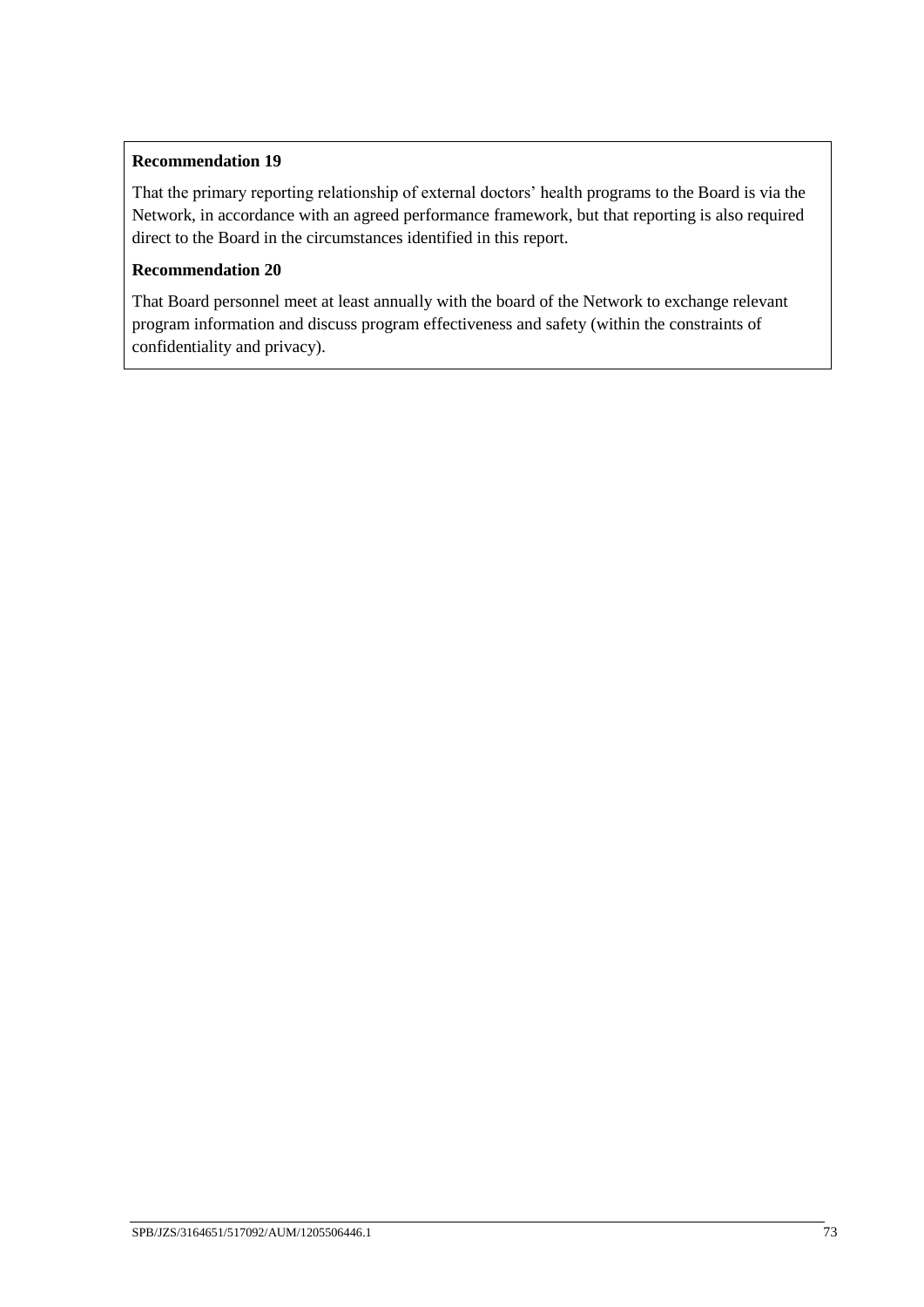**Recommendation 19**

That the primary reporting relationship of external doctors' health programs to the Board is via the Network, in accordance with an agreed performance framework, but that reporting is also required direct to the Board in the circumstances identified in this report.

**Recommendation 20**

That Board personnel meet at least annually with the board of the Network to exchange relevant program information and discuss program effectiveness and safety (within the constraints of confidentiality and privacy).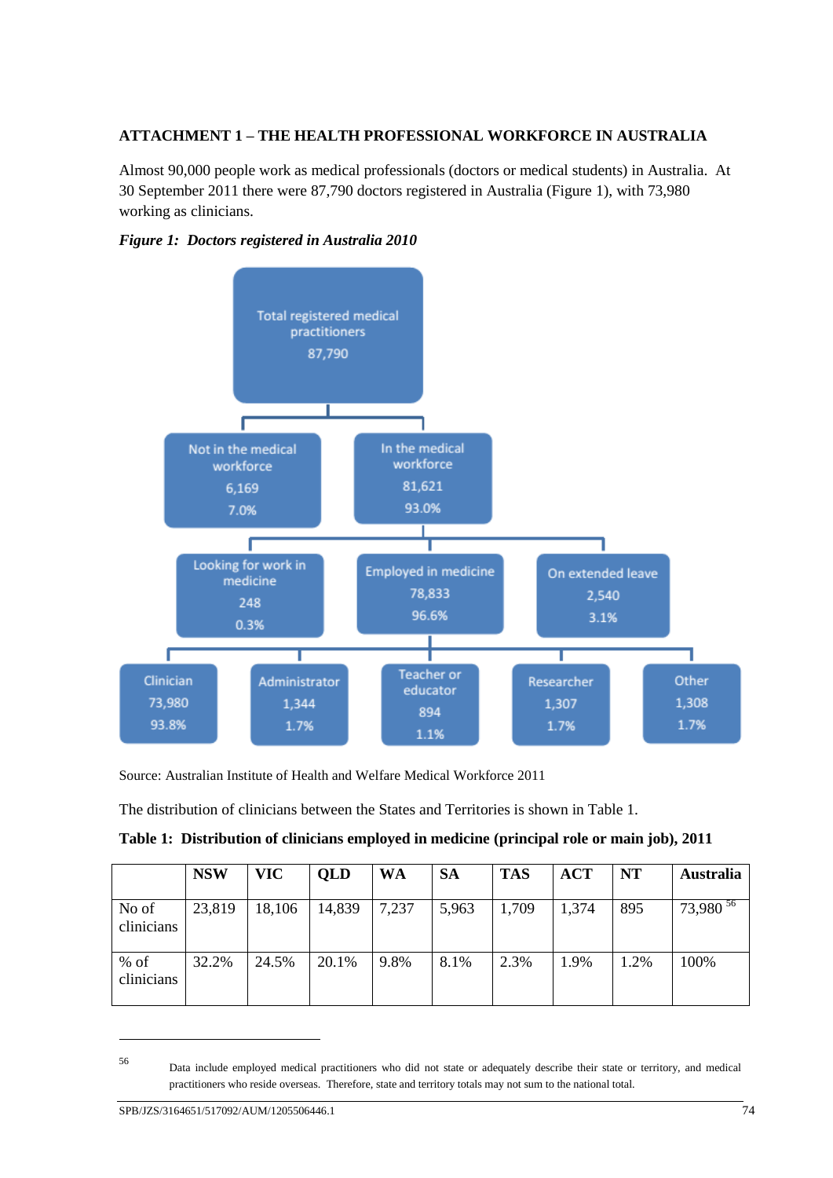**ATTACHMENT 1 – THE HEALTH PROFESSIONAL WORKFORCE IN AUSTRALIA**

Almost 90,000 people work as medical professionals (doctors or medical students) in Australia. At 30 September 2011 there were 87,790 doctors registered in Australia (Figure 1), with 73,980 working as clinicians.

***Figure 1: Doctors registered in Australia 2010***

- Total registered medical practitioners 87,790
  - Not in the medical workforce 6,169 7.0%
  - In the medical workforce 81,621 93.0%
    - Looking for work in medicine 248 0.3%
    - Employed in medicine 78,833 96.6%
      - Clinician 73,980 93.8%
      - Administrator 1,344 1.7%
      - Teacher or educator 894 1.1%
      - Researcher 1,307 1.7%
      - Other 1,308 1.7%
    - On extended leave 2,540 3.1%

Source: Australian Institute of Health and Welfare Medical Workforce 2011

The distribution of clinicians between the States and Territories is shown in Table 1.

**Table 1: Distribution of clinicians employed in medicine (principal role or main job), 2011**

| | **NSW** | **VIC** | **QLD** | **WA** | **SA** | **TAS** | **ACT** | **NT** | **Australia** |
|---|---|---|---|---|---|---|---|---|---|
| No of clinicians | 23,819 | 18,106 | 14,839 | 7,237 | 5,963 | 1,709 | 1,374 | 895 | 73,980 [56] |
| % of clinicians | 32.2% | 24.5% | 20.1% | 9.8% | 8.1% | 2.3% | 1.9% | 1.2% | 100% |

[56] Data include employed medical practitioners who did not state or adequately describe their state or territory, and medical practitioners who reside overseas. Therefore, state and territory totals may not sum to the national total.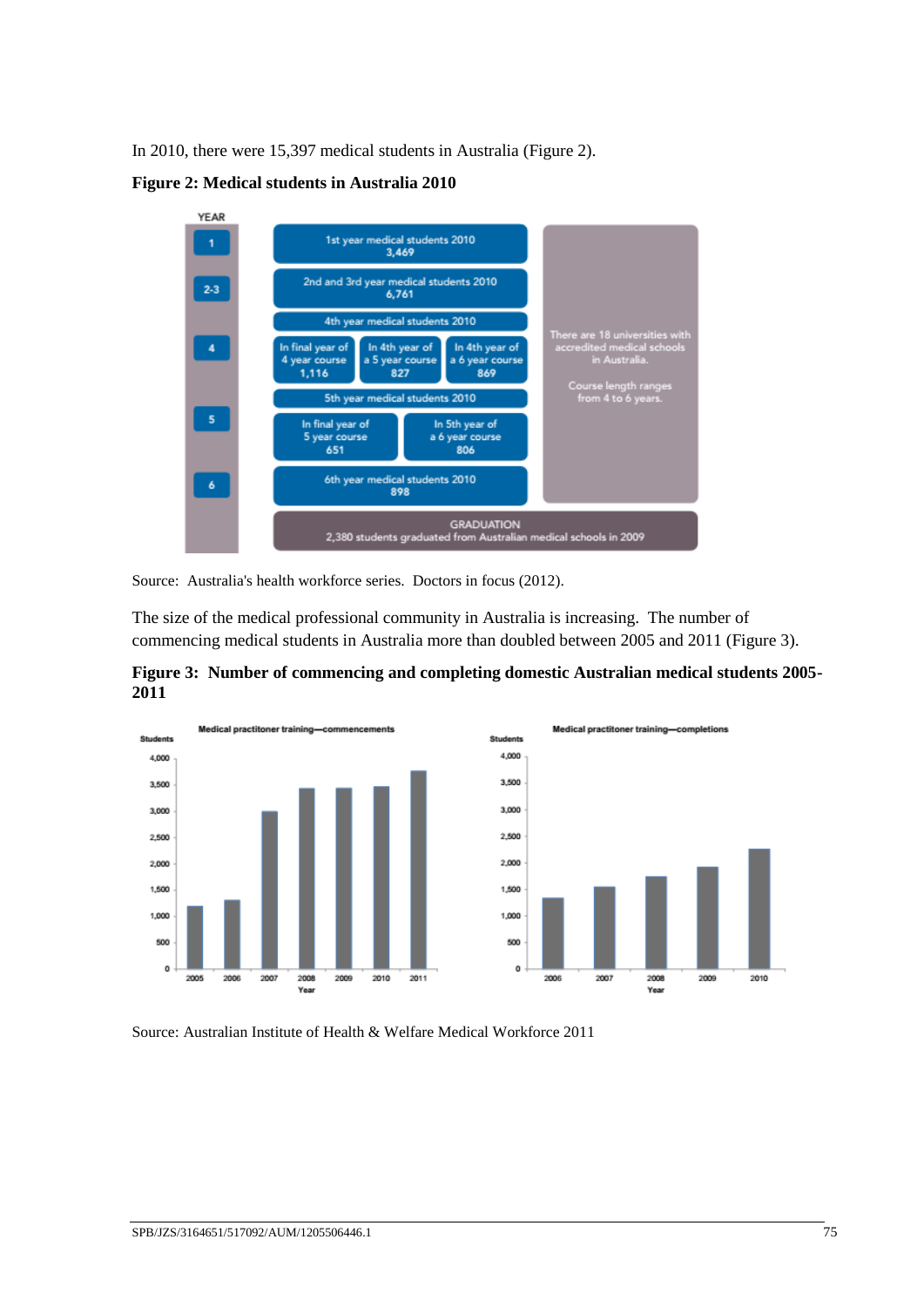In 2010, there were 15,397 medical students in Australia (Figure 2).

**Figure 2: Medical students in Australia 2010**

YEAR

1 — 1st year medical students 2010: 3,469

2-3 — 2nd and 3rd year medical students 2010: 6,761

4 — 4th year medical students 2010
- In final year of 4 year course: 1,116
- In 4th year of a 5 year course: 827
- In 4th year of a 6 year course: 869

5 — 5th year medical students 2010
- In final year of 5 year course: 651
- In 5th year of a 6 year course: 806

6 — 6th year medical students 2010: 898

GRADUATION: 2,380 students graduated from Australian medical schools in 2009

There are 18 universities with accredited medical schools in Australia.

Course length ranges from 4 to 6 years.

Source: Australia's health workforce series. Doctors in focus (2012).

The size of the medical professional community in Australia is increasing. The number of commencing medical students in Australia more than doubled between 2005 and 2011 (Figure 3).

**Figure 3: Number of commencing and completing domestic Australian medical students 2005-2011**

Source: Australian Institute of Health & Welfare Medical Workforce 2011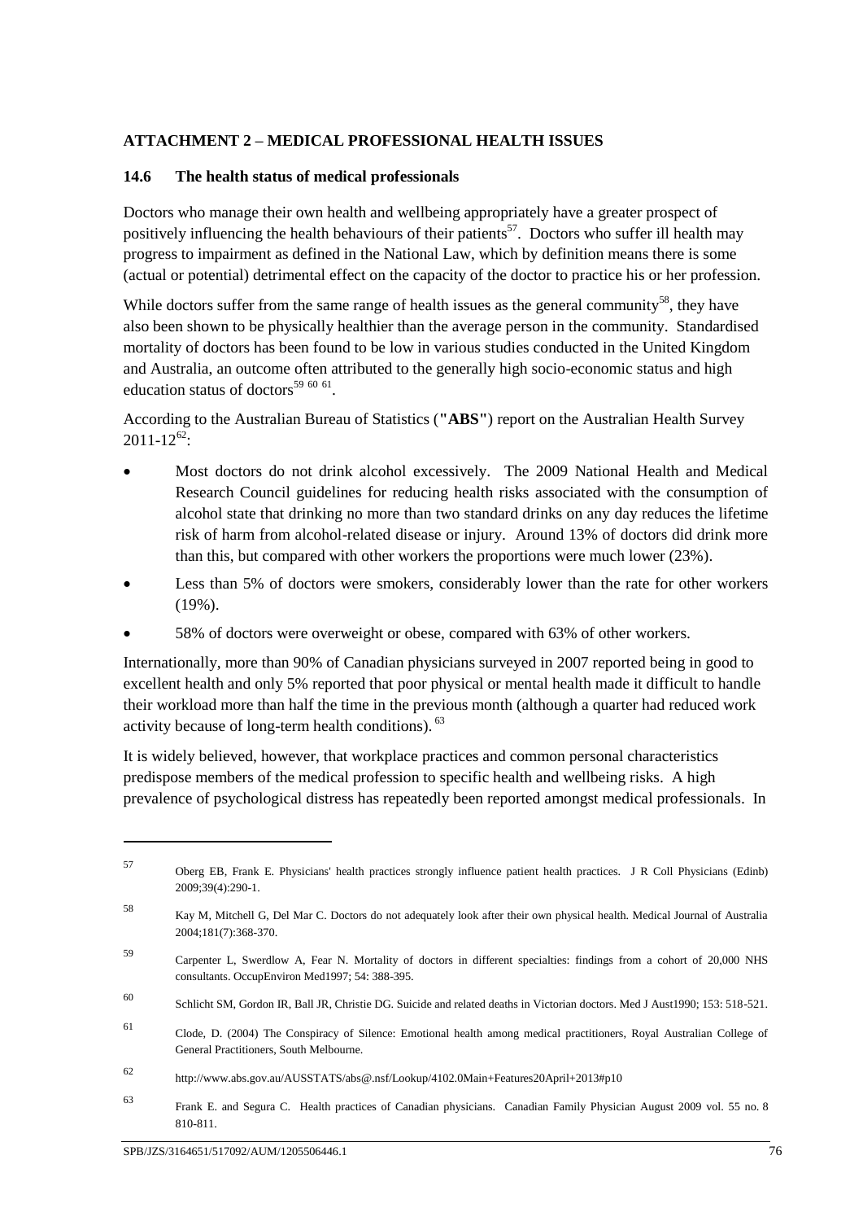## ATTACHMENT 2 – MEDICAL PROFESSIONAL HEALTH ISSUES

### 14.6 The health status of medical professionals

Doctors who manage their own health and wellbeing appropriately have a greater prospect of positively influencing the health behaviours of their patients[57]. Doctors who suffer ill health may progress to impairment as defined in the National Law, which by definition means there is some (actual or potential) detrimental effect on the capacity of the doctor to practice his or her profession.

While doctors suffer from the same range of health issues as the general community[58], they have also been shown to be physically healthier than the average person in the community. Standardised mortality of doctors has been found to be low in various studies conducted in the United Kingdom and Australia, an outcome often attributed to the generally high socio-economic status and high education status of doctors[59 60 61].

According to the Australian Bureau of Statistics (**"ABS"**) report on the Australian Health Survey 2011-12[62]:

- Most doctors do not drink alcohol excessively. The 2009 National Health and Medical Research Council guidelines for reducing health risks associated with the consumption of alcohol state that drinking no more than two standard drinks on any day reduces the lifetime risk of harm from alcohol-related disease or injury. Around 13% of doctors did drink more than this, but compared with other workers the proportions were much lower (23%).
- Less than 5% of doctors were smokers, considerably lower than the rate for other workers (19%).
- 58% of doctors were overweight or obese, compared with 63% of other workers.

Internationally, more than 90% of Canadian physicians surveyed in 2007 reported being in good to excellent health and only 5% reported that poor physical or mental health made it difficult to handle their workload more than half the time in the previous month (although a quarter had reduced work activity because of long-term health conditions).[63]

It is widely believed, however, that workplace practices and common personal characteristics predispose members of the medical profession to specific health and wellbeing risks. A high prevalence of psychological distress has repeatedly been reported amongst medical professionals. In

---

57 Oberg EB, Frank E. Physicians' health practices strongly influence patient health practices. J R Coll Physicians (Edinb) 2009;39(4):290-1.

58 Kay M, Mitchell G, Del Mar C. Doctors do not adequately look after their own physical health. Medical Journal of Australia 2004;181(7):368-370.

59 Carpenter L, Swerdlow A, Fear N. Mortality of doctors in different specialties: findings from a cohort of 20,000 NHS consultants. OccupEnviron Med1997; 54: 388-395.

60 Schlicht SM, Gordon IR, Ball JR, Christie DG. Suicide and related deaths in Victorian doctors. Med J Aust1990; 153: 518-521.

61 Clode, D. (2004) The Conspiracy of Silence: Emotional health among medical practitioners, Royal Australian College of General Practitioners, South Melbourne.

62 http://www.abs.gov.au/AUSSTATS/abs@.nsf/Lookup/4102.0Main+Features20April+2013#p10

63 Frank E. and Segura C. Health practices of Canadian physicians. Canadian Family Physician August 2009 vol. 55 no. 8 810-811.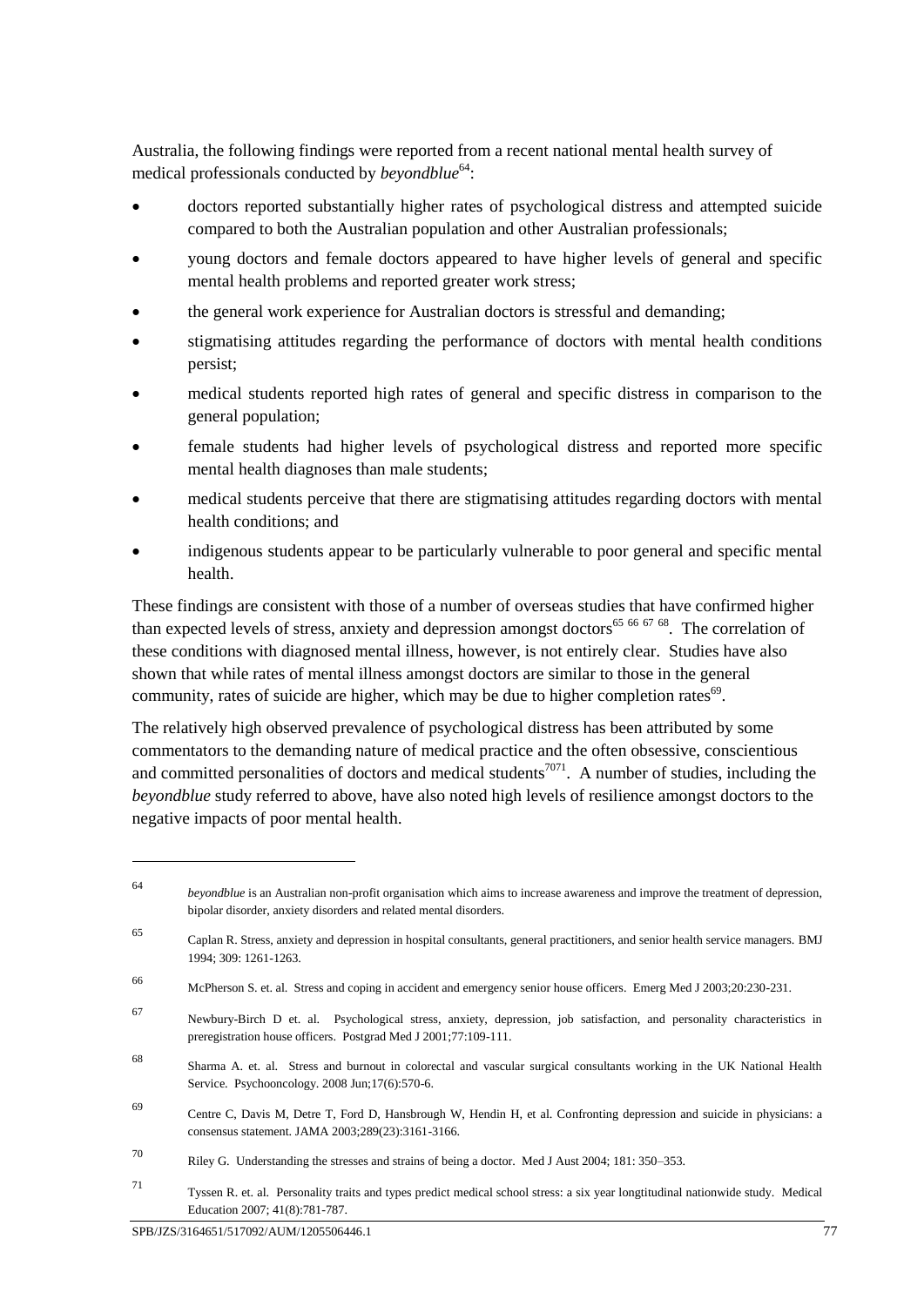Australia, the following findings were reported from a recent national mental health survey of medical professionals conducted by *beyondblue*[64]:

- doctors reported substantially higher rates of psychological distress and attempted suicide compared to both the Australian population and other Australian professionals;
- young doctors and female doctors appeared to have higher levels of general and specific mental health problems and reported greater work stress;
- the general work experience for Australian doctors is stressful and demanding;
- stigmatising attitudes regarding the performance of doctors with mental health conditions persist;
- medical students reported high rates of general and specific distress in comparison to the general population;
- female students had higher levels of psychological distress and reported more specific mental health diagnoses than male students;
- medical students perceive that there are stigmatising attitudes regarding doctors with mental health conditions; and
- indigenous students appear to be particularly vulnerable to poor general and specific mental health.

These findings are consistent with those of a number of overseas studies that have confirmed higher than expected levels of stress, anxiety and depression amongst doctors[65 66 67 68]. The correlation of these conditions with diagnosed mental illness, however, is not entirely clear. Studies have also shown that while rates of mental illness amongst doctors are similar to those in the general community, rates of suicide are higher, which may be due to higher completion rates[69].

The relatively high observed prevalence of psychological distress has been attributed by some commentators to the demanding nature of medical practice and the often obsessive, conscientious and committed personalities of doctors and medical students[70 71]. A number of studies, including the *beyondblue* study referred to above, have also noted high levels of resilience amongst doctors to the negative impacts of poor mental health.

---

64 *beyondblue* is an Australian non-profit organisation which aims to increase awareness and improve the treatment of depression, bipolar disorder, anxiety disorders and related mental disorders.

65 Caplan R. Stress, anxiety and depression in hospital consultants, general practitioners, and senior health service managers. BMJ 1994; 309: 1261-1263.

66 McPherson S. et. al. Stress and coping in accident and emergency senior house officers. Emerg Med J 2003;20:230-231.

67 Newbury-Birch D et. al. Psychological stress, anxiety, depression, job satisfaction, and personality characteristics in preregistration house officers. Postgrad Med J 2001;77:109-111.

68 Sharma A. et. al. Stress and burnout in colorectal and vascular surgical consultants working in the UK National Health Service. Psychooncology. 2008 Jun;17(6):570-6.

69 Centre C, Davis M, Detre T, Ford D, Hansbrough W, Hendin H, et al. Confronting depression and suicide in physicians: a consensus statement. JAMA 2003;289(23):3161-3166.

70 Riley G. Understanding the stresses and strains of being a doctor. Med J Aust 2004; 181: 350–353.

71 Tyssen R. et. al. Personality traits and types predict medical school stress: a six year longtitudinal nationwide study. Medical Education 2007; 41(8):781-787.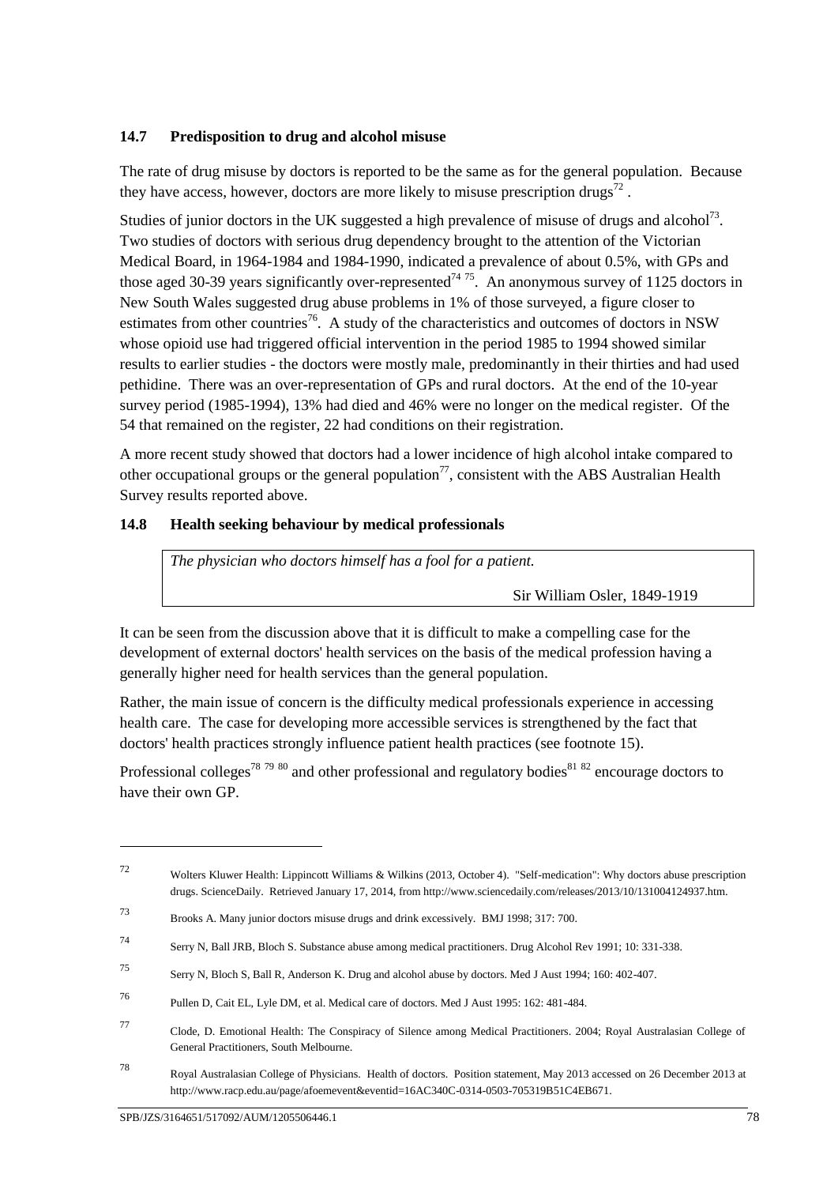### 14.7 Predisposition to drug and alcohol misuse

The rate of drug misuse by doctors is reported to be the same as for the general population. Because they have access, however, doctors are more likely to misuse prescription drugs[72] .

Studies of junior doctors in the UK suggested a high prevalence of misuse of drugs and alcohol[73]. Two studies of doctors with serious drug dependency brought to the attention of the Victorian Medical Board, in 1964-1984 and 1984-1990, indicated a prevalence of about 0.5%, with GPs and those aged 30-39 years significantly over-represented[74 75]. An anonymous survey of 1125 doctors in New South Wales suggested drug abuse problems in 1% of those surveyed, a figure closer to estimates from other countries[76]. A study of the characteristics and outcomes of doctors in NSW whose opioid use had triggered official intervention in the period 1985 to 1994 showed similar results to earlier studies - the doctors were mostly male, predominantly in their thirties and had used pethidine. There was an over-representation of GPs and rural doctors. At the end of the 10-year survey period (1985-1994), 13% had died and 46% were no longer on the medical register. Of the 54 that remained on the register, 22 had conditions on their registration.

A more recent study showed that doctors had a lower incidence of high alcohol intake compared to other occupational groups or the general population[77], consistent with the ABS Australian Health Survey results reported above.

### 14.8 Health seeking behaviour by medical professionals

| *The physician who doctors himself has a fool for a patient.*<br>Sir William Osler, 1849-1919 |
|---|

It can be seen from the discussion above that it is difficult to make a compelling case for the development of external doctors' health services on the basis of the medical profession having a generally higher need for health services than the general population.

Rather, the main issue of concern is the difficulty medical professionals experience in accessing health care. The case for developing more accessible services is strengthened by the fact that doctors' health practices strongly influence patient health practices (see footnote 15).

Professional colleges[78 79 80] and other professional and regulatory bodies[81 82] encourage doctors to have their own GP.

---

72 Wolters Kluwer Health: Lippincott Williams & Wilkins (2013, October 4). "Self-medication": Why doctors abuse prescription drugs. ScienceDaily. Retrieved January 17, 2014, from http://www.sciencedaily.com/releases/2013/10/131004124937.htm.

73 Brooks A. Many junior doctors misuse drugs and drink excessively. BMJ 1998; 317: 700.

74 Serry N, Ball JRB, Bloch S. Substance abuse among medical practitioners. Drug Alcohol Rev 1991; 10: 331-338.

75 Serry N, Bloch S, Ball R, Anderson K. Drug and alcohol abuse by doctors. Med J Aust 1994; 160: 402-407.

76 Pullen D, Cait EL, Lyle DM, et al. Medical care of doctors. Med J Aust 1995: 162: 481-484.

77 Clode, D. Emotional Health: The Conspiracy of Silence among Medical Practitioners. 2004; Royal Australasian College of General Practitioners, South Melbourne.

78 Royal Australasian College of Physicians. Health of doctors. Position statement, May 2013 accessed on 26 December 2013 at http://www.racp.edu.au/page/afoemevent&eventid=16AC340C-0314-0503-705319B51C4EB671.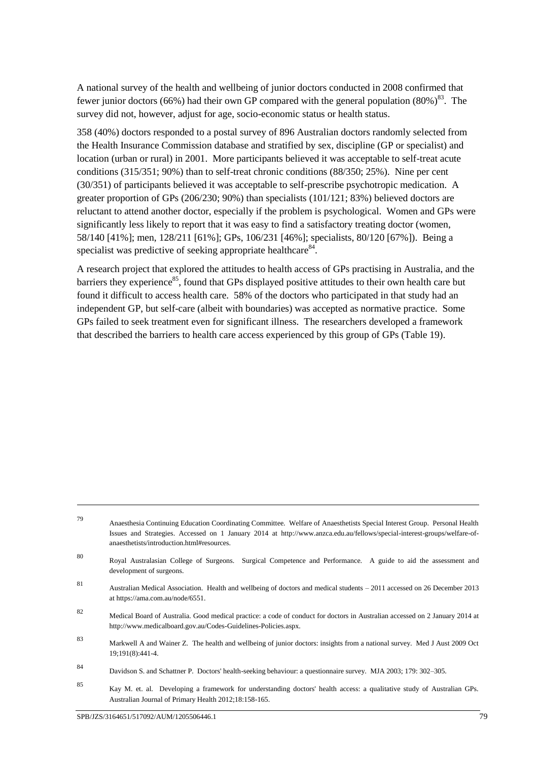A national survey of the health and wellbeing of junior doctors conducted in 2008 confirmed that fewer junior doctors (66%) had their own GP compared with the general population (80%)[83]. The survey did not, however, adjust for age, socio-economic status or health status.

358 (40%) doctors responded to a postal survey of 896 Australian doctors randomly selected from the Health Insurance Commission database and stratified by sex, discipline (GP or specialist) and location (urban or rural) in 2001. More participants believed it was acceptable to self-treat acute conditions (315/351; 90%) than to self-treat chronic conditions (88/350; 25%). Nine per cent (30/351) of participants believed it was acceptable to self-prescribe psychotropic medication. A greater proportion of GPs (206/230; 90%) than specialists (101/121; 83%) believed doctors are reluctant to attend another doctor, especially if the problem is psychological. Women and GPs were significantly less likely to report that it was easy to find a satisfactory treating doctor (women, 58/140 [41%]; men, 128/211 [61%]; GPs, 106/231 [46%]; specialists, 80/120 [67%]). Being a specialist was predictive of seeking appropriate healthcare[84].

A research project that explored the attitudes to health access of GPs practising in Australia, and the barriers they experience[85], found that GPs displayed positive attitudes to their own health care but found it difficult to access health care. 58% of the doctors who participated in that study had an independent GP, but self-care (albeit with boundaries) was accepted as normative practice. Some GPs failed to seek treatment even for significant illness. The researchers developed a framework that described the barriers to health care access experienced by this group of GPs (Table 19).

---

79 Anaesthesia Continuing Education Coordinating Committee. Welfare of Anaesthetists Special Interest Group. Personal Health Issues and Strategies. Accessed on 1 January 2014 at http://www.anzca.edu.au/fellows/special-interest-groups/welfare-of-anaesthetists/introduction.html#resources.

80 Royal Australasian College of Surgeons. Surgical Competence and Performance. A guide to aid the assessment and development of surgeons.

81 Australian Medical Association. Health and wellbeing of doctors and medical students – 2011 accessed on 26 December 2013 at https://ama.com.au/node/6551.

82 Medical Board of Australia. Good medical practice: a code of conduct for doctors in Australian accessed on 2 January 2014 at http://www.medicalboard.gov.au/Codes-Guidelines-Policies.aspx.

83 Markwell A and Wainer Z. The health and wellbeing of junior doctors: insights from a national survey. Med J Aust 2009 Oct 19;191(8):441-4.

84 Davidson S. and Schattner P. Doctors' health-seeking behaviour: a questionnaire survey. MJA 2003; 179: 302–305.

85 Kay M. et. al. Developing a framework for understanding doctors' health access: a qualitative study of Australian GPs. Australian Journal of Primary Health 2012;18:158-165.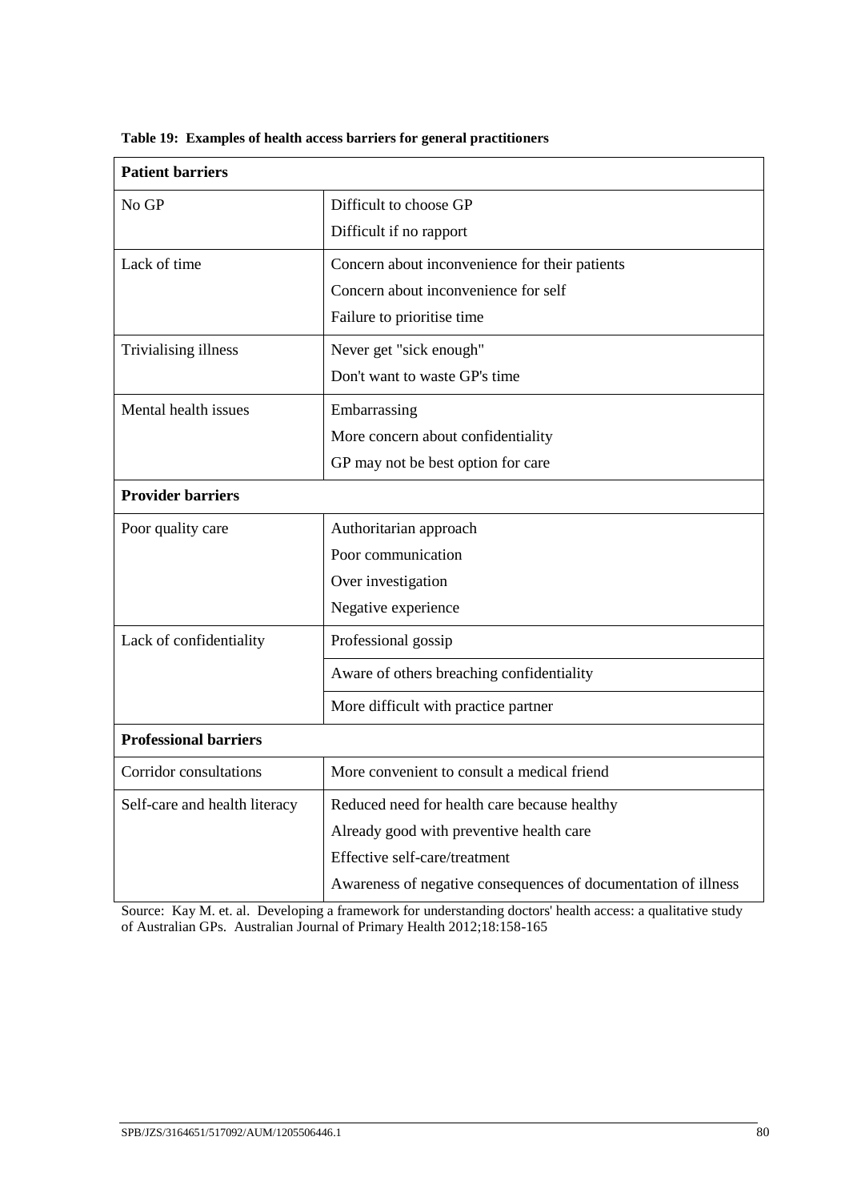**Table 19: Examples of health access barriers for general practitioners**

| **Patient barriers** | |
|---|---|
| No GP | Difficult to choose GP<br>Difficult if no rapport |
| Lack of time | Concern about inconvenience for their patients<br>Concern about inconvenience for self<br>Failure to prioritise time |
| Trivialising illness | Never get "sick enough"<br>Don't want to waste GP's time |
| Mental health issues | Embarrassing<br>More concern about confidentiality<br>GP may not be best option for care |
| **Provider barriers** | |
| Poor quality care | Authoritarian approach<br>Poor communication<br>Over investigation<br>Negative experience |
| Lack of confidentiality | Professional gossip |
| | Aware of others breaching confidentiality |
| | More difficult with practice partner |
| **Professional barriers** | |
| Corridor consultations | More convenient to consult a medical friend |
| Self-care and health literacy | Reduced need for health care because healthy<br>Already good with preventive health care<br>Effective self-care/treatment<br>Awareness of negative consequences of documentation of illness |

Source: Kay M. et. al. Developing a framework for understanding doctors' health access: a qualitative study of Australian GPs. Australian Journal of Primary Health 2012;18:158-165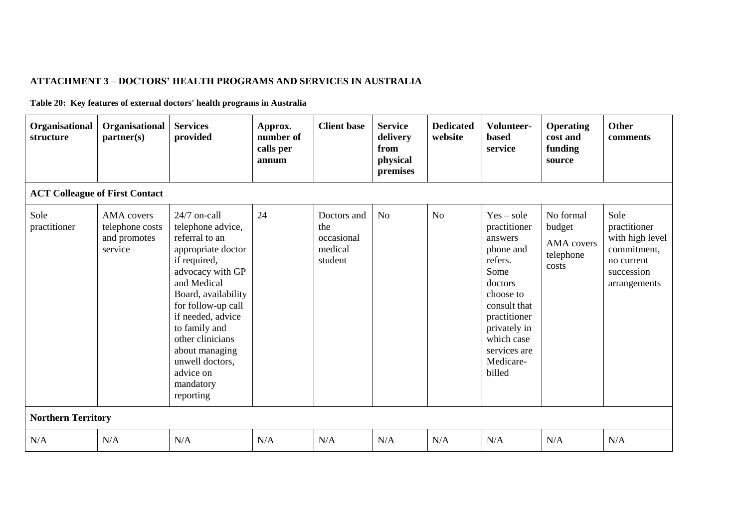**ATTACHMENT 3 – DOCTORS' HEALTH PROGRAMS AND SERVICES IN AUSTRALIA**

**Table 20: Key features of external doctors' health programs in Australia**

| Organisational structure | Organisational partner(s) | Services provided | Approx. number of calls per annum | Client base | Service delivery from physical premises | Dedicated website | Volunteer-based service | Operating cost and funding source | Other comments |
|---|---|---|---|---|---|---|---|---|---|
| **ACT Colleague of First Contact** | | | | | | | | | |
| Sole practitioner | AMA covers telephone costs and promotes service | 24/7 on-call telephone advice, referral to an appropriate doctor if required, advocacy with GP and Medical Board, availability for follow-up call if needed, advice to family and other clinicians about managing unwell doctors, advice on mandatory reporting | 24 | Doctors and the occasional medical student | No | No | Yes – sole practitioner answers phone and refers. Some doctors choose to consult that practitioner privately in which case services are Medicare-billed | No formal budget AMA covers telephone costs | Sole practitioner with high level commitment, no current succession arrangements |
| **Northern Territory** | | | | | | | | | |
| N/A | N/A | N/A | N/A | N/A | N/A | N/A | N/A | N/A | N/A |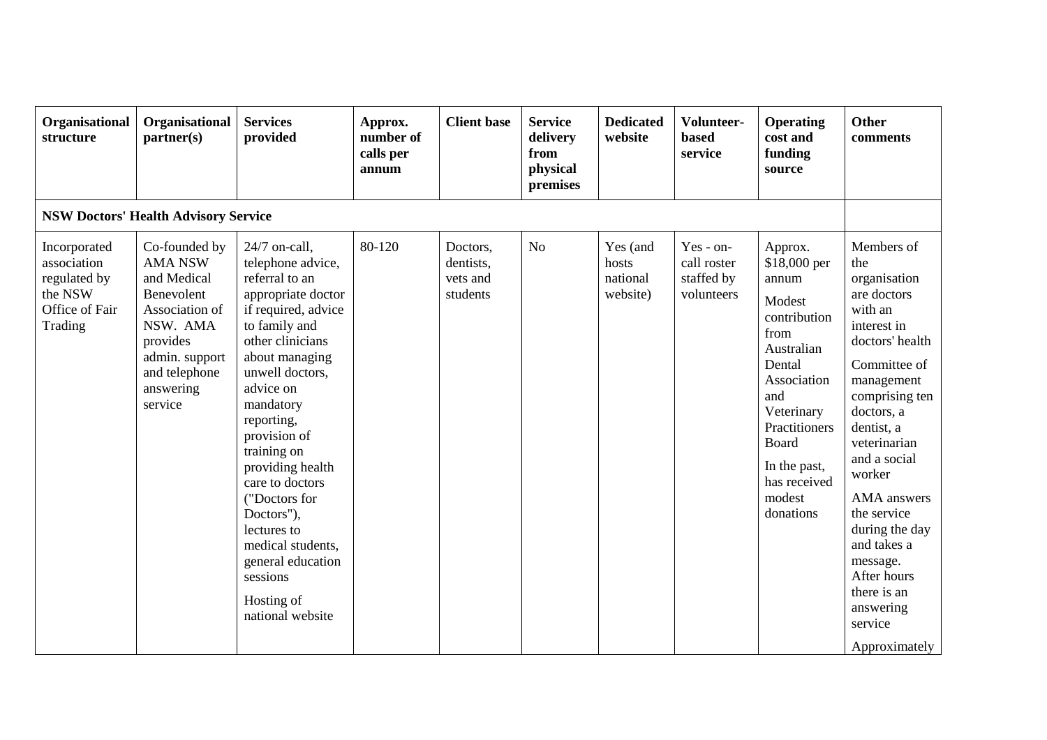| Organisational structure | Organisational partner(s) | Services provided | Approx. number of calls per annum | Client base | Service delivery from physical premises | Dedicated website | Volunteer-based service | Operating cost and funding source | Other comments |
|---|---|---|---|---|---|---|---|---|---|
| **NSW Doctors' Health Advisory Service** | | | | | | | | | |
| Incorporated association regulated by the NSW Office of Fair Trading | Co-founded by AMA NSW and Medical Benevolent Association of NSW. AMA provides admin. support and telephone answering service | 24/7 on-call, telephone advice, referral to an appropriate doctor if required, advice to family and other clinicians about managing unwell doctors, advice on mandatory reporting, provision of training on providing health care to doctors ("Doctors for Doctors"), lectures to medical students, general education sessions<br><br>Hosting of national website | 80-120 | Doctors, dentists, vets and students | No | Yes (and hosts national website) | Yes - on-call roster staffed by volunteers | Approx. $18,000 per annum<br><br>Modest contribution from Australian Dental Association and Veterinary Practitioners Board<br><br>In the past, has received modest donations | Members of the organisation are doctors with an interest in doctors' health<br><br>Committee of management comprising ten doctors, a dentist, a veterinarian and a social worker<br><br>AMA answers the service during the day and takes a message. After hours there is an answering service<br><br>Approximately |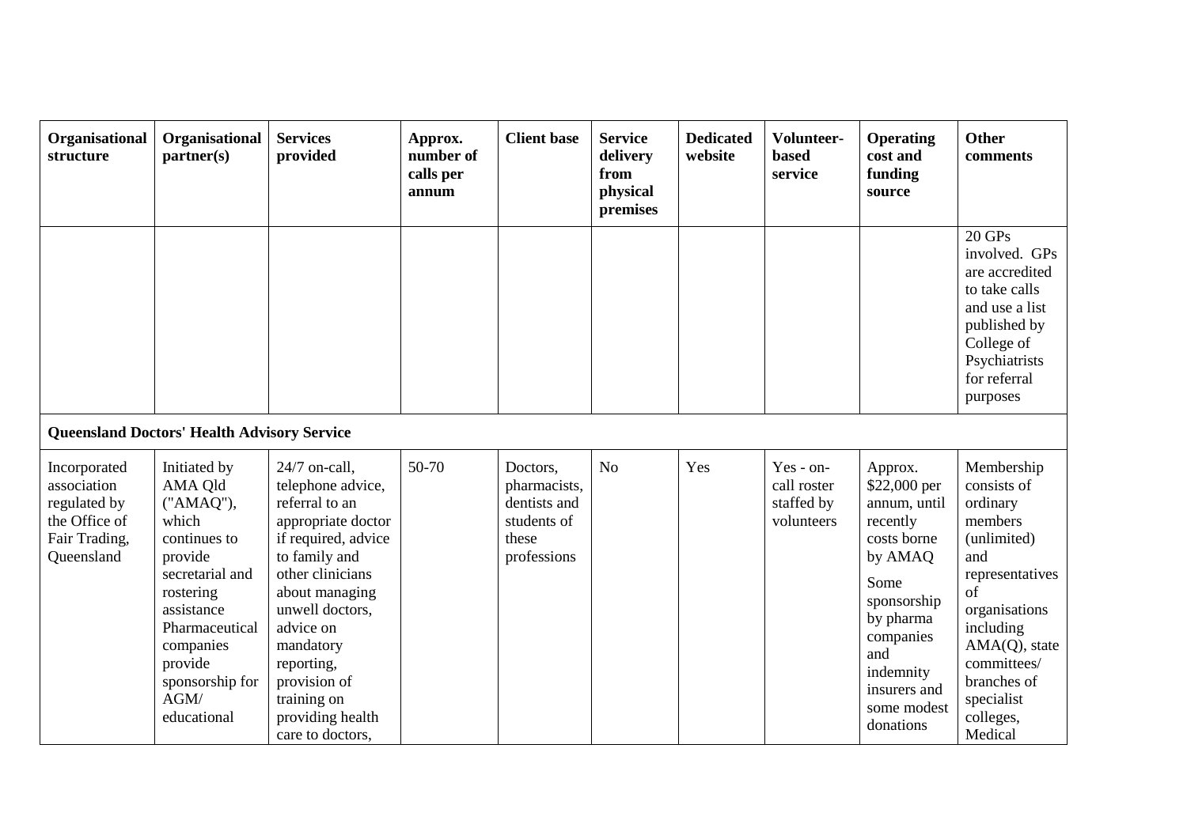| Organisational structure | Organisational partner(s) | Services provided | Approx. number of calls per annum | Client base | Service delivery from physical premises | Dedicated website | Volunteer-based service | Operating cost and funding source | Other comments |
|---|---|---|---|---|---|---|---|---|---|
| | | | | | | | | | 20 GPs involved. GPs are accredited to take calls and use a list published by College of Psychiatrists for referral purposes |
| **Queensland Doctors' Health Advisory Service** | | | | | | | | | |
| Incorporated association regulated by the Office of Fair Trading, Queensland | Initiated by AMA Qld ("AMAQ"), which continues to provide secretarial and rostering assistance Pharmaceutical companies provide sponsorship for AGM/ educational | 24/7 on-call, telephone advice, referral to an appropriate doctor if required, advice to family and other clinicians about managing unwell doctors, advice on mandatory reporting, provision of training on providing health care to doctors, | 50-70 | Doctors, pharmacists, dentists and students of these professions | No | Yes | Yes - on-call roster staffed by volunteers | Approx. $22,000 per annum, until recently costs borne by AMAQ<br><br>Some sponsorship by pharma companies and indemnity insurers and some modest donations | Membership consists of ordinary members (unlimited) and representatives of organisations including AMA(Q), state committees/ branches of specialist colleges, Medical |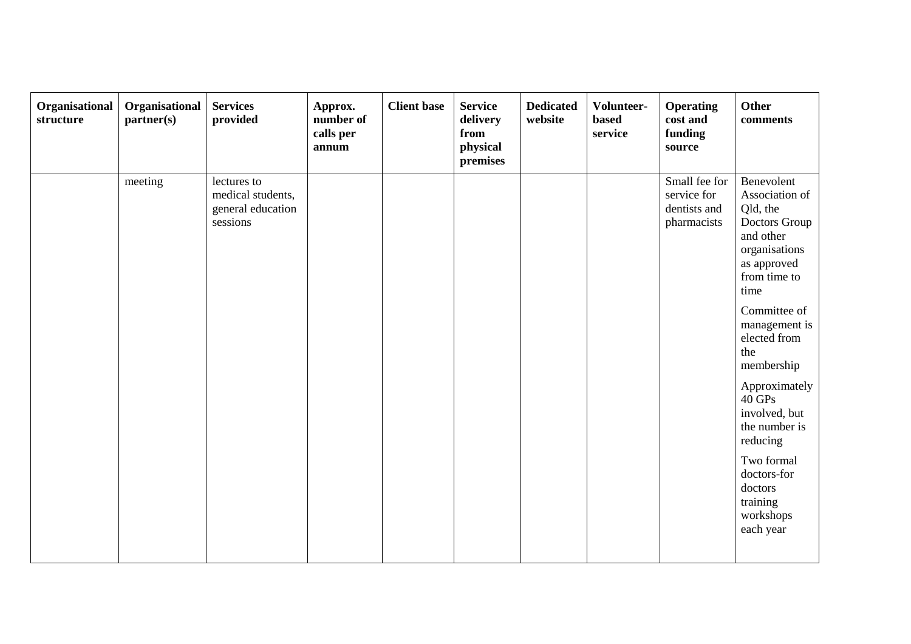| Organisational structure | Organisational partner(s) | Services provided | Approx. number of calls per annum | Client base | Service delivery from physical premises | Dedicated website | Volunteer-based service | Operating cost and funding source | Other comments |
|---|---|---|---|---|---|---|---|---|---|
| | meeting | lectures to medical students, general education sessions | | | | | | Small fee for service for dentists and pharmacists | Benevolent Association of Qld, the Doctors Group and other organisations as approved from time to time<br><br>Committee of management is elected from the membership<br><br>Approximately 40 GPs involved, but the number is reducing<br><br>Two formal doctors-for doctors training workshops each year |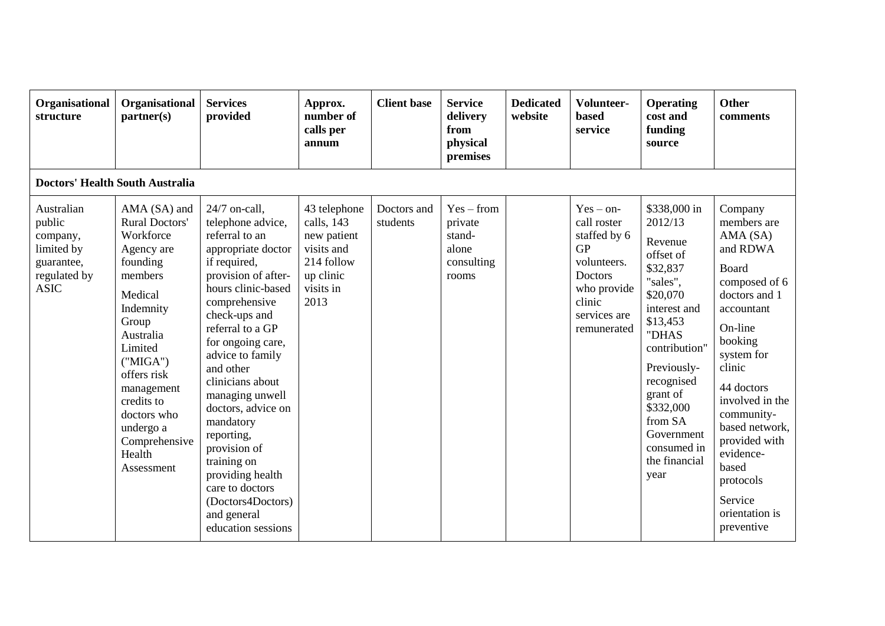| Organisational structure | Organisational partner(s) | Services provided | Approx. number of calls per annum | Client base | Service delivery from physical premises | Dedicated website | Volunteer-based service | Operating cost and funding source | Other comments |
|---|---|---|---|---|---|---|---|---|---|
| **Doctors' Health South Australia** | | | | | | | | | |
| Australian public company, limited by guarantee, regulated by ASIC | AMA (SA) and Rural Doctors' Workforce Agency are founding members<br><br>Medical Indemnity Group Australia Limited ("MIGA") offers risk management credits to doctors who undergo a Comprehensive Health Assessment | 24/7 on-call, telephone advice, referral to an appropriate doctor if required, provision of after-hours clinic-based comprehensive check-ups and referral to a GP for ongoing care, advice to family and other clinicians about managing unwell doctors, advice on mandatory reporting, provision of training on providing health care to doctors (Doctors4Doctors) and general education sessions | 43 telephone calls, 143 new patient visits and 214 follow up clinic visits in 2013 | Doctors and students | Yes – from private stand-alone consulting rooms | | Yes – on-call roster staffed by 6 GP volunteers. Doctors who provide clinic services are remunerated | \$338,000 in 2012/13<br><br>Revenue offset of \$32,837 "sales", \$20,070 interest and \$13,453 "DHAS contribution"<br><br>Previously-recognised grant of \$332,000 from SA Government consumed in the financial year | Company members are AMA (SA) and RDWA<br><br>Board composed of 6 doctors and 1 accountant<br><br>On-line booking system for clinic<br><br>44 doctors involved in the community-based network, provided with evidence-based protocols<br><br>Service orientation is preventive |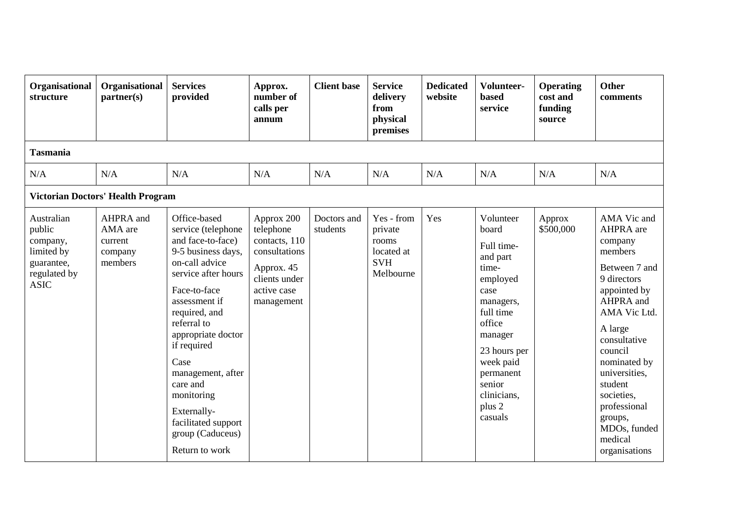| Organisational structure | Organisational partner(s) | Services provided | Approx. number of calls per annum | Client base | Service delivery from physical premises | Dedicated website | Volunteer-based service | Operating cost and funding source | Other comments |
|---|---|---|---|---|---|---|---|---|---|
| **Tasmania** | | | | | | | | | |
| N/A | N/A | N/A | N/A | N/A | N/A | N/A | N/A | N/A | N/A |
| **Victorian Doctors' Health Program** | | | | | | | | | |
| Australian public company, limited by guarantee, regulated by ASIC | AHPRA and AMA are current company members | Office-based service (telephone and face-to-face) 9-5 business days, on-call advice service after hours<br><br>Face-to-face assessment if required, and referral to appropriate doctor if required<br><br>Case management, after care and monitoring<br><br>Externally-facilitated support group (Caduceus)<br><br>Return to work | Approx 200 telephone contacts, 110 consultations<br><br>Approx. 45 clients under active case management | Doctors and students | Yes - from private rooms located at SVH Melbourne | Yes | Volunteer board<br><br>Full time- and part time-employed case managers, full time office manager<br><br>23 hours per week paid permanent senior clinicians, plus 2 casuals | Approx $500,000 | AMA Vic and AHPRA are company members<br><br>Between 7 and 9 directors appointed by AHPRA and AMA Vic Ltd.<br><br>A large consultative council nominated by universities, student societies, professional groups, MDOs, funded medical organisations |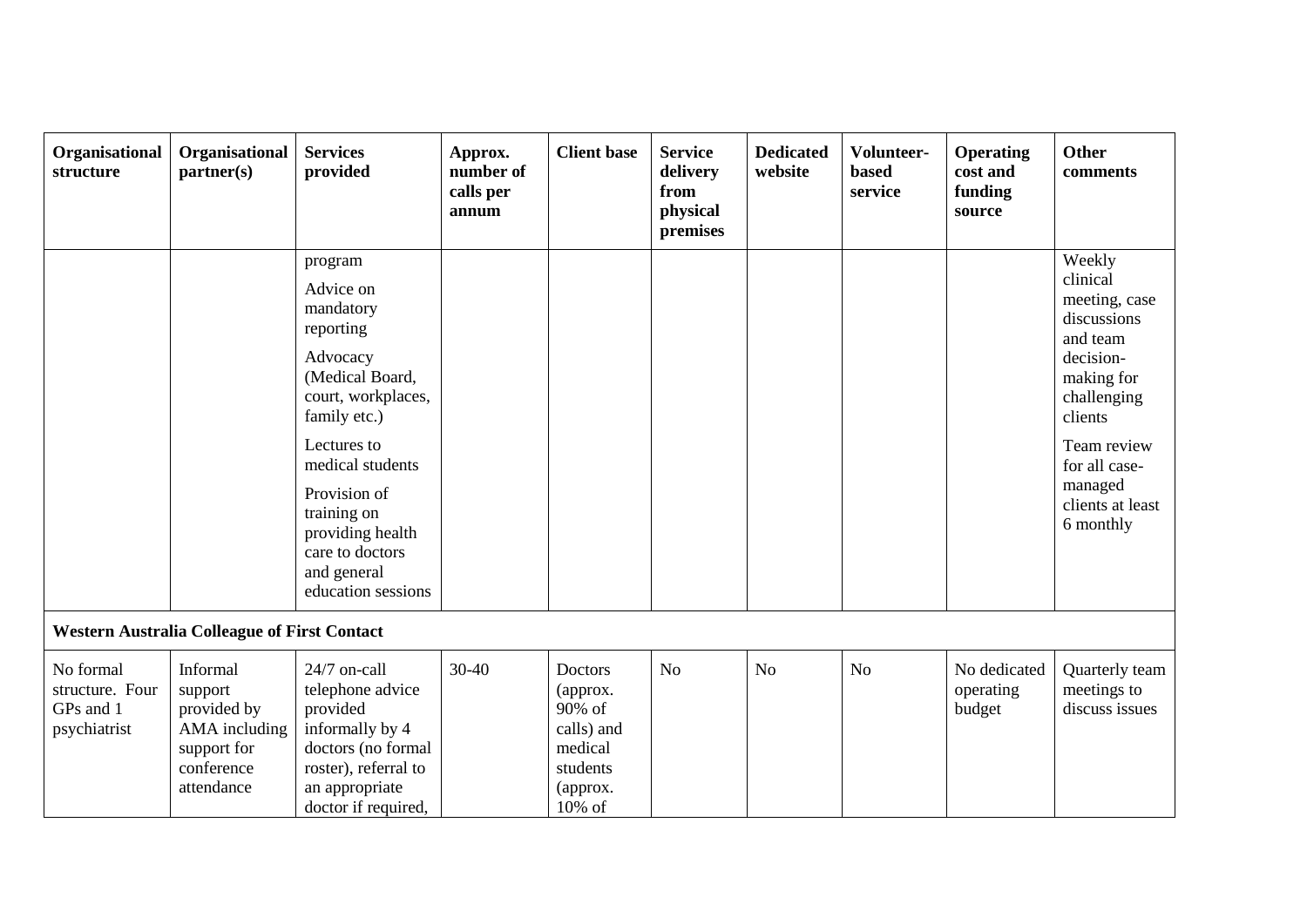| Organisational structure | Organisational partner(s) | Services provided | Approx. number of calls per annum | Client base | Service delivery from physical premises | Dedicated website | Volunteer-based service | Operating cost and funding source | Other comments |
|---|---|---|---|---|---|---|---|---|---|
| | | program<br><br>Advice on mandatory reporting<br><br>Advocacy (Medical Board, court, workplaces, family etc.)<br><br>Lectures to medical students<br><br>Provision of training on providing health care to doctors and general education sessions | | | | | | | Weekly clinical meeting, case discussions and team decision-making for challenging clients<br><br>Team review for all case-managed clients at least 6 monthly |
| **Western Australia Colleague of First Contact** | | | | | | | | | |
| No formal structure. Four GPs and 1 psychiatrist | Informal support provided by AMA including support for conference attendance | 24/7 on-call telephone advice provided informally by 4 doctors (no formal roster), referral to an appropriate doctor if required, | 30-40 | Doctors (approx. 90% of calls) and medical students (approx. 10% of | No | No | No | No dedicated operating budget | Quarterly team meetings to discuss issues |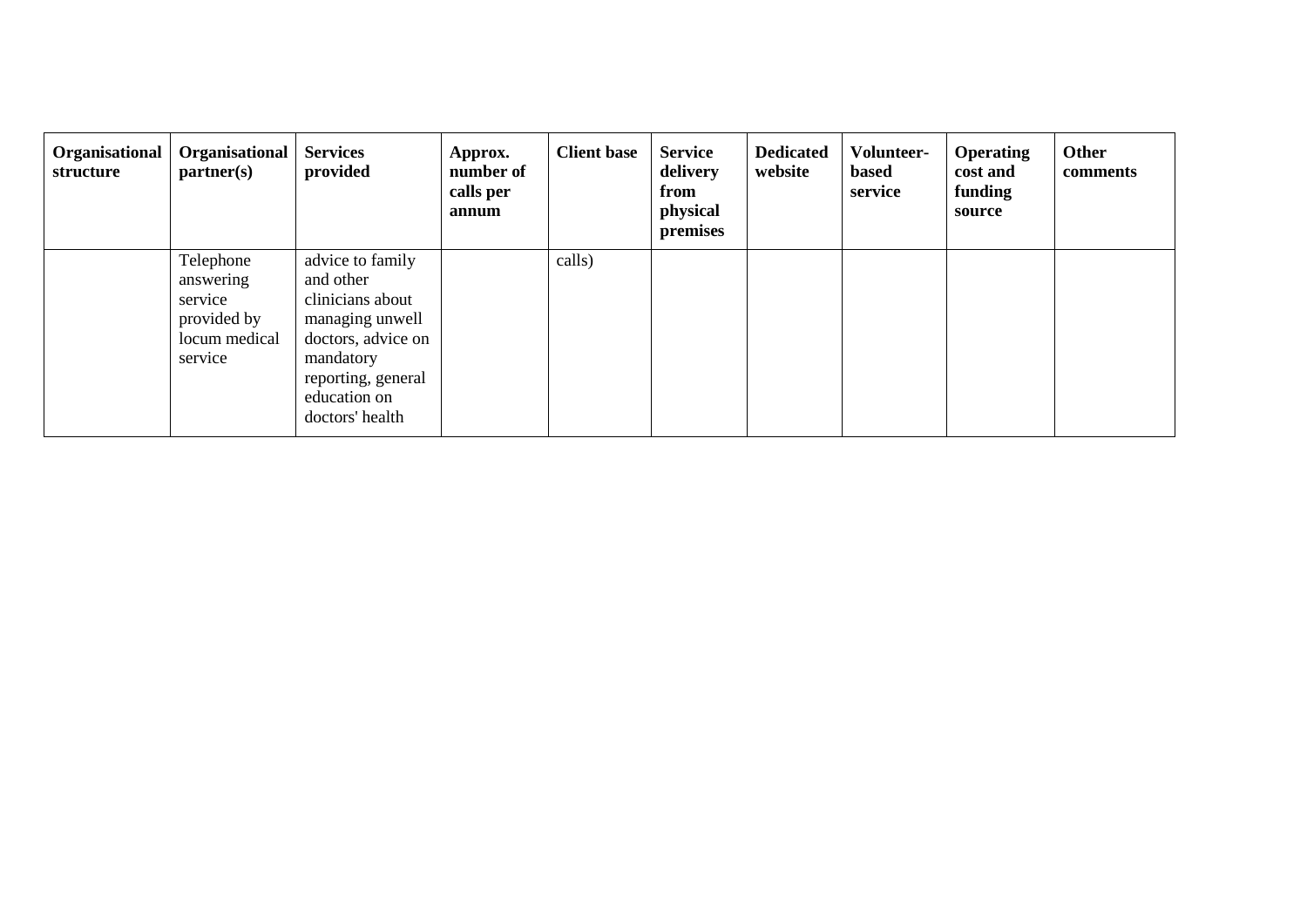| Organisational structure | Organisational partner(s) | Services provided | Approx. number of calls per annum | Client base | Service delivery from physical premises | Dedicated website | Volunteer-based service | Operating cost and funding source | Other comments |
|---|---|---|---|---|---|---|---|---|---|
| | Telephone answering service provided by locum medical service | advice to family and other clinicians about managing unwell doctors, advice on mandatory reporting, general education on doctors' health | | calls) | | | | | |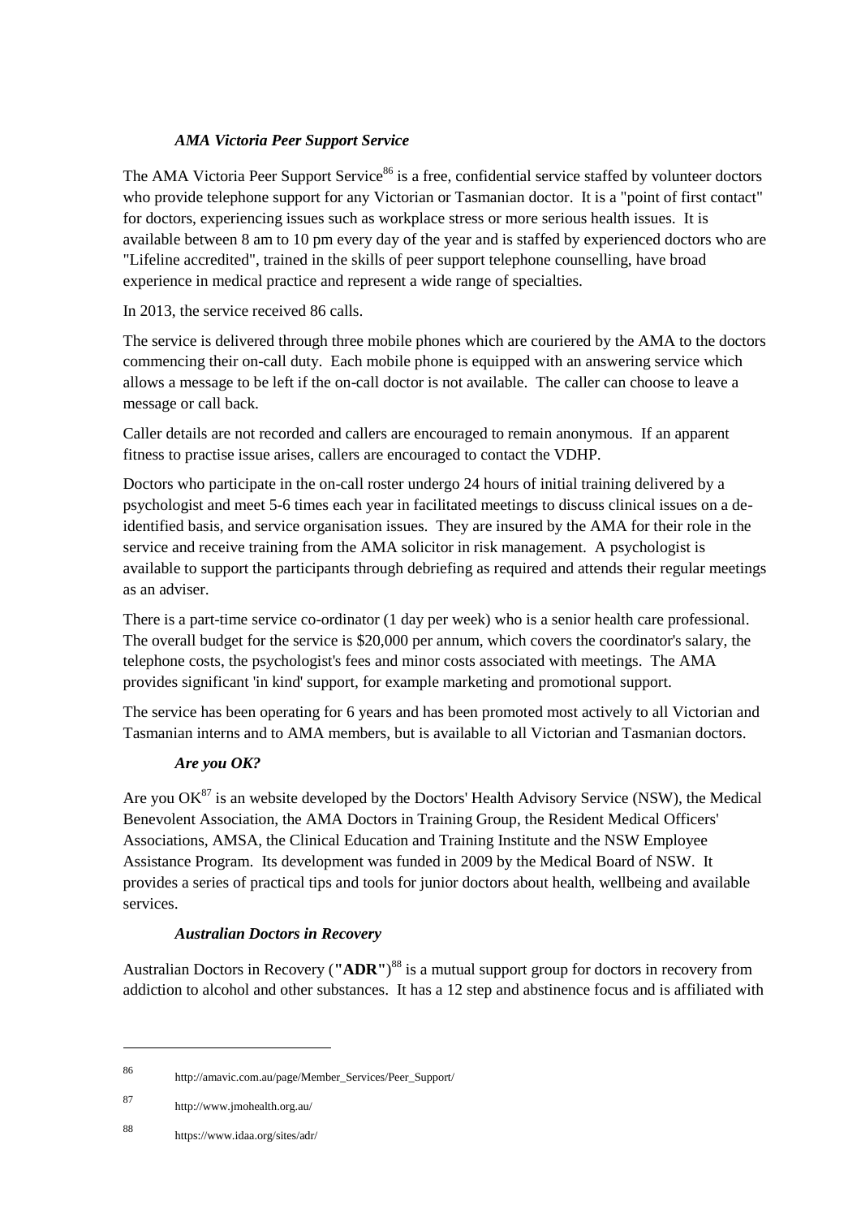### *AMA Victoria Peer Support Service*

The AMA Victoria Peer Support Service[86] is a free, confidential service staffed by volunteer doctors who provide telephone support for any Victorian or Tasmanian doctor. It is a "point of first contact" for doctors, experiencing issues such as workplace stress or more serious health issues. It is available between 8 am to 10 pm every day of the year and is staffed by experienced doctors who are "Lifeline accredited", trained in the skills of peer support telephone counselling, have broad experience in medical practice and represent a wide range of specialties.

In 2013, the service received 86 calls.

The service is delivered through three mobile phones which are couriered by the AMA to the doctors commencing their on-call duty. Each mobile phone is equipped with an answering service which allows a message to be left if the on-call doctor is not available. The caller can choose to leave a message or call back.

Caller details are not recorded and callers are encouraged to remain anonymous. If an apparent fitness to practise issue arises, callers are encouraged to contact the VDHP.

Doctors who participate in the on-call roster undergo 24 hours of initial training delivered by a psychologist and meet 5-6 times each year in facilitated meetings to discuss clinical issues on a de-identified basis, and service organisation issues. They are insured by the AMA for their role in the service and receive training from the AMA solicitor in risk management. A psychologist is available to support the participants through debriefing as required and attends their regular meetings as an adviser.

There is a part-time service co-ordinator (1 day per week) who is a senior health care professional. The overall budget for the service is $20,000 per annum, which covers the coordinator's salary, the telephone costs, the psychologist's fees and minor costs associated with meetings. The AMA provides significant 'in kind' support, for example marketing and promotional support.

The service has been operating for 6 years and has been promoted most actively to all Victorian and Tasmanian interns and to AMA members, but is available to all Victorian and Tasmanian doctors.

### *Are you OK?*

Are you OK[87] is an website developed by the Doctors' Health Advisory Service (NSW), the Medical Benevolent Association, the AMA Doctors in Training Group, the Resident Medical Officers' Associations, AMSA, the Clinical Education and Training Institute and the NSW Employee Assistance Program. Its development was funded in 2009 by the Medical Board of NSW. It provides a series of practical tips and tools for junior doctors about health, wellbeing and available services.

### *Australian Doctors in Recovery*

Australian Doctors in Recovery (**"ADR"**)[88] is a mutual support group for doctors in recovery from addiction to alcohol and other substances. It has a 12 step and abstinence focus and is affiliated with

---

86 http://amavic.com.au/page/Member_Services/Peer_Support/

87 http://www.jmohealth.org.au/

88 https://www.idaa.org/sites/adr/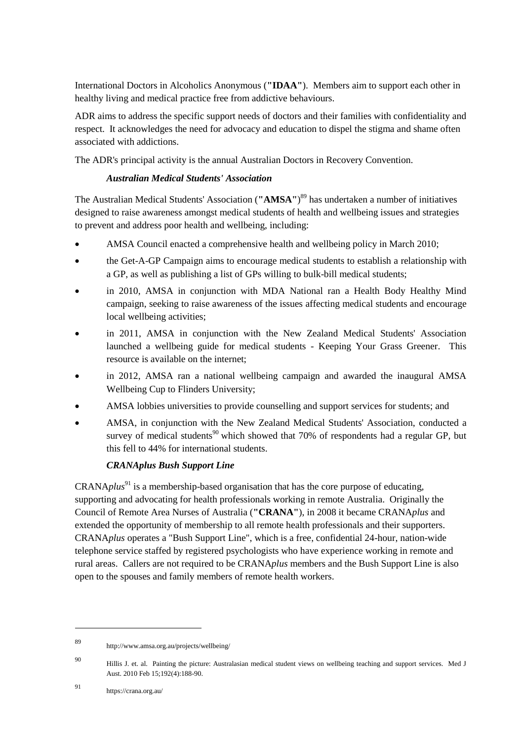International Doctors in Alcoholics Anonymous (**"IDAA"**). Members aim to support each other in healthy living and medical practice free from addictive behaviours.

ADR aims to address the specific support needs of doctors and their families with confidentiality and respect. It acknowledges the need for advocacy and education to dispel the stigma and shame often associated with addictions.

The ADR's principal activity is the annual Australian Doctors in Recovery Convention.

### *Australian Medical Students' Association*

The Australian Medical Students' Association (**"AMSA"**)[89] has undertaken a number of initiatives designed to raise awareness amongst medical students of health and wellbeing issues and strategies to prevent and address poor health and wellbeing, including:

- AMSA Council enacted a comprehensive health and wellbeing policy in March 2010;
- the Get-A-GP Campaign aims to encourage medical students to establish a relationship with a GP, as well as publishing a list of GPs willing to bulk-bill medical students;
- in 2010, AMSA in conjunction with MDA National ran a Health Body Healthy Mind campaign, seeking to raise awareness of the issues affecting medical students and encourage local wellbeing activities;
- in 2011, AMSA in conjunction with the New Zealand Medical Students' Association launched a wellbeing guide for medical students - Keeping Your Grass Greener. This resource is available on the internet;
- in 2012, AMSA ran a national wellbeing campaign and awarded the inaugural AMSA Wellbeing Cup to Flinders University;
- AMSA lobbies universities to provide counselling and support services for students; and
- AMSA, in conjunction with the New Zealand Medical Students' Association, conducted a survey of medical students[90] which showed that 70% of respondents had a regular GP, but this fell to 44% for international students.

### *CRANAplus Bush Support Line*

CRANA*plus*[91] is a membership-based organisation that has the core purpose of educating, supporting and advocating for health professionals working in remote Australia. Originally the Council of Remote Area Nurses of Australia (**"CRANA"**), in 2008 it became CRANA*plus* and extended the opportunity of membership to all remote health professionals and their supporters. CRANA*plus* operates a "Bush Support Line", which is a free, confidential 24-hour, nation-wide telephone service staffed by registered psychologists who have experience working in remote and rural areas. Callers are not required to be CRANA*plus* members and the Bush Support Line is also open to the spouses and family members of remote health workers.

---

89 http://www.amsa.org.au/projects/wellbeing/

90 Hillis J. et. al. Painting the picture: Australasian medical student views on wellbeing teaching and support services. Med J Aust. 2010 Feb 15;192(4):188-90.

91 https://crana.org.au/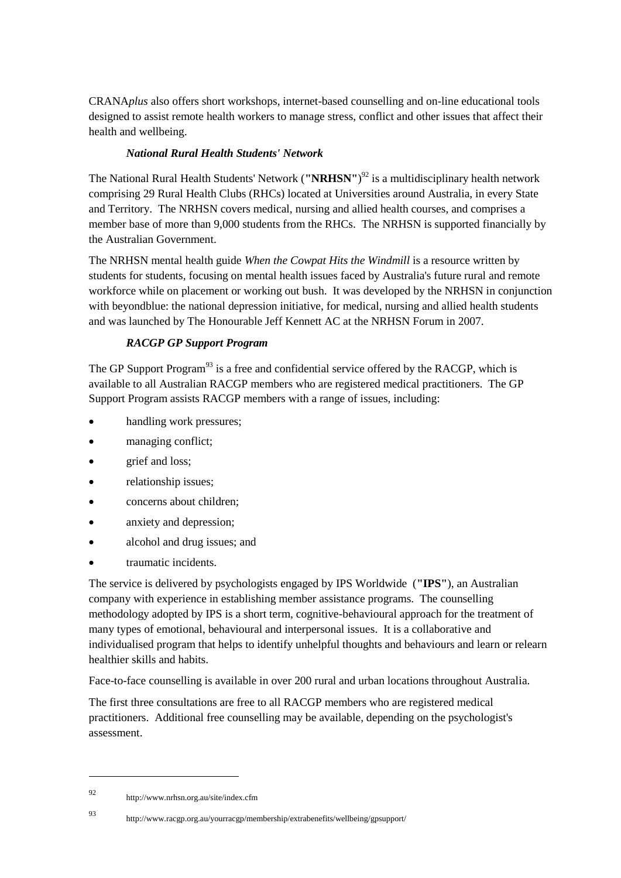CRANA*plus* also offers short workshops, internet-based counselling and on-line educational tools designed to assist remote health workers to manage stress, conflict and other issues that affect their health and wellbeing.

### *National Rural Health Students' Network*

The National Rural Health Students' Network (**"NRHSN"**)[92] is a multidisciplinary health network comprising 29 Rural Health Clubs (RHCs) located at Universities around Australia, in every State and Territory. The NRHSN covers medical, nursing and allied health courses, and comprises a member base of more than 9,000 students from the RHCs. The NRHSN is supported financially by the Australian Government.

The NRHSN mental health guide *When the Cowpat Hits the Windmill* is a resource written by students for students, focusing on mental health issues faced by Australia's future rural and remote workforce while on placement or working out bush. It was developed by the NRHSN in conjunction with beyondblue: the national depression initiative, for medical, nursing and allied health students and was launched by The Honourable Jeff Kennett AC at the NRHSN Forum in 2007.

### *RACGP GP Support Program*

The GP Support Program[93] is a free and confidential service offered by the RACGP, which is available to all Australian RACGP members who are registered medical practitioners. The GP Support Program assists RACGP members with a range of issues, including:

- handling work pressures;
- managing conflict;
- grief and loss;
- relationship issues;
- concerns about children;
- anxiety and depression;
- alcohol and drug issues; and
- traumatic incidents.

The service is delivered by psychologists engaged by IPS Worldwide (**"IPS"**), an Australian company with experience in establishing member assistance programs. The counselling methodology adopted by IPS is a short term, cognitive-behavioural approach for the treatment of many types of emotional, behavioural and interpersonal issues. It is a collaborative and individualised program that helps to identify unhelpful thoughts and behaviours and learn or relearn healthier skills and habits.

Face-to-face counselling is available in over 200 rural and urban locations throughout Australia.

The first three consultations are free to all RACGP members who are registered medical practitioners. Additional free counselling may be available, depending on the psychologist's assessment.

---

[92] http://www.nrhsn.org.au/site/index.cfm

[93] http://www.racgp.org.au/yourracgp/membership/extrabenefits/wellbeing/gpsupport/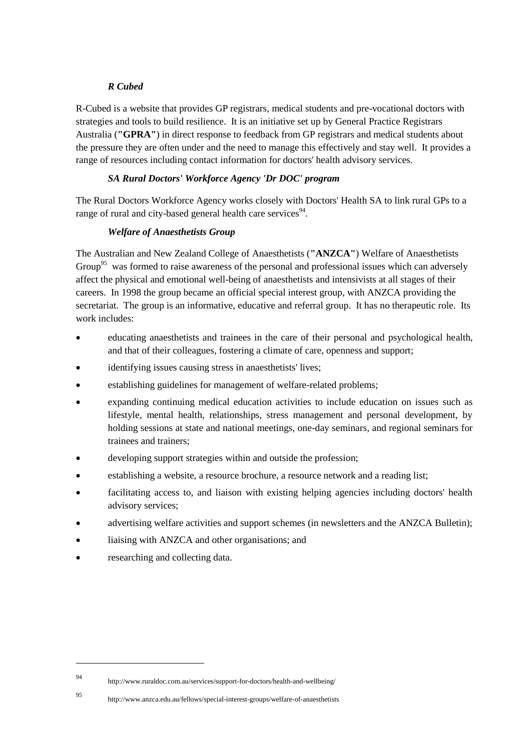### *R Cubed*

R-Cubed is a website that provides GP registrars, medical students and pre-vocational doctors with strategies and tools to build resilience. It is an initiative set up by General Practice Registrars Australia (**"GPRA"**) in direct response to feedback from GP registrars and medical students about the pressure they are often under and the need to manage this effectively and stay well. It provides a range of resources including contact information for doctors' health advisory services.

### *SA Rural Doctors' Workforce Agency 'Dr DOC' program*

The Rural Doctors Workforce Agency works closely with Doctors' Health SA to link rural GPs to a range of rural and city-based general health care services[94].

### *Welfare of Anaesthetists Group*

The Australian and New Zealand College of Anaesthetists (**"ANZCA"**) Welfare of Anaesthetists Group[95] was formed to raise awareness of the personal and professional issues which can adversely affect the physical and emotional well-being of anaesthetists and intensivists at all stages of their careers. In 1998 the group became an official special interest group, with ANZCA providing the secretariat. The group is an informative, educative and referral group. It has no therapeutic role. Its work includes:

- educating anaesthetists and trainees in the care of their personal and psychological health, and that of their colleagues, fostering a climate of care, openness and support;
- identifying issues causing stress in anaesthetists' lives;
- establishing guidelines for management of welfare-related problems;
- expanding continuing medical education activities to include education on issues such as lifestyle, mental health, relationships, stress management and personal development, by holding sessions at state and national meetings, one-day seminars, and regional seminars for trainees and trainers;
- developing support strategies within and outside the profession;
- establishing a website, a resource brochure, a resource network and a reading list;
- facilitating access to, and liaison with existing helping agencies including doctors' health advisory services;
- advertising welfare activities and support schemes (in newsletters and the ANZCA Bulletin);
- liaising with ANZCA and other organisations; and
- researching and collecting data.

---

[94] http://www.ruraldoc.com.au/services/support-for-doctors/health-and-wellbeing/

[95] http://www.anzca.edu.au/fellows/special-interest-groups/welfare-of-anaesthetists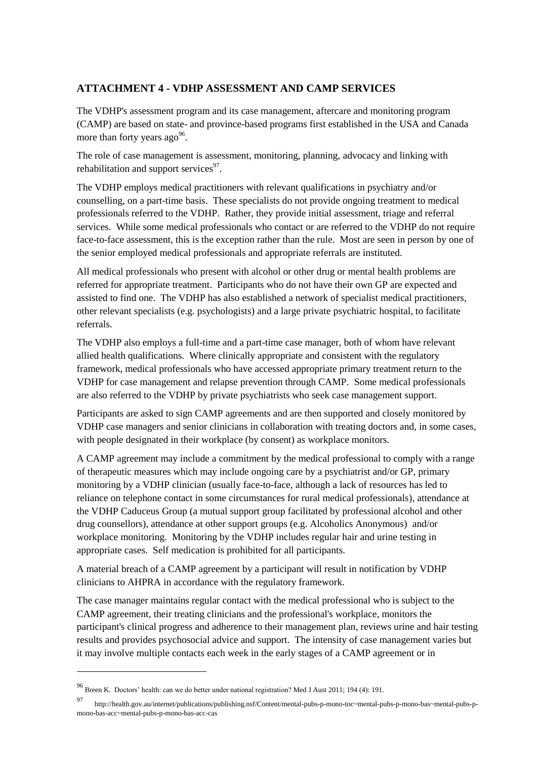## ATTACHMENT 4 - VDHP ASSESSMENT AND CAMP SERVICES

The VDHP's assessment program and its case management, aftercare and monitoring program (CAMP) are based on state- and province-based programs first established in the USA and Canada more than forty years ago[96].

The role of case management is assessment, monitoring, planning, advocacy and linking with rehabilitation and support services[97].

The VDHP employs medical practitioners with relevant qualifications in psychiatry and/or counselling, on a part-time basis. These specialists do not provide ongoing treatment to medical professionals referred to the VDHP. Rather, they provide initial assessment, triage and referral services. While some medical professionals who contact or are referred to the VDHP do not require face-to-face assessment, this is the exception rather than the rule. Most are seen in person by one of the senior employed medical professionals and appropriate referrals are instituted.

All medical professionals who present with alcohol or other drug or mental health problems are referred for appropriate treatment. Participants who do not have their own GP are expected and assisted to find one. The VDHP has also established a network of specialist medical practitioners, other relevant specialists (e.g. psychologists) and a large private psychiatric hospital, to facilitate referrals.

The VDHP also employs a full-time and a part-time case manager, both of whom have relevant allied health qualifications. Where clinically appropriate and consistent with the regulatory framework, medical professionals who have accessed appropriate primary treatment return to the VDHP for case management and relapse prevention through CAMP. Some medical professionals are also referred to the VDHP by private psychiatrists who seek case management support.

Participants are asked to sign CAMP agreements and are then supported and closely monitored by VDHP case managers and senior clinicians in collaboration with treating doctors and, in some cases, with people designated in their workplace (by consent) as workplace monitors.

A CAMP agreement may include a commitment by the medical professional to comply with a range of therapeutic measures which may include ongoing care by a psychiatrist and/or GP, primary monitoring by a VDHP clinician (usually face-to-face, although a lack of resources has led to reliance on telephone contact in some circumstances for rural medical professionals), attendance at the VDHP Caduceus Group (a mutual support group facilitated by professional alcohol and other drug counsellors), attendance at other support groups (e.g. Alcoholics Anonymous) and/or workplace monitoring. Monitoring by the VDHP includes regular hair and urine testing in appropriate cases. Self medication is prohibited for all participants.

A material breach of a CAMP agreement by a participant will result in notification by VDHP clinicians to AHPRA in accordance with the regulatory framework.

The case manager maintains regular contact with the medical professional who is subject to the CAMP agreement, their treating clinicians and the professional's workplace, monitors the participant's clinical progress and adherence to their management plan, reviews urine and hair testing results and provides psychosocial advice and support. The intensity of case management varies but it may involve multiple contacts each week in the early stages of a CAMP agreement or in

---

[96] Breen K. Doctors' health: can we do better under national registration? Med J Aust 2011; 194 (4): 191.

[97] http://health.gov.au/internet/publications/publishing.nsf/Content/mental-pubs-p-mono-toc~mental-pubs-p-mono-bas~mental-pubs-p-mono-bas-acc~mental-pubs-p-mono-bas-acc-cas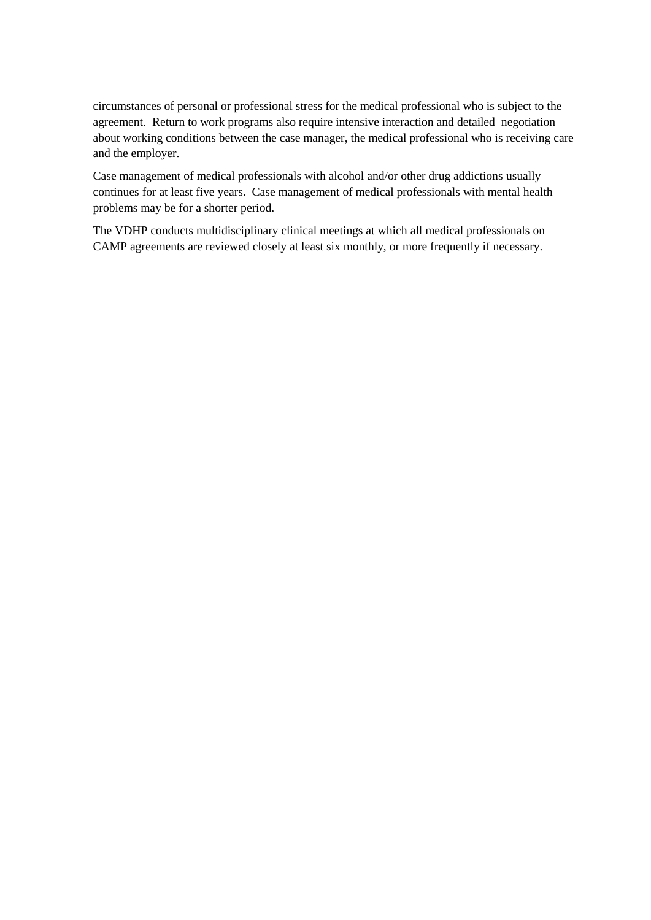circumstances of personal or professional stress for the medical professional who is subject to the agreement. Return to work programs also require intensive interaction and detailed negotiation about working conditions between the case manager, the medical professional who is receiving care and the employer.

Case management of medical professionals with alcohol and/or other drug addictions usually continues for at least five years. Case management of medical professionals with mental health problems may be for a shorter period.

The VDHP conducts multidisciplinary clinical meetings at which all medical professionals on CAMP agreements are reviewed closely at least six monthly, or more frequently if necessary.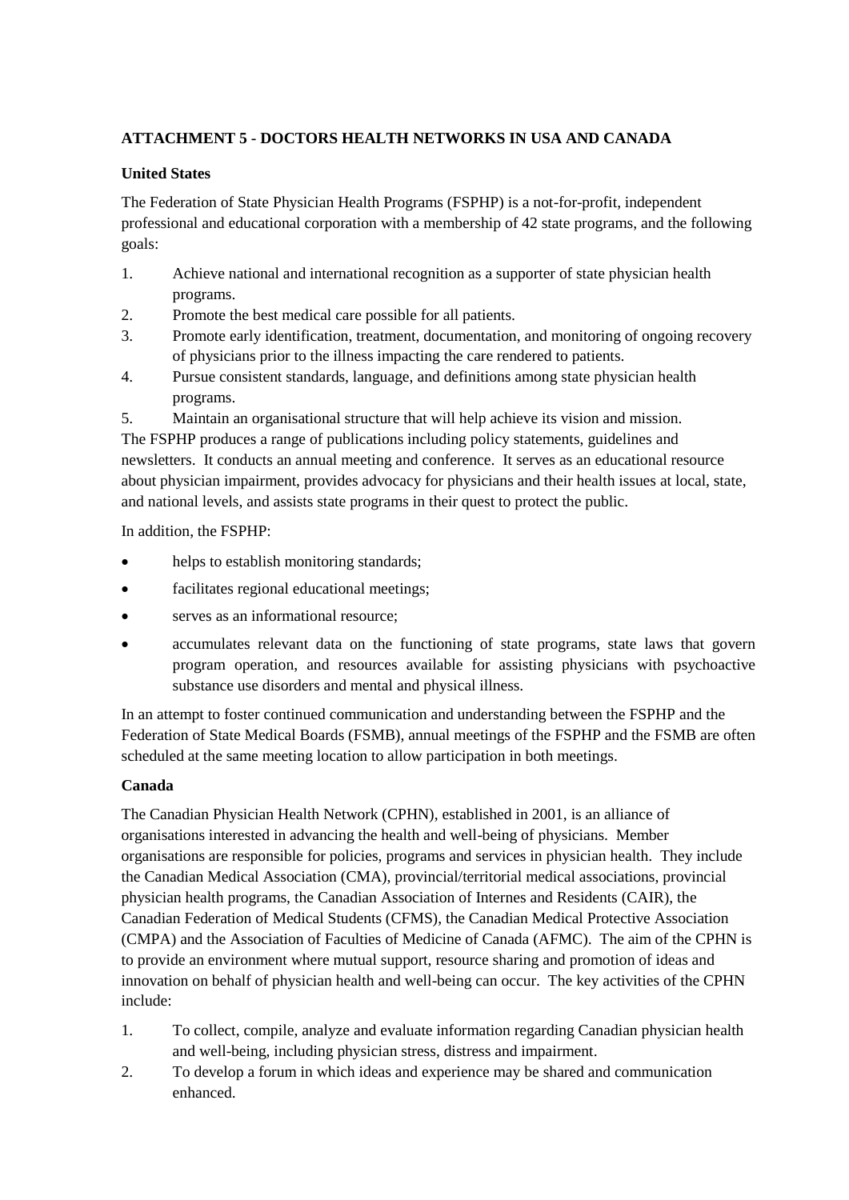**ATTACHMENT 5 - DOCTORS HEALTH NETWORKS IN USA AND CANADA**

**United States**

The Federation of State Physician Health Programs (FSPHP) is a not-for-profit, independent professional and educational corporation with a membership of 42 state programs, and the following goals:

1. Achieve national and international recognition as a supporter of state physician health programs.
2. Promote the best medical care possible for all patients.
3. Promote early identification, treatment, documentation, and monitoring of ongoing recovery of physicians prior to the illness impacting the care rendered to patients.
4. Pursue consistent standards, language, and definitions among state physician health programs.
5. Maintain an organisational structure that will help achieve its vision and mission.

The FSPHP produces a range of publications including policy statements, guidelines and newsletters. It conducts an annual meeting and conference. It serves as an educational resource about physician impairment, provides advocacy for physicians and their health issues at local, state, and national levels, and assists state programs in their quest to protect the public.

In addition, the FSPHP:

- helps to establish monitoring standards;
- facilitates regional educational meetings;
- serves as an informational resource;
- accumulates relevant data on the functioning of state programs, state laws that govern program operation, and resources available for assisting physicians with psychoactive substance use disorders and mental and physical illness.

In an attempt to foster continued communication and understanding between the FSPHP and the Federation of State Medical Boards (FSMB), annual meetings of the FSPHP and the FSMB are often scheduled at the same meeting location to allow participation in both meetings.

**Canada**

The Canadian Physician Health Network (CPHN), established in 2001, is an alliance of organisations interested in advancing the health and well-being of physicians. Member organisations are responsible for policies, programs and services in physician health. They include the Canadian Medical Association (CMA), provincial/territorial medical associations, provincial physician health programs, the Canadian Association of Internes and Residents (CAIR), the Canadian Federation of Medical Students (CFMS), the Canadian Medical Protective Association (CMPA) and the Association of Faculties of Medicine of Canada (AFMC). The aim of the CPHN is to provide an environment where mutual support, resource sharing and promotion of ideas and innovation on behalf of physician health and well-being can occur. The key activities of the CPHN include:

1. To collect, compile, analyze and evaluate information regarding Canadian physician health and well-being, including physician stress, distress and impairment.
2. To develop a forum in which ideas and experience may be shared and communication enhanced.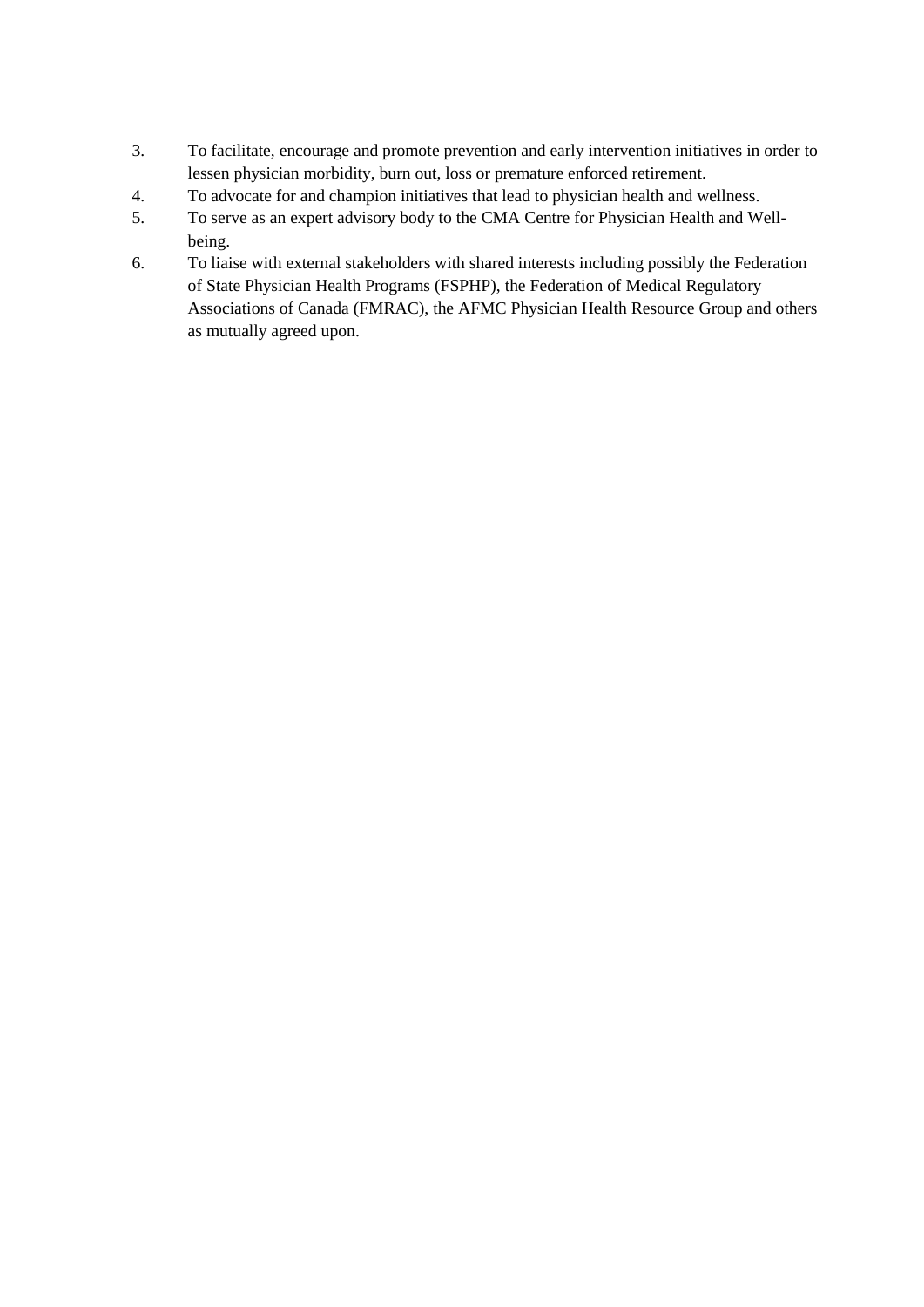3. To facilitate, encourage and promote prevention and early intervention initiatives in order to lessen physician morbidity, burn out, loss or premature enforced retirement.
4. To advocate for and champion initiatives that lead to physician health and wellness.
5. To serve as an expert advisory body to the CMA Centre for Physician Health and Well-being.
6. To liaise with external stakeholders with shared interests including possibly the Federation of State Physician Health Programs (FSPHP), the Federation of Medical Regulatory Associations of Canada (FMRAC), the AFMC Physician Health Resource Group and others as mutually agreed upon.